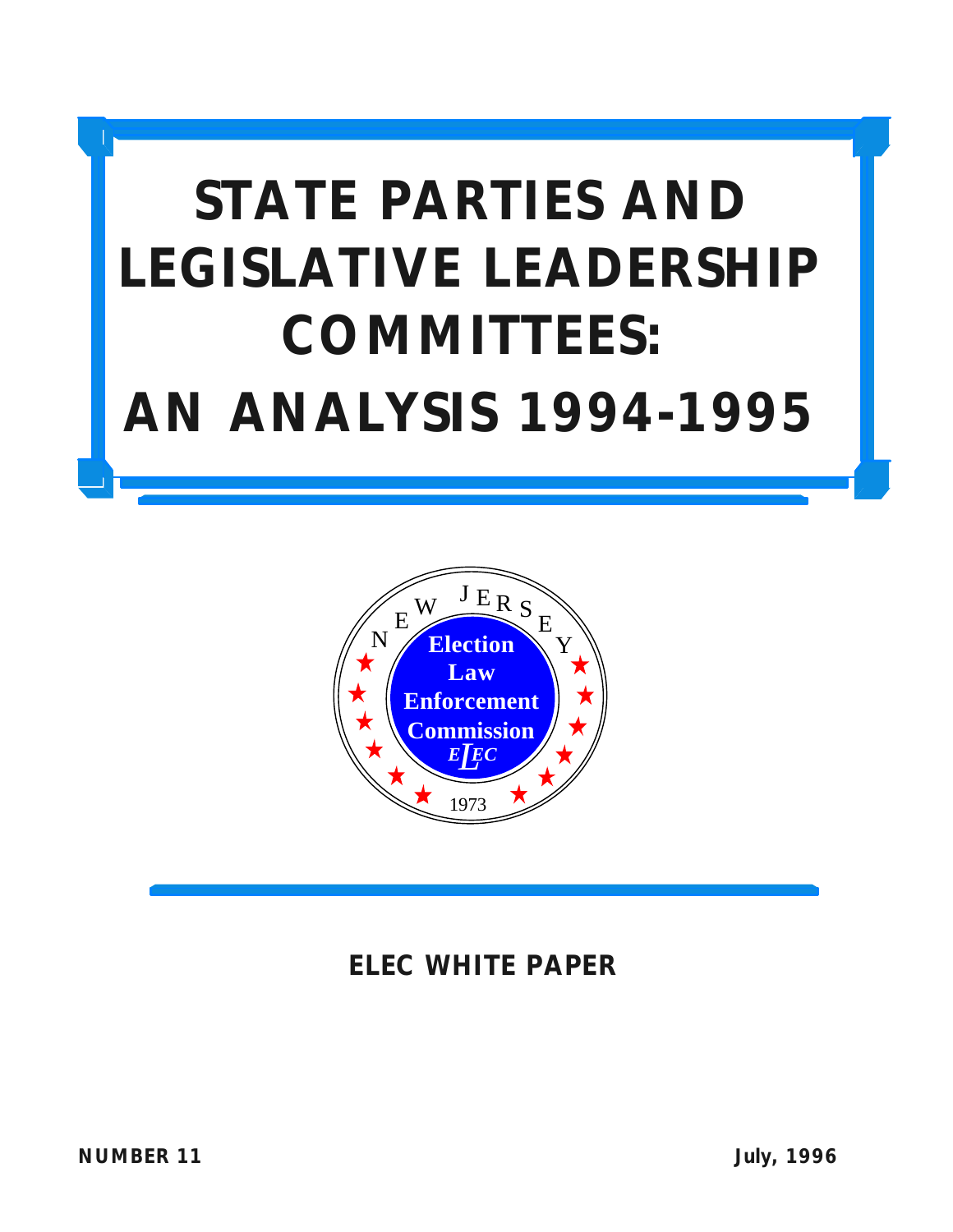# STATE PARTIES AND LEGISLATIVE LEADERSHIP COMMITTEES: AN ANALYSIS 1994-1995

NEW JERSEY
Election Law Enforcement Commission
ELEC
1973

**ELEC WHITE PAPER**

**NUMBER 11**

**July, 1996**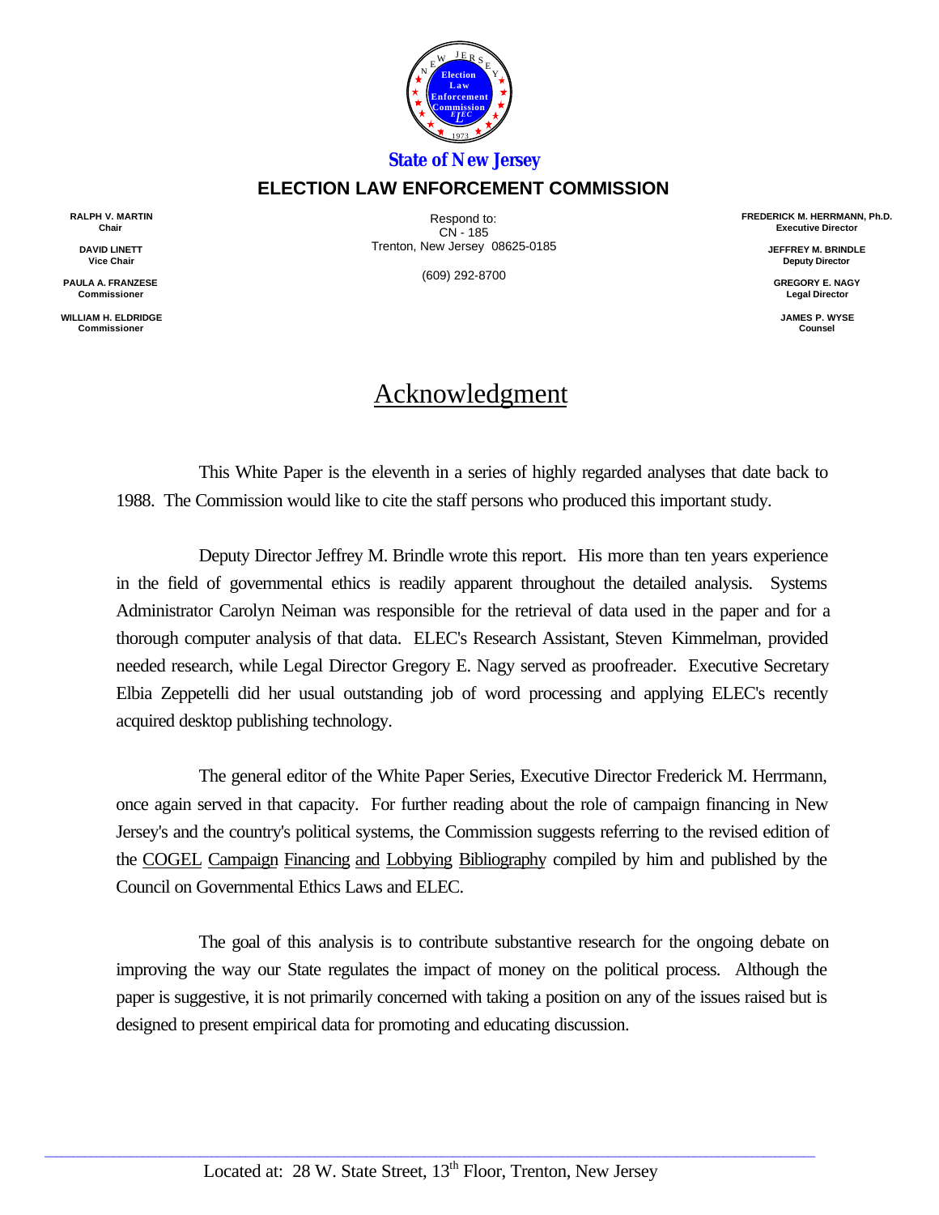State of New Jersey

**ELECTION LAW ENFORCEMENT COMMISSION**

**RALPH V. MARTIN**
**Chair**

**DAVID LINETT**
**Vice Chair**

**PAULA A. FRANZESE**
**Commissioner**

**WILLIAM H. ELDRIDGE**
**Commissioner**

Respond to:
CN - 185
Trenton, New Jersey 08625-0185

(609) 292-8700

**FREDERICK M. HERRMANN, Ph.D.**
**Executive Director**

**JEFFREY M. BRINDLE**
**Deputy Director**

**GREGORY E. NAGY**
**Legal Director**

**JAMES P. WYSE**
**Counsel**

# Acknowledgment

This White Paper is the eleventh in a series of highly regarded analyses that date back to 1988. The Commission would like to cite the staff persons who produced this important study.

Deputy Director Jeffrey M. Brindle wrote this report. His more than ten years experience in the field of governmental ethics is readily apparent throughout the detailed analysis. Systems Administrator Carolyn Neiman was responsible for the retrieval of data used in the paper and for a thorough computer analysis of that data. ELEC's Research Assistant, Steven Kimmelman, provided needed research, while Legal Director Gregory E. Nagy served as proofreader. Executive Secretary Elbia Zeppetelli did her usual outstanding job of word processing and applying ELEC's recently acquired desktop publishing technology.

The general editor of the White Paper Series, Executive Director Frederick M. Herrmann, once again served in that capacity. For further reading about the role of campaign financing in New Jersey's and the country's political systems, the Commission suggests referring to the revised edition of the COGEL Campaign Financing and Lobbying Bibliography compiled by him and published by the Council on Governmental Ethics Laws and ELEC.

The goal of this analysis is to contribute substantive research for the ongoing debate on improving the way our State regulates the impact of money on the political process. Although the paper is suggestive, it is not primarily concerned with taking a position on any of the issues raised but is designed to present empirical data for promoting and educating discussion.

Located at: 28 W. State Street, 13th Floor, Trenton, New Jersey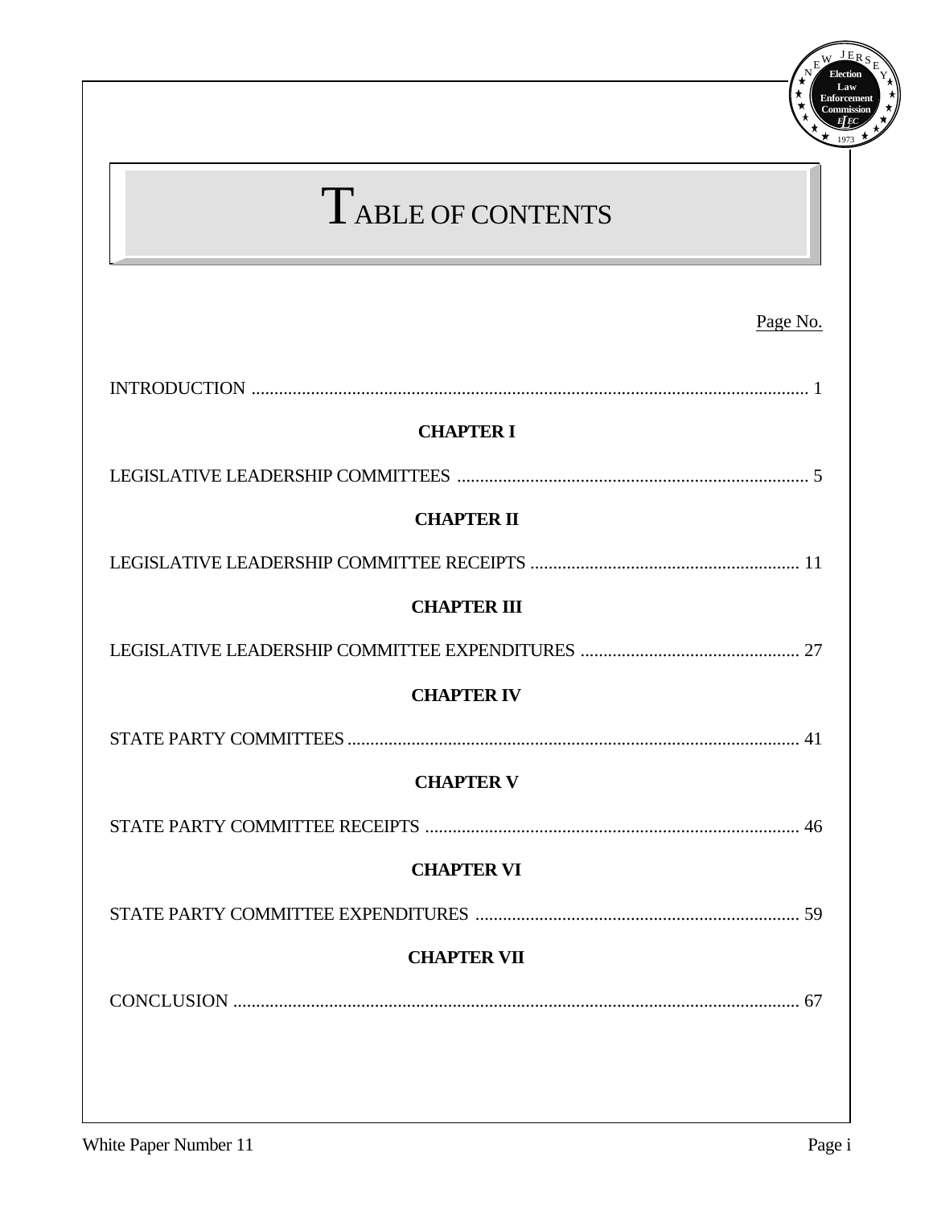# TABLE OF CONTENTS

Page No.

INTRODUCTION .......................................................................................................................... 1

**CHAPTER I**

LEGISLATIVE LEADERSHIP COMMITTEES ............................................................................. 5

**CHAPTER II**

LEGISLATIVE LEADERSHIP COMMITTEE RECEIPTS ........................................................... 11

**CHAPTER III**

LEGISLATIVE LEADERSHIP COMMITTEE EXPENDITURES ................................................ 27

**CHAPTER IV**

STATE PARTY COMMITTEES .................................................................................................. 41

**CHAPTER V**

STATE PARTY COMMITTEE RECEIPTS .................................................................................. 46

**CHAPTER VI**

STATE PARTY COMMITTEE EXPENDITURES ....................................................................... 59

**CHAPTER VII**

CONCLUSION ............................................................................................................................. 67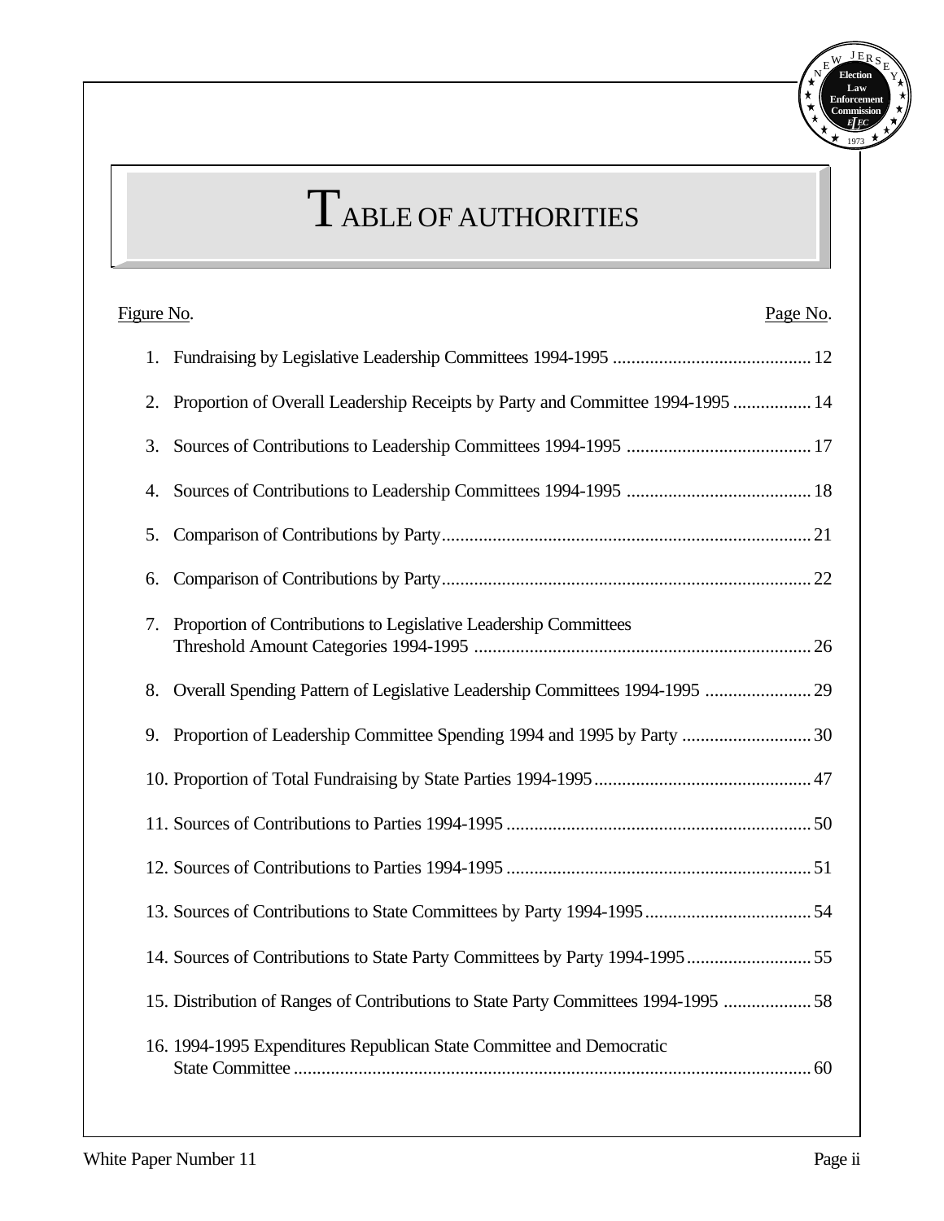# TABLE OF AUTHORITIES

| Figure No. | Page No. |
|---|---|
| 1. Fundraising by Legislative Leadership Committees 1994-1995 | 12 |
| 2. Proportion of Overall Leadership Receipts by Party and Committee 1994-1995 | 14 |
| 3. Sources of Contributions to Leadership Committees 1994-1995 | 17 |
| 4. Sources of Contributions to Leadership Committees 1994-1995 | 18 |
| 5. Comparison of Contributions by Party | 21 |
| 6. Comparison of Contributions by Party | 22 |
| 7. Proportion of Contributions to Legislative Leadership Committees Threshold Amount Categories 1994-1995 | 26 |
| 8. Overall Spending Pattern of Legislative Leadership Committees 1994-1995 | 29 |
| 9. Proportion of Leadership Committee Spending 1994 and 1995 by Party | 30 |
| 10. Proportion of Total Fundraising by State Parties 1994-1995 | 47 |
| 11. Sources of Contributions to Parties 1994-1995 | 50 |
| 12. Sources of Contributions to Parties 1994-1995 | 51 |
| 13. Sources of Contributions to State Committees by Party 1994-1995 | 54 |
| 14. Sources of Contributions to State Party Committees by Party 1994-1995 | 55 |
| 15. Distribution of Ranges of Contributions to State Party Committees 1994-1995 | 58 |
| 16. 1994-1995 Expenditures Republican State Committee and Democratic State Committee | 60 |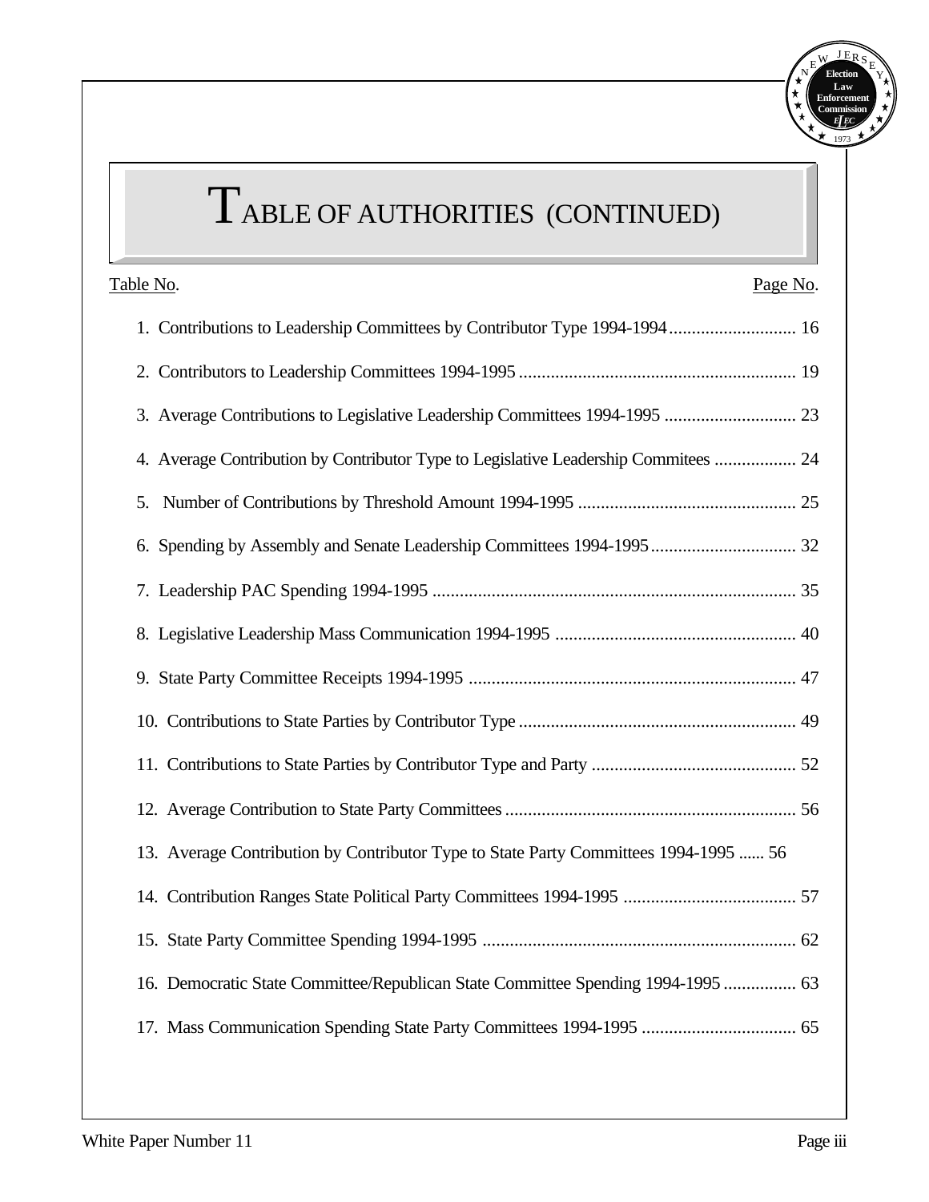# TABLE OF AUTHORITIES (CONTINUED)

| Table No. | Page No. |
|---|---|
| 1. Contributions to Leadership Committees by Contributor Type 1994-1994 | 16 |
| 2. Contributors to Leadership Committees 1994-1995 | 19 |
| 3. Average Contributions to Legislative Leadership Committees 1994-1995 | 23 |
| 4. Average Contribution by Contributor Type to Legislative Leadership Commitees | 24 |
| 5. Number of Contributions by Threshold Amount 1994-1995 | 25 |
| 6. Spending by Assembly and Senate Leadership Committees 1994-1995 | 32 |
| 7. Leadership PAC Spending 1994-1995 | 35 |
| 8. Legislative Leadership Mass Communication 1994-1995 | 40 |
| 9. State Party Committee Receipts 1994-1995 | 47 |
| 10. Contributions to State Parties by Contributor Type | 49 |
| 11. Contributions to State Parties by Contributor Type and Party | 52 |
| 12. Average Contribution to State Party Committees | 56 |
| 13. Average Contribution by Contributor Type to State Party Committees 1994-1995 | 56 |
| 14. Contribution Ranges State Political Party Committees 1994-1995 | 57 |
| 15. State Party Committee Spending 1994-1995 | 62 |
| 16. Democratic State Committee/Republican State Committee Spending 1994-1995 | 63 |
| 17. Mass Communication Spending State Party Committees 1994-1995 | 65 |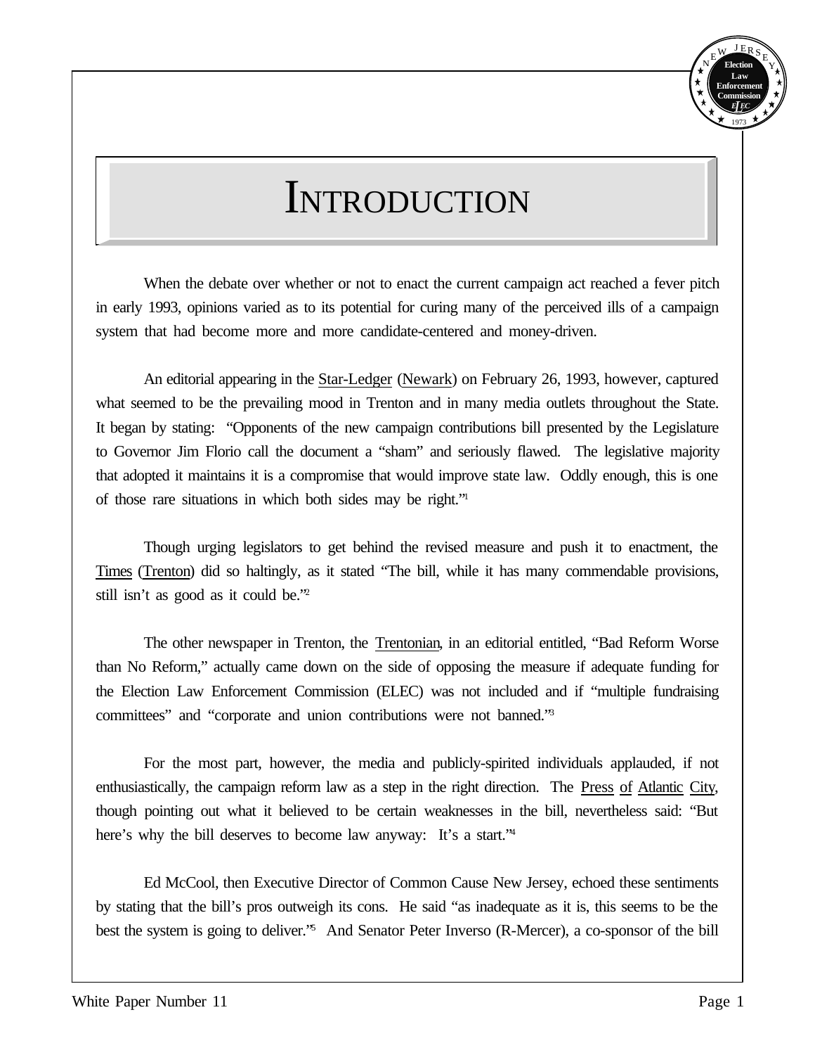# INTRODUCTION

When the debate over whether or not to enact the current campaign act reached a fever pitch in early 1993, opinions varied as to its potential for curing many of the perceived ills of a campaign system that had become more and more candidate-centered and money-driven.

An editorial appearing in the Star-Ledger (Newark) on February 26, 1993, however, captured what seemed to be the prevailing mood in Trenton and in many media outlets throughout the State. It began by stating: "Opponents of the new campaign contributions bill presented by the Legislature to Governor Jim Florio call the document a "sham" and seriously flawed. The legislative majority that adopted it maintains it is a compromise that would improve state law. Oddly enough, this is one of those rare situations in which both sides may be right."[1]

Though urging legislators to get behind the revised measure and push it to enactment, the Times (Trenton) did so haltingly, as it stated "The bill, while it has many commendable provisions, still isn't as good as it could be."[2]

The other newspaper in Trenton, the Trentonian, in an editorial entitled, "Bad Reform Worse than No Reform," actually came down on the side of opposing the measure if adequate funding for the Election Law Enforcement Commission (ELEC) was not included and if "multiple fundraising committees" and "corporate and union contributions were not banned."[3]

For the most part, however, the media and publicly-spirited individuals applauded, if not enthusiastically, the campaign reform law as a step in the right direction. The Press of Atlantic City, though pointing out what it believed to be certain weaknesses in the bill, nevertheless said: "But here's why the bill deserves to become law anyway: It's a start."[4]

Ed McCool, then Executive Director of Common Cause New Jersey, echoed these sentiments by stating that the bill's pros outweigh its cons. He said "as inadequate as it is, this seems to be the best the system is going to deliver."[5] And Senator Peter Inverso (R-Mercer), a co-sponsor of the bill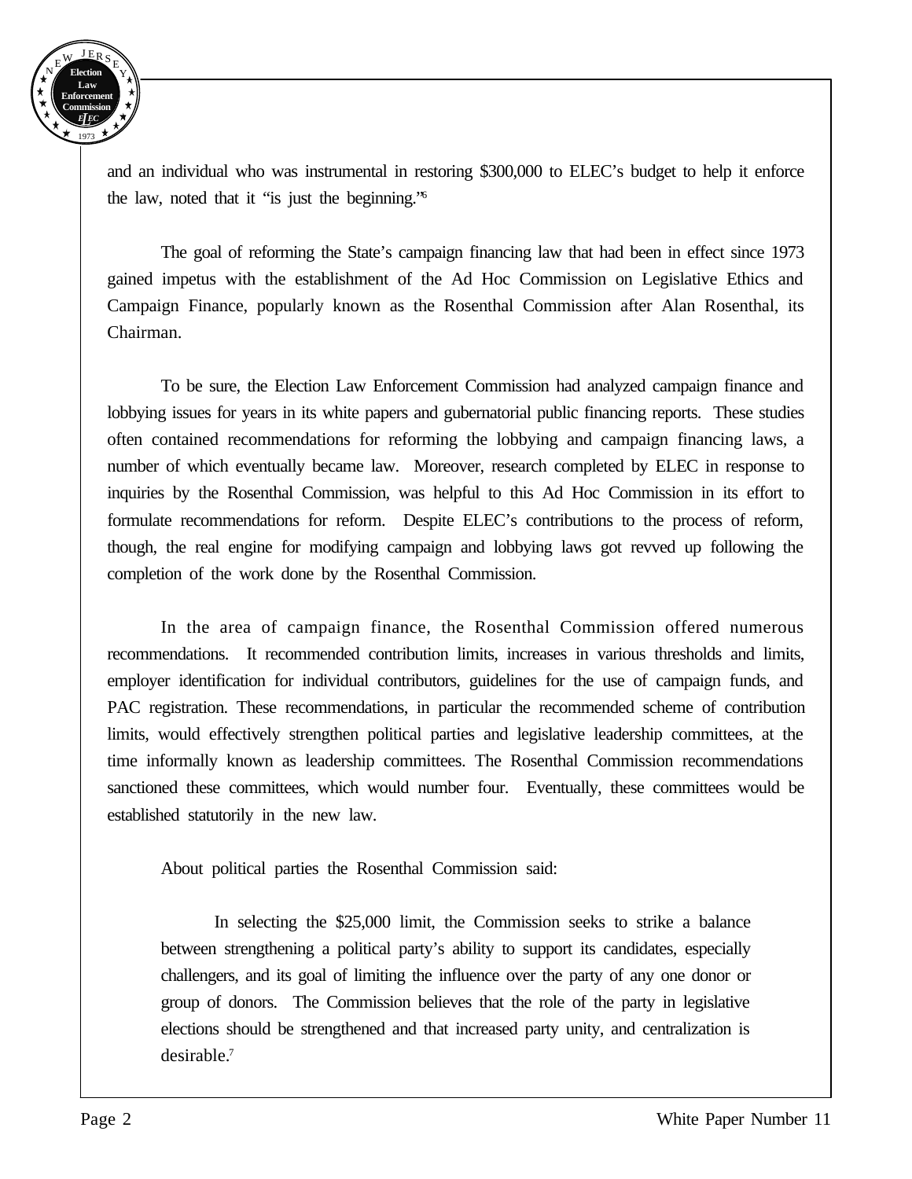and an individual who was instrumental in restoring $300,000 to ELEC's budget to help it enforce the law, noted that it "is just the beginning."[6]

The goal of reforming the State's campaign financing law that had been in effect since 1973 gained impetus with the establishment of the Ad Hoc Commission on Legislative Ethics and Campaign Finance, popularly known as the Rosenthal Commission after Alan Rosenthal, its Chairman.

To be sure, the Election Law Enforcement Commission had analyzed campaign finance and lobbying issues for years in its white papers and gubernatorial public financing reports. These studies often contained recommendations for reforming the lobbying and campaign financing laws, a number of which eventually became law. Moreover, research completed by ELEC in response to inquiries by the Rosenthal Commission, was helpful to this Ad Hoc Commission in its effort to formulate recommendations for reform. Despite ELEC's contributions to the process of reform, though, the real engine for modifying campaign and lobbying laws got revved up following the completion of the work done by the Rosenthal Commission.

In the area of campaign finance, the Rosenthal Commission offered numerous recommendations. It recommended contribution limits, increases in various thresholds and limits, employer identification for individual contributors, guidelines for the use of campaign funds, and PAC registration. These recommendations, in particular the recommended scheme of contribution limits, would effectively strengthen political parties and legislative leadership committees, at the time informally known as leadership committees. The Rosenthal Commission recommendations sanctioned these committees, which would number four. Eventually, these committees would be established statutorily in the new law.

About political parties the Rosenthal Commission said:

> In selecting the $25,000 limit, the Commission seeks to strike a balance between strengthening a political party's ability to support its candidates, especially challengers, and its goal of limiting the influence over the party of any one donor or group of donors. The Commission believes that the role of the party in legislative elections should be strengthened and that increased party unity, and centralization is desirable.[7]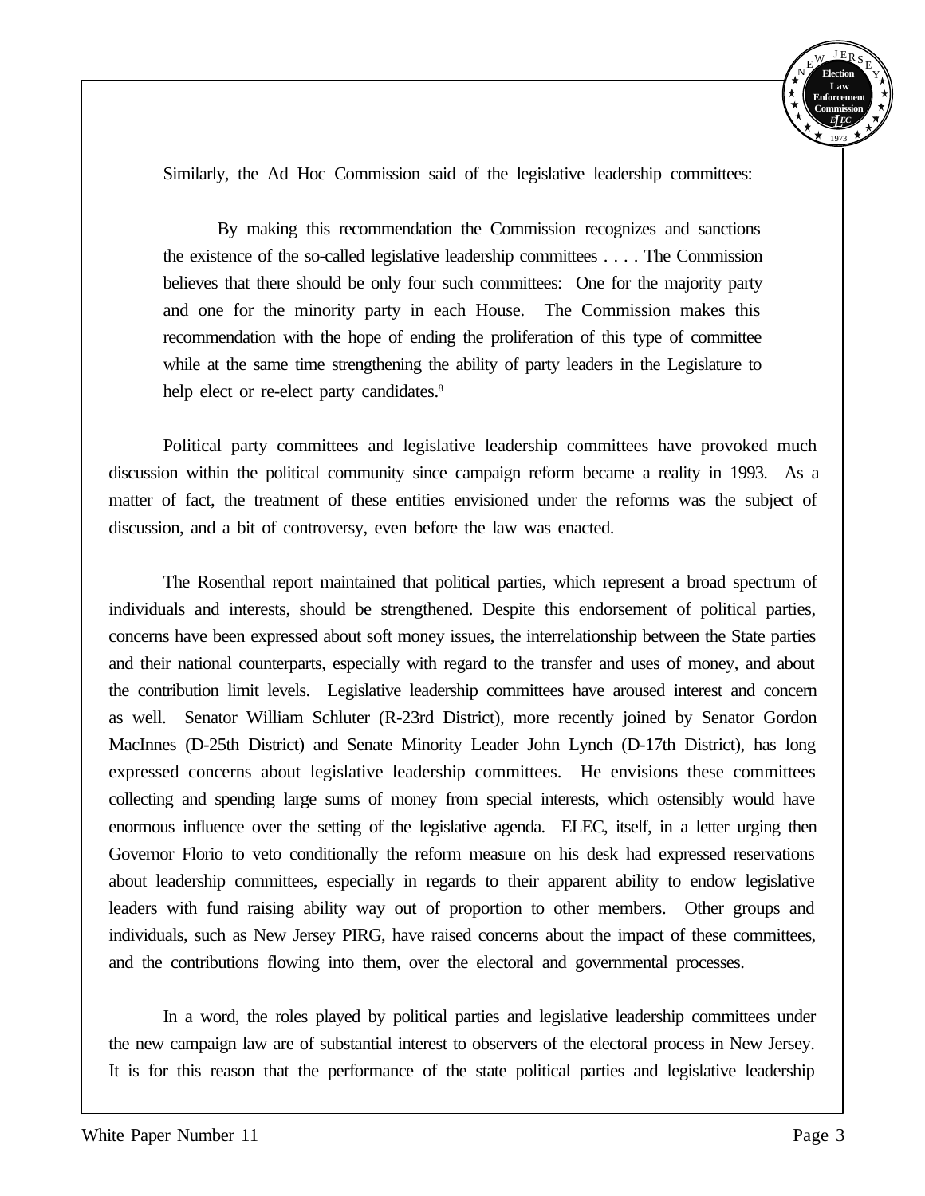Similarly, the Ad Hoc Commission said of the legislative leadership committees:

> By making this recommendation the Commission recognizes and sanctions the existence of the so-called legislative leadership committees . . . . The Commission believes that there should be only four such committees: One for the majority party and one for the minority party in each House. The Commission makes this recommendation with the hope of ending the proliferation of this type of committee while at the same time strengthening the ability of party leaders in the Legislature to help elect or re-elect party candidates.[8]

Political party committees and legislative leadership committees have provoked much discussion within the political community since campaign reform became a reality in 1993. As a matter of fact, the treatment of these entities envisioned under the reforms was the subject of discussion, and a bit of controversy, even before the law was enacted.

The Rosenthal report maintained that political parties, which represent a broad spectrum of individuals and interests, should be strengthened. Despite this endorsement of political parties, concerns have been expressed about soft money issues, the interrelationship between the State parties and their national counterparts, especially with regard to the transfer and uses of money, and about the contribution limit levels. Legislative leadership committees have aroused interest and concern as well. Senator William Schluter (R-23rd District), more recently joined by Senator Gordon MacInnes (D-25th District) and Senate Minority Leader John Lynch (D-17th District), has long expressed concerns about legislative leadership committees. He envisions these committees collecting and spending large sums of money from special interests, which ostensibly would have enormous influence over the setting of the legislative agenda. ELEC, itself, in a letter urging then Governor Florio to veto conditionally the reform measure on his desk had expressed reservations about leadership committees, especially in regards to their apparent ability to endow legislative leaders with fund raising ability way out of proportion to other members. Other groups and individuals, such as New Jersey PIRG, have raised concerns about the impact of these committees, and the contributions flowing into them, over the electoral and governmental processes.

In a word, the roles played by political parties and legislative leadership committees under the new campaign law are of substantial interest to observers of the electoral process in New Jersey. It is for this reason that the performance of the state political parties and legislative leadership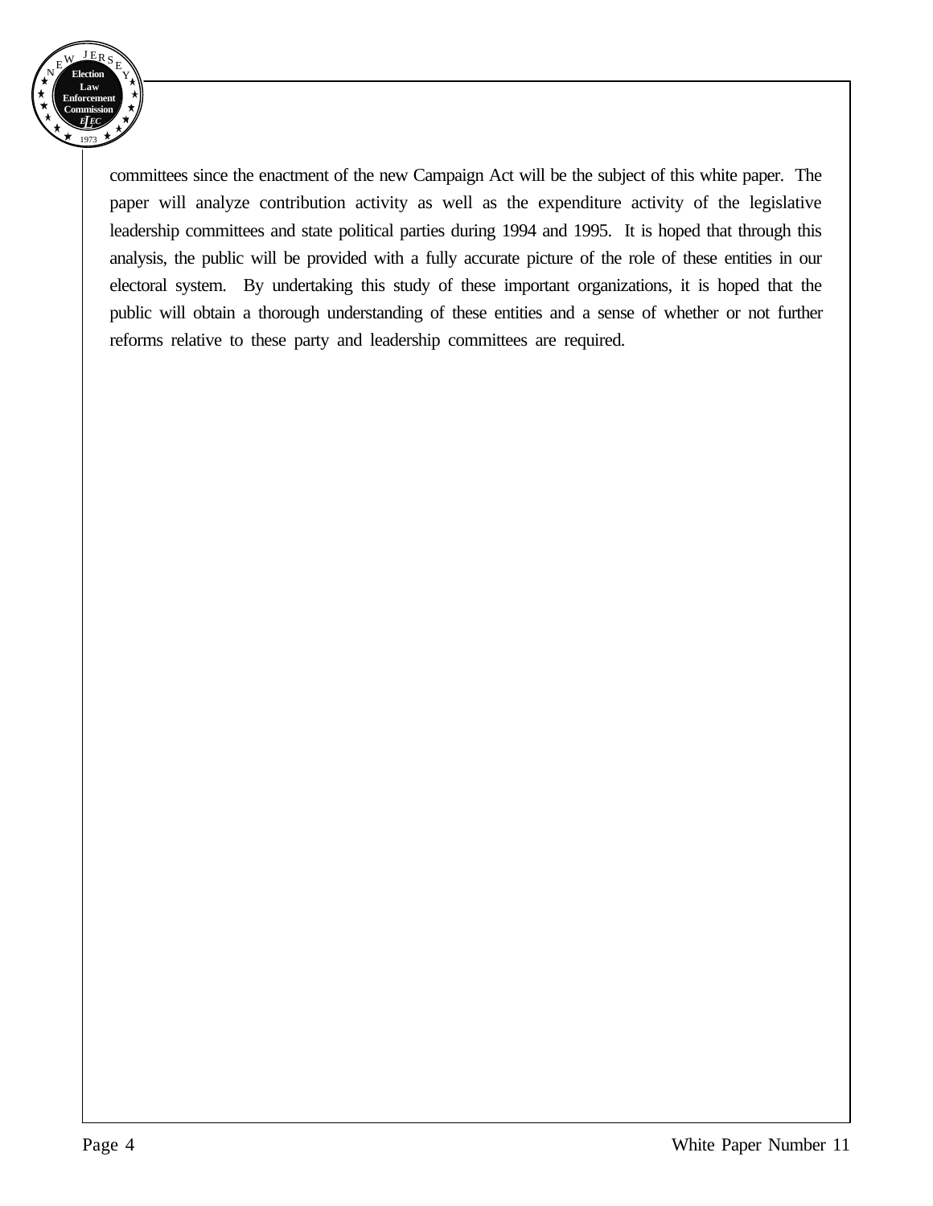committees since the enactment of the new Campaign Act will be the subject of this white paper. The paper will analyze contribution activity as well as the expenditure activity of the legislative leadership committees and state political parties during 1994 and 1995. It is hoped that through this analysis, the public will be provided with a fully accurate picture of the role of these entities in our electoral system. By undertaking this study of these important organizations, it is hoped that the public will obtain a thorough understanding of these entities and a sense of whether or not further reforms relative to these party and leadership committees are required.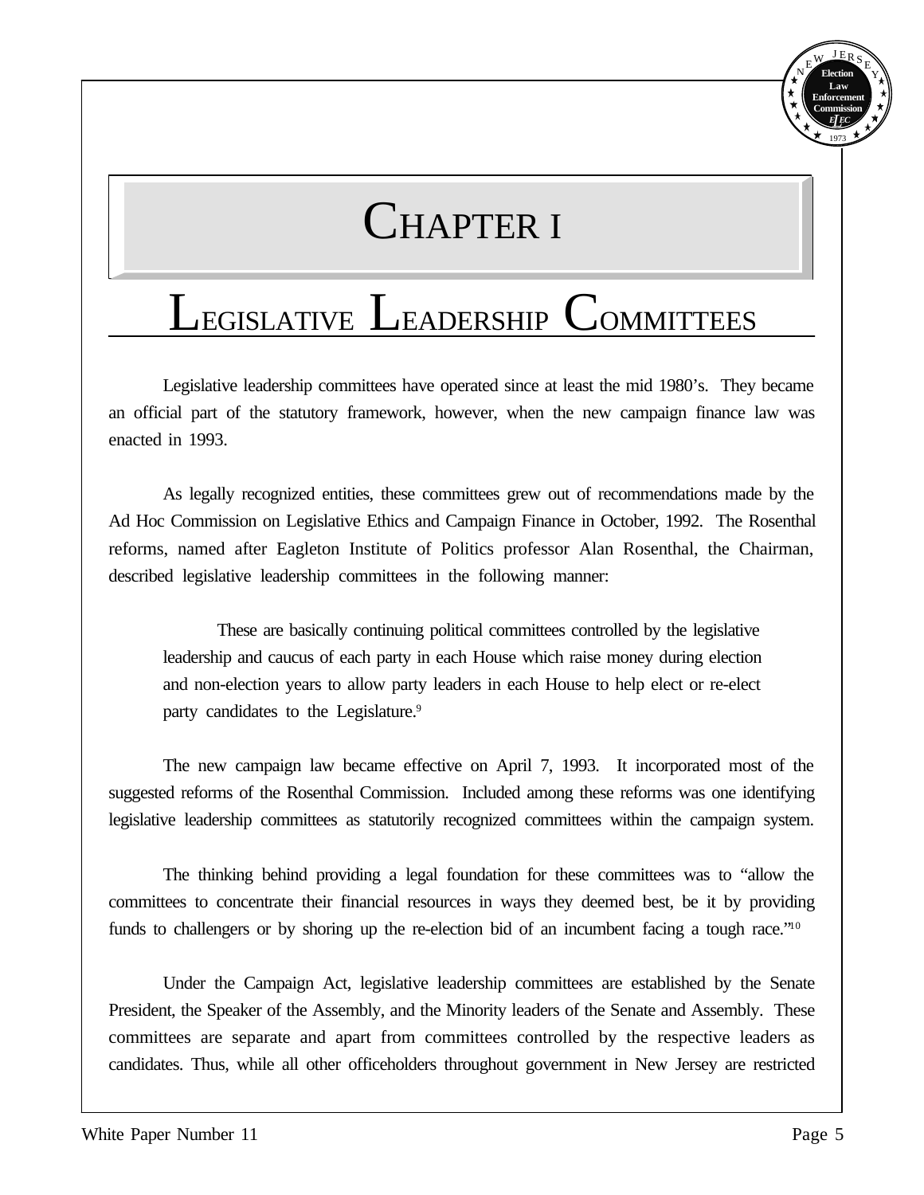# Chapter I

## Legislative Leadership Committees

Legislative leadership committees have operated since at least the mid 1980's. They became an official part of the statutory framework, however, when the new campaign finance law was enacted in 1993.

As legally recognized entities, these committees grew out of recommendations made by the Ad Hoc Commission on Legislative Ethics and Campaign Finance in October, 1992. The Rosenthal reforms, named after Eagleton Institute of Politics professor Alan Rosenthal, the Chairman, described legislative leadership committees in the following manner:

> These are basically continuing political committees controlled by the legislative leadership and caucus of each party in each House which raise money during election and non-election years to allow party leaders in each House to help elect or re-elect party candidates to the Legislature.[9]

The new campaign law became effective on April 7, 1993. It incorporated most of the suggested reforms of the Rosenthal Commission. Included among these reforms was one identifying legislative leadership committees as statutorily recognized committees within the campaign system.

The thinking behind providing a legal foundation for these committees was to "allow the committees to concentrate their financial resources in ways they deemed best, be it by providing funds to challengers or by shoring up the re-election bid of an incumbent facing a tough race."[10]

Under the Campaign Act, legislative leadership committees are established by the Senate President, the Speaker of the Assembly, and the Minority leaders of the Senate and Assembly. These committees are separate and apart from committees controlled by the respective leaders as candidates. Thus, while all other officeholders throughout government in New Jersey are restricted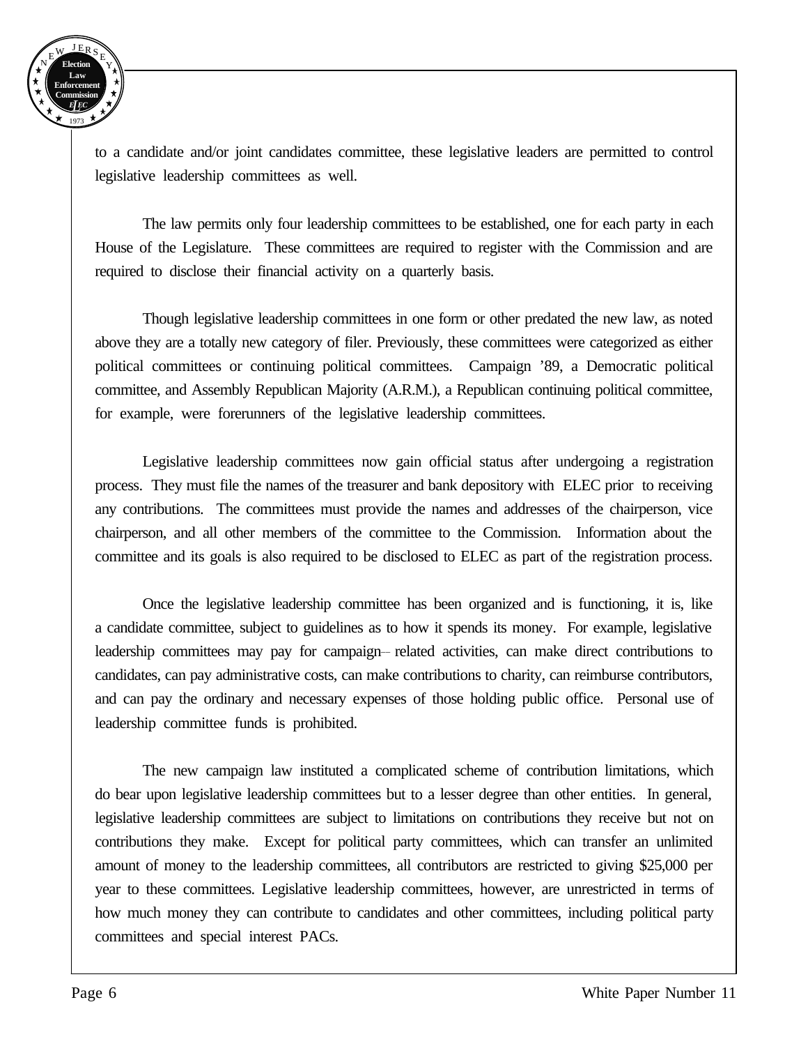to a candidate and/or joint candidates committee, these legislative leaders are permitted to control legislative leadership committees as well.

The law permits only four leadership committees to be established, one for each party in each House of the Legislature. These committees are required to register with the Commission and are required to disclose their financial activity on a quarterly basis.

Though legislative leadership committees in one form or other predated the new law, as noted above they are a totally new category of filer. Previously, these committees were categorized as either political committees or continuing political committees. Campaign '89, a Democratic political committee, and Assembly Republican Majority (A.R.M.), a Republican continuing political committee, for example, were forerunners of the legislative leadership committees.

Legislative leadership committees now gain official status after undergoing a registration process. They must file the names of the treasurer and bank depository with ELEC prior to receiving any contributions. The committees must provide the names and addresses of the chairperson, vice chairperson, and all other members of the committee to the Commission. Information about the committee and its goals is also required to be disclosed to ELEC as part of the registration process.

Once the legislative leadership committee has been organized and is functioning, it is, like a candidate committee, subject to guidelines as to how it spends its money. For example, legislative leadership committees may pay for campaign– related activities, can make direct contributions to candidates, can pay administrative costs, can make contributions to charity, can reimburse contributors, and can pay the ordinary and necessary expenses of those holding public office. Personal use of leadership committee funds is prohibited.

The new campaign law instituted a complicated scheme of contribution limitations, which do bear upon legislative leadership committees but to a lesser degree than other entities. In general, legislative leadership committees are subject to limitations on contributions they receive but not on contributions they make. Except for political party committees, which can transfer an unlimited amount of money to the leadership committees, all contributors are restricted to giving $25,000 per year to these committees. Legislative leadership committees, however, are unrestricted in terms of how much money they can contribute to candidates and other committees, including political party committees and special interest PACs.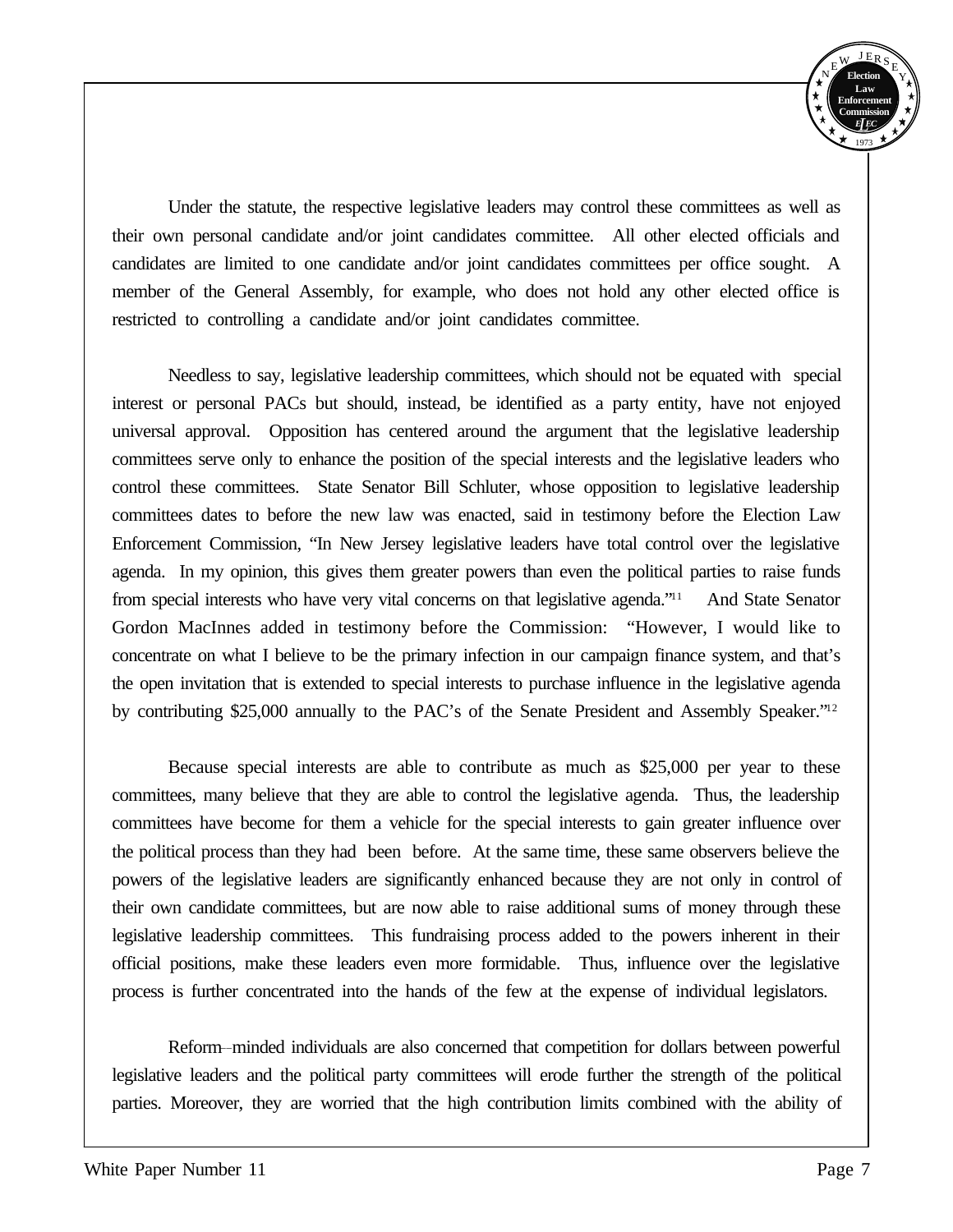Under the statute, the respective legislative leaders may control these committees as well as their own personal candidate and/or joint candidates committee. All other elected officials and candidates are limited to one candidate and/or joint candidates committees per office sought. A member of the General Assembly, for example, who does not hold any other elected office is restricted to controlling a candidate and/or joint candidates committee.

Needless to say, legislative leadership committees, which should not be equated with special interest or personal PACs but should, instead, be identified as a party entity, have not enjoyed universal approval. Opposition has centered around the argument that the legislative leadership committees serve only to enhance the position of the special interests and the legislative leaders who control these committees. State Senator Bill Schluter, whose opposition to legislative leadership committees dates to before the new law was enacted, said in testimony before the Election Law Enforcement Commission, "In New Jersey legislative leaders have total control over the legislative agenda. In my opinion, this gives them greater powers than even the political parties to raise funds from special interests who have very vital concerns on that legislative agenda."[11] And State Senator Gordon MacInnes added in testimony before the Commission: "However, I would like to concentrate on what I believe to be the primary infection in our campaign finance system, and that's the open invitation that is extended to special interests to purchase influence in the legislative agenda by contributing $25,000 annually to the PAC's of the Senate President and Assembly Speaker."[12]

Because special interests are able to contribute as much as $25,000 per year to these committees, many believe that they are able to control the legislative agenda. Thus, the leadership committees have become for them a vehicle for the special interests to gain greater influence over the political process than they had been before. At the same time, these same observers believe the powers of the legislative leaders are significantly enhanced because they are not only in control of their own candidate committees, but are now able to raise additional sums of money through these legislative leadership committees. This fundraising process added to the powers inherent in their official positions, make these leaders even more formidable. Thus, influence over the legislative process is further concentrated into the hands of the few at the expense of individual legislators.

Reform–minded individuals are also concerned that competition for dollars between powerful legislative leaders and the political party committees will erode further the strength of the political parties. Moreover, they are worried that the high contribution limits combined with the ability of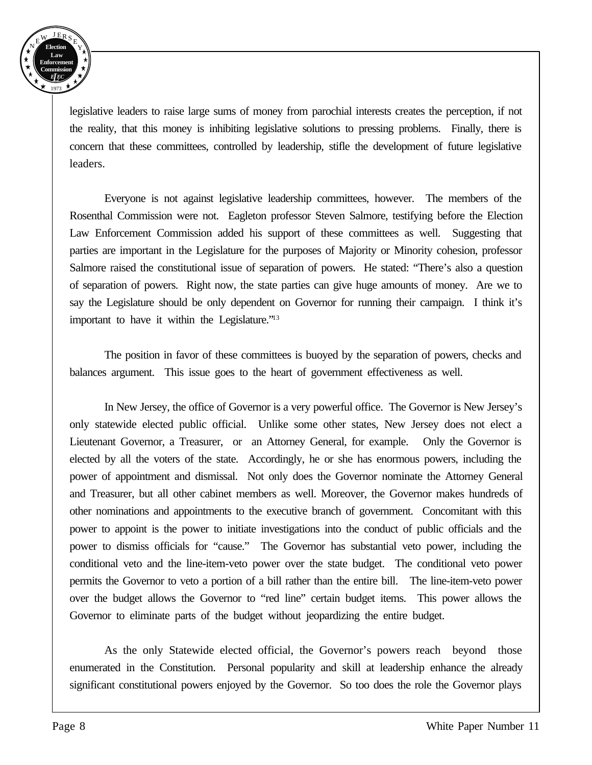legislative leaders to raise large sums of money from parochial interests creates the perception, if not the reality, that this money is inhibiting legislative solutions to pressing problems. Finally, there is concern that these committees, controlled by leadership, stifle the development of future legislative leaders.

Everyone is not against legislative leadership committees, however. The members of the Rosenthal Commission were not. Eagleton professor Steven Salmore, testifying before the Election Law Enforcement Commission added his support of these committees as well. Suggesting that parties are important in the Legislature for the purposes of Majority or Minority cohesion, professor Salmore raised the constitutional issue of separation of powers. He stated: "There's also a question of separation of powers. Right now, the state parties can give huge amounts of money. Are we to say the Legislature should be only dependent on Governor for running their campaign. I think it's important to have it within the Legislature."[13]

The position in favor of these committees is buoyed by the separation of powers, checks and balances argument. This issue goes to the heart of government effectiveness as well.

In New Jersey, the office of Governor is a very powerful office. The Governor is New Jersey's only statewide elected public official. Unlike some other states, New Jersey does not elect a Lieutenant Governor, a Treasurer, or an Attorney General, for example. Only the Governor is elected by all the voters of the state. Accordingly, he or she has enormous powers, including the power of appointment and dismissal. Not only does the Governor nominate the Attorney General and Treasurer, but all other cabinet members as well. Moreover, the Governor makes hundreds of other nominations and appointments to the executive branch of government. Concomitant with this power to appoint is the power to initiate investigations into the conduct of public officials and the power to dismiss officials for "cause." The Governor has substantial veto power, including the conditional veto and the line-item-veto power over the state budget. The conditional veto power permits the Governor to veto a portion of a bill rather than the entire bill. The line-item-veto power over the budget allows the Governor to "red line" certain budget items. This power allows the Governor to eliminate parts of the budget without jeopardizing the entire budget.

As the only Statewide elected official, the Governor's powers reach beyond those enumerated in the Constitution. Personal popularity and skill at leadership enhance the already significant constitutional powers enjoyed by the Governor. So too does the role the Governor plays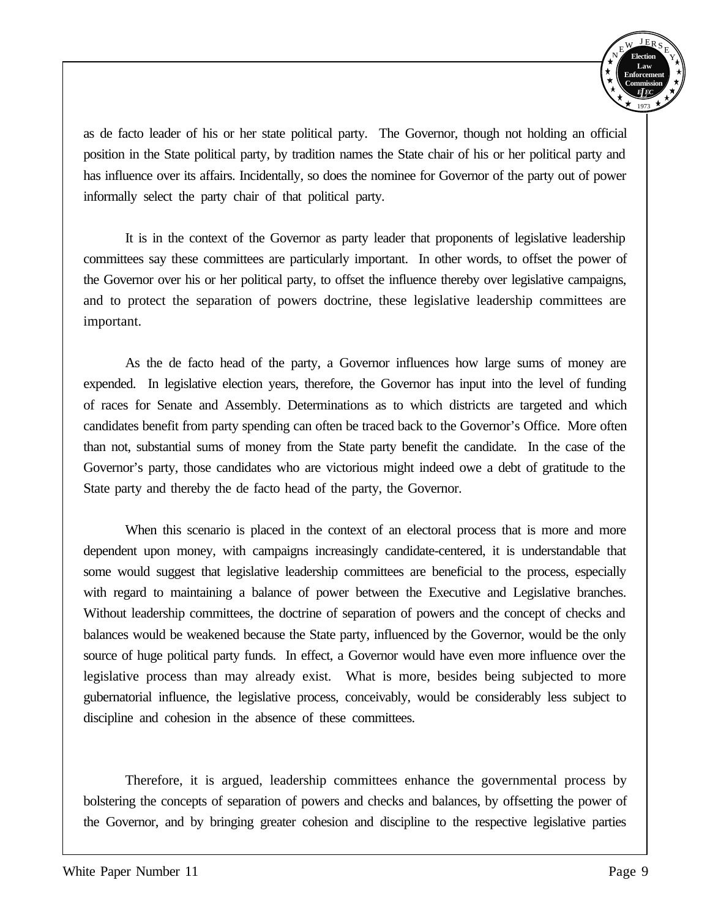as de facto leader of his or her state political party. The Governor, though not holding an official position in the State political party, by tradition names the State chair of his or her political party and has influence over its affairs. Incidentally, so does the nominee for Governor of the party out of power informally select the party chair of that political party.

It is in the context of the Governor as party leader that proponents of legislative leadership committees say these committees are particularly important. In other words, to offset the power of the Governor over his or her political party, to offset the influence thereby over legislative campaigns, and to protect the separation of powers doctrine, these legislative leadership committees are important.

As the de facto head of the party, a Governor influences how large sums of money are expended. In legislative election years, therefore, the Governor has input into the level of funding of races for Senate and Assembly. Determinations as to which districts are targeted and which candidates benefit from party spending can often be traced back to the Governor's Office. More often than not, substantial sums of money from the State party benefit the candidate. In the case of the Governor's party, those candidates who are victorious might indeed owe a debt of gratitude to the State party and thereby the de facto head of the party, the Governor.

When this scenario is placed in the context of an electoral process that is more and more dependent upon money, with campaigns increasingly candidate-centered, it is understandable that some would suggest that legislative leadership committees are beneficial to the process, especially with regard to maintaining a balance of power between the Executive and Legislative branches. Without leadership committees, the doctrine of separation of powers and the concept of checks and balances would be weakened because the State party, influenced by the Governor, would be the only source of huge political party funds. In effect, a Governor would have even more influence over the legislative process than may already exist. What is more, besides being subjected to more gubernatorial influence, the legislative process, conceivably, would be considerably less subject to discipline and cohesion in the absence of these committees.

Therefore, it is argued, leadership committees enhance the governmental process by bolstering the concepts of separation of powers and checks and balances, by offsetting the power of the Governor, and by bringing greater cohesion and discipline to the respective legislative parties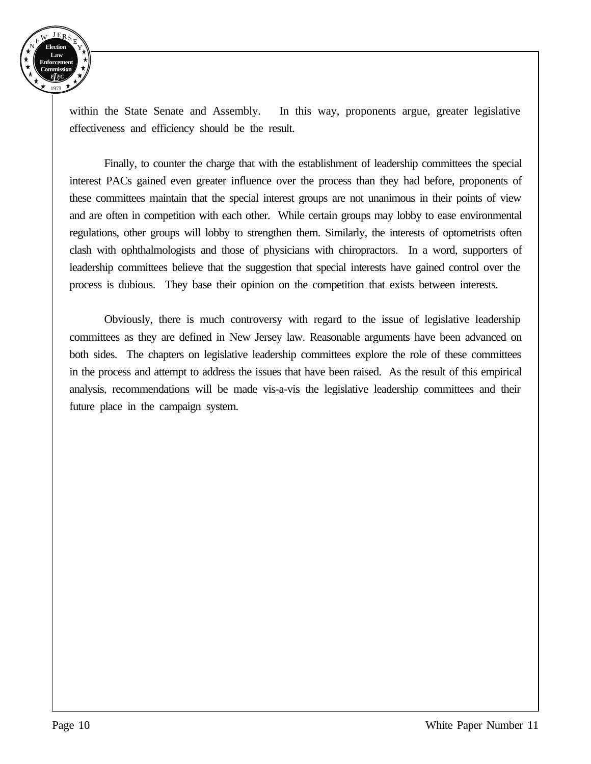within the State Senate and Assembly. In this way, proponents argue, greater legislative effectiveness and efficiency should be the result.

Finally, to counter the charge that with the establishment of leadership committees the special interest PACs gained even greater influence over the process than they had before, proponents of these committees maintain that the special interest groups are not unanimous in their points of view and are often in competition with each other. While certain groups may lobby to ease environmental regulations, other groups will lobby to strengthen them. Similarly, the interests of optometrists often clash with ophthalmologists and those of physicians with chiropractors. In a word, supporters of leadership committees believe that the suggestion that special interests have gained control over the process is dubious. They base their opinion on the competition that exists between interests.

Obviously, there is much controversy with regard to the issue of legislative leadership committees as they are defined in New Jersey law. Reasonable arguments have been advanced on both sides. The chapters on legislative leadership committees explore the role of these committees in the process and attempt to address the issues that have been raised. As the result of this empirical analysis, recommendations will be made vis-a-vis the legislative leadership committees and their future place in the campaign system.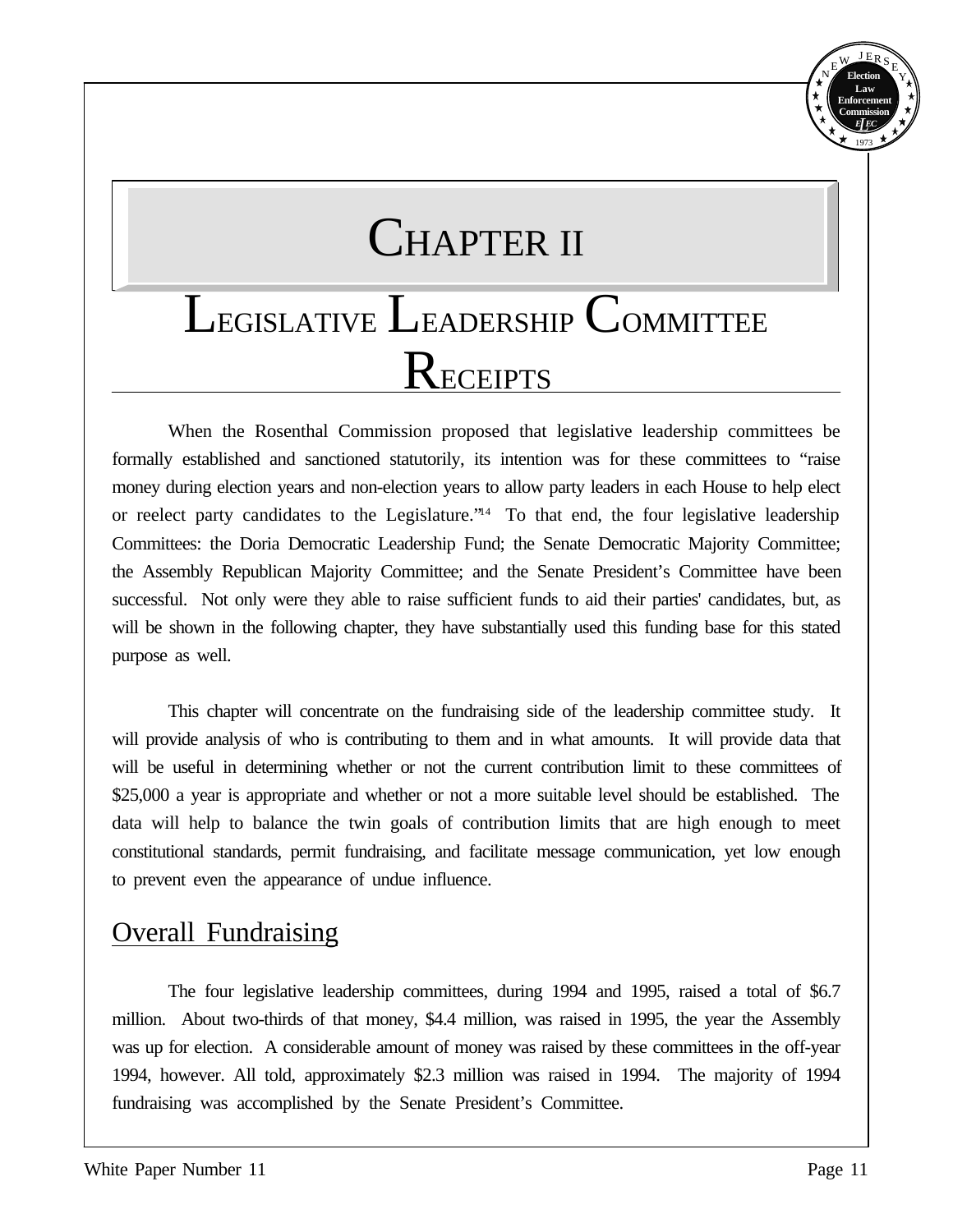# CHAPTER II

# LEGISLATIVE LEADERSHIP COMMITTEE RECEIPTS

When the Rosenthal Commission proposed that legislative leadership committees be formally established and sanctioned statutorily, its intention was for these committees to "raise money during election years and non-election years to allow party leaders in each House to help elect or reelect party candidates to the Legislature."[14] To that end, the four legislative leadership Committees: the Doria Democratic Leadership Fund; the Senate Democratic Majority Committee; the Assembly Republican Majority Committee; and the Senate President's Committee have been successful. Not only were they able to raise sufficient funds to aid their parties' candidates, but, as will be shown in the following chapter, they have substantially used this funding base for this stated purpose as well.

This chapter will concentrate on the fundraising side of the leadership committee study. It will provide analysis of who is contributing to them and in what amounts. It will provide data that will be useful in determining whether or not the current contribution limit to these committees of $25,000 a year is appropriate and whether or not a more suitable level should be established. The data will help to balance the twin goals of contribution limits that are high enough to meet constitutional standards, permit fundraising, and facilitate message communication, yet low enough to prevent even the appearance of undue influence.

## Overall Fundraising

The four legislative leadership committees, during 1994 and 1995, raised a total of $6.7 million. About two-thirds of that money, $4.4 million, was raised in 1995, the year the Assembly was up for election. A considerable amount of money was raised by these committees in the off-year 1994, however. All told, approximately $2.3 million was raised in 1994. The majority of 1994 fundraising was accomplished by the Senate President's Committee.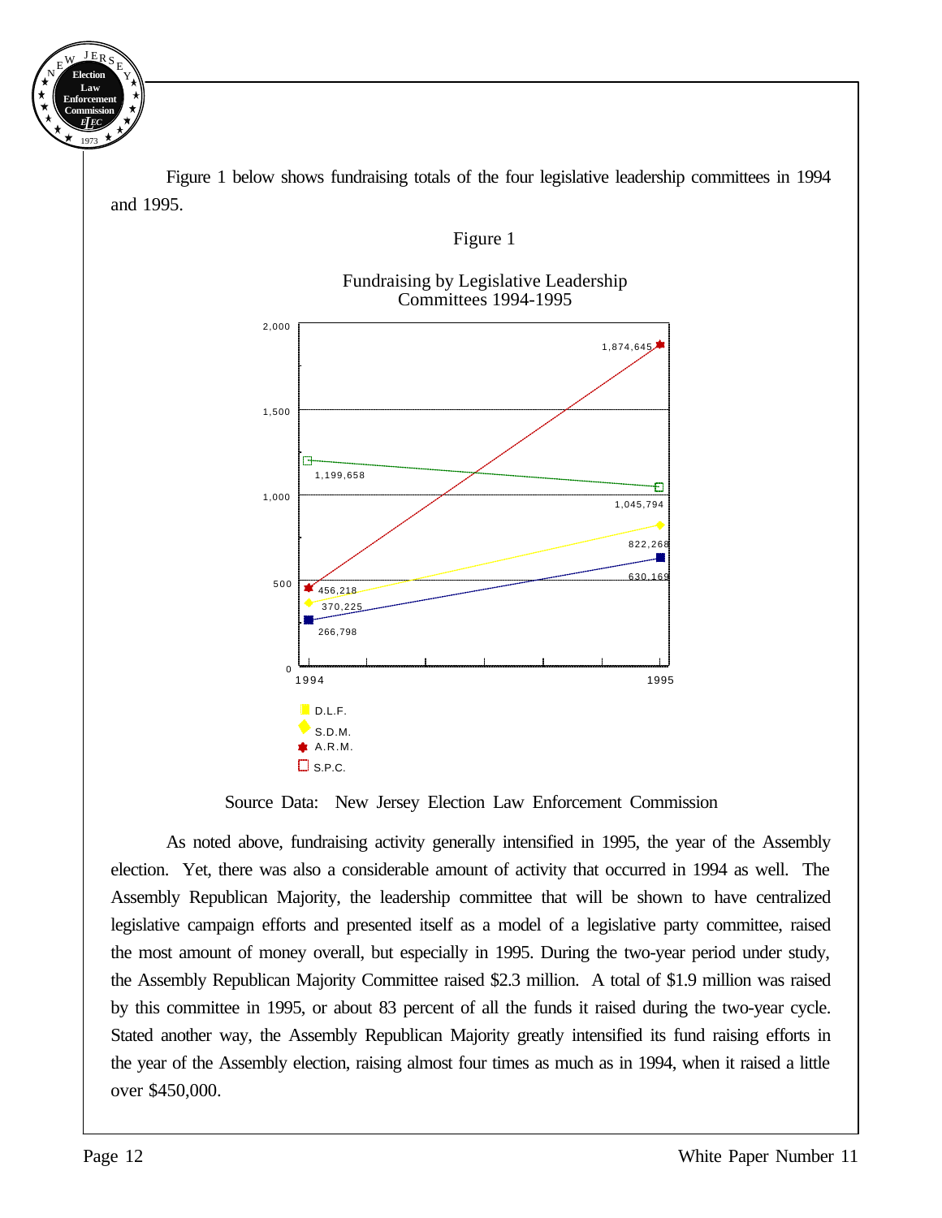Figure 1 below shows fundraising totals of the four legislative leadership committees in 1994 and 1995.

Figure 1

Fundraising by Legislative Leadership Committees 1994-1995

| Committee | 1994 | 1995 |
|---|---|---|
| D.L.F. | 266,798 | 630,169 |
| S.D.M. | 370,225 | 822,268 |
| A.R.M. | 456,218 | 1,874,645 |
| S.P.C. | 1,199,658 | 1,045,794 |

Source Data: New Jersey Election Law Enforcement Commission

As noted above, fundraising activity generally intensified in 1995, the year of the Assembly election. Yet, there was also a considerable amount of activity that occurred in 1994 as well. The Assembly Republican Majority, the leadership committee that will be shown to have centralized legislative campaign efforts and presented itself as a model of a legislative party committee, raised the most amount of money overall, but especially in 1995. During the two-year period under study, the Assembly Republican Majority Committee raised $2.3 million. A total of $1.9 million was raised by this committee in 1995, or about 83 percent of all the funds it raised during the two-year cycle. Stated another way, the Assembly Republican Majority greatly intensified its fund raising efforts in the year of the Assembly election, raising almost four times as much as in 1994, when it raised a little over $450,000.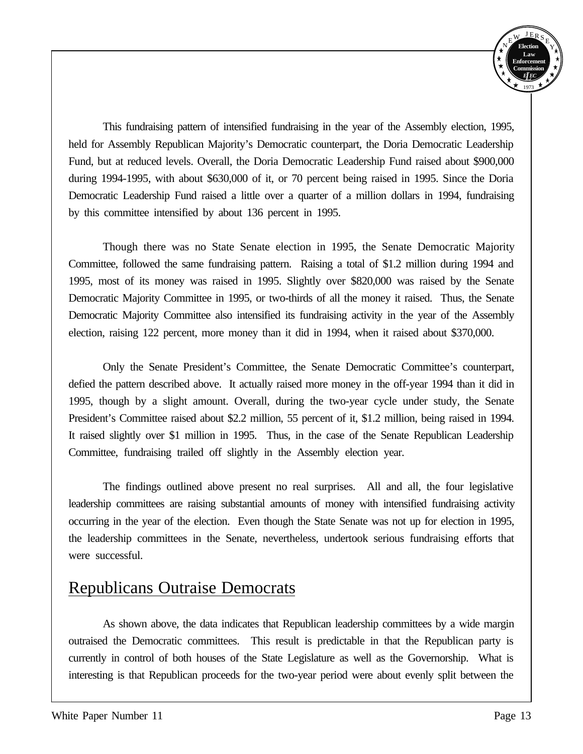This fundraising pattern of intensified fundraising in the year of the Assembly election, 1995, held for Assembly Republican Majority's Democratic counterpart, the Doria Democratic Leadership Fund, but at reduced levels. Overall, the Doria Democratic Leadership Fund raised about $900,000 during 1994-1995, with about $630,000 of it, or 70 percent being raised in 1995. Since the Doria Democratic Leadership Fund raised a little over a quarter of a million dollars in 1994, fundraising by this committee intensified by about 136 percent in 1995.

Though there was no State Senate election in 1995, the Senate Democratic Majority Committee, followed the same fundraising pattern. Raising a total of $1.2 million during 1994 and 1995, most of its money was raised in 1995. Slightly over $820,000 was raised by the Senate Democratic Majority Committee in 1995, or two-thirds of all the money it raised. Thus, the Senate Democratic Majority Committee also intensified its fundraising activity in the year of the Assembly election, raising 122 percent, more money than it did in 1994, when it raised about $370,000.

Only the Senate President's Committee, the Senate Democratic Committee's counterpart, defied the pattern described above. It actually raised more money in the off-year 1994 than it did in 1995, though by a slight amount. Overall, during the two-year cycle under study, the Senate President's Committee raised about $2.2 million, 55 percent of it, $1.2 million, being raised in 1994. It raised slightly over $1 million in 1995. Thus, in the case of the Senate Republican Leadership Committee, fundraising trailed off slightly in the Assembly election year.

The findings outlined above present no real surprises. All and all, the four legislative leadership committees are raising substantial amounts of money with intensified fundraising activity occurring in the year of the election. Even though the State Senate was not up for election in 1995, the leadership committees in the Senate, nevertheless, undertook serious fundraising efforts that were successful.

## Republicans Outraise Democrats

As shown above, the data indicates that Republican leadership committees by a wide margin outraised the Democratic committees. This result is predictable in that the Republican party is currently in control of both houses of the State Legislature as well as the Governorship. What is interesting is that Republican proceeds for the two-year period were about evenly split between the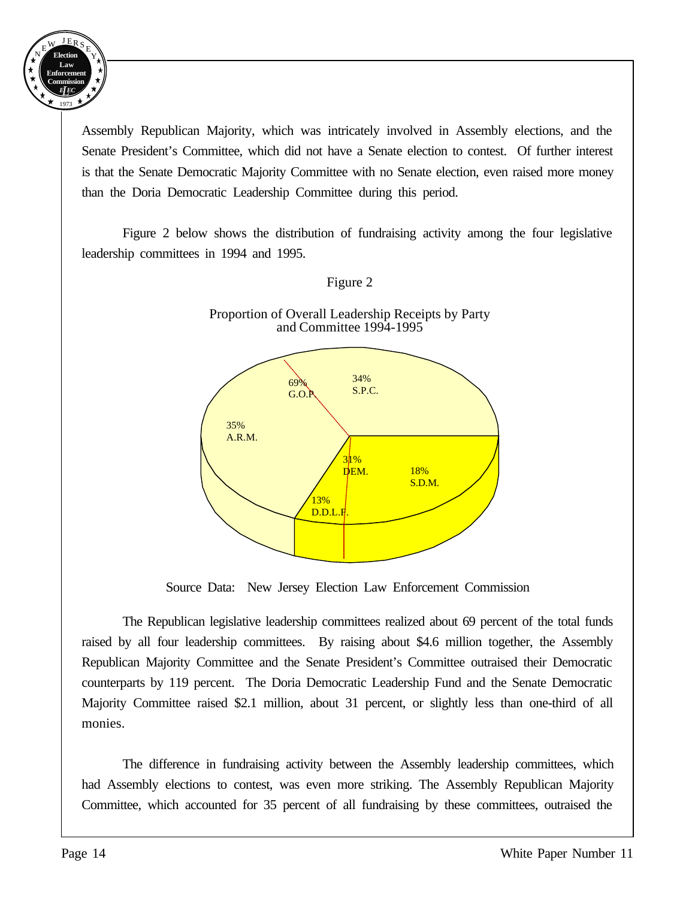Assembly Republican Majority, which was intricately involved in Assembly elections, and the Senate President's Committee, which did not have a Senate election to contest. Of further interest is that the Senate Democratic Majority Committee with no Senate election, even raised more money than the Doria Democratic Leadership Committee during this period.

Figure 2 below shows the distribution of fundraising activity among the four legislative leadership committees in 1994 and 1995.

Figure 2

Proportion of Overall Leadership Receipts by Party and Committee 1994-1995

69% G.O.P.

34% S.P.C.

35% A.R.M.

31% DEM.

18% S.D.M.

13% D.D.L.F.

Source Data: New Jersey Election Law Enforcement Commission

The Republican legislative leadership committees realized about 69 percent of the total funds raised by all four leadership committees. By raising about $4.6 million together, the Assembly Republican Majority Committee and the Senate President's Committee outraised their Democratic counterparts by 119 percent. The Doria Democratic Leadership Fund and the Senate Democratic Majority Committee raised $2.1 million, about 31 percent, or slightly less than one-third of all monies.

The difference in fundraising activity between the Assembly leadership committees, which had Assembly elections to contest, was even more striking. The Assembly Republican Majority Committee, which accounted for 35 percent of all fundraising by these committees, outraised the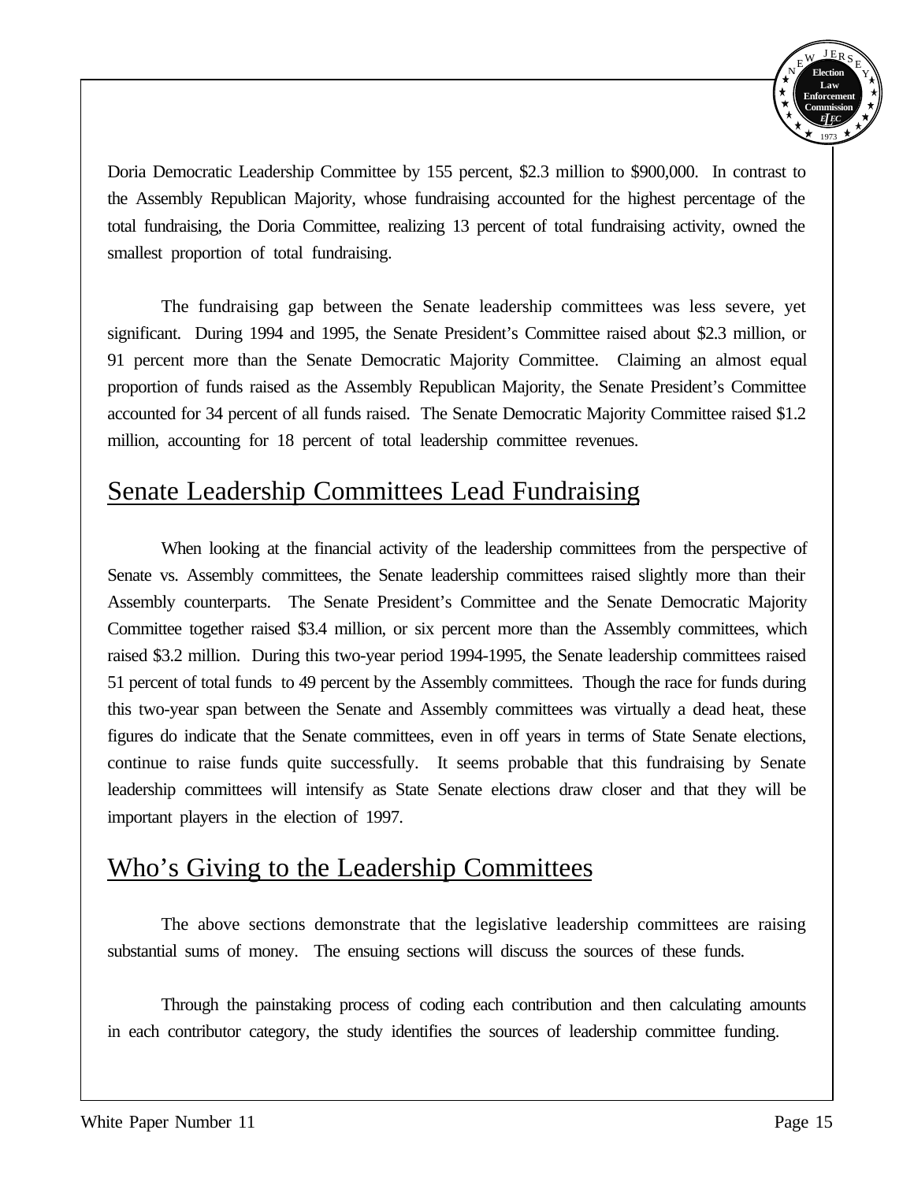Doria Democratic Leadership Committee by 155 percent, $2.3 million to $900,000. In contrast to the Assembly Republican Majority, whose fundraising accounted for the highest percentage of the total fundraising, the Doria Committee, realizing 13 percent of total fundraising activity, owned the smallest proportion of total fundraising.

The fundraising gap between the Senate leadership committees was less severe, yet significant. During 1994 and 1995, the Senate President's Committee raised about $2.3 million, or 91 percent more than the Senate Democratic Majority Committee. Claiming an almost equal proportion of funds raised as the Assembly Republican Majority, the Senate President's Committee accounted for 34 percent of all funds raised. The Senate Democratic Majority Committee raised $1.2 million, accounting for 18 percent of total leadership committee revenues.

## Senate Leadership Committees Lead Fundraising

When looking at the financial activity of the leadership committees from the perspective of Senate vs. Assembly committees, the Senate leadership committees raised slightly more than their Assembly counterparts. The Senate President's Committee and the Senate Democratic Majority Committee together raised $3.4 million, or six percent more than the Assembly committees, which raised $3.2 million. During this two-year period 1994-1995, the Senate leadership committees raised 51 percent of total funds to 49 percent by the Assembly committees. Though the race for funds during this two-year span between the Senate and Assembly committees was virtually a dead heat, these figures do indicate that the Senate committees, even in off years in terms of State Senate elections, continue to raise funds quite successfully. It seems probable that this fundraising by Senate leadership committees will intensify as State Senate elections draw closer and that they will be important players in the election of 1997.

## Who's Giving to the Leadership Committees

The above sections demonstrate that the legislative leadership committees are raising substantial sums of money. The ensuing sections will discuss the sources of these funds.

Through the painstaking process of coding each contribution and then calculating amounts in each contributor category, the study identifies the sources of leadership committee funding.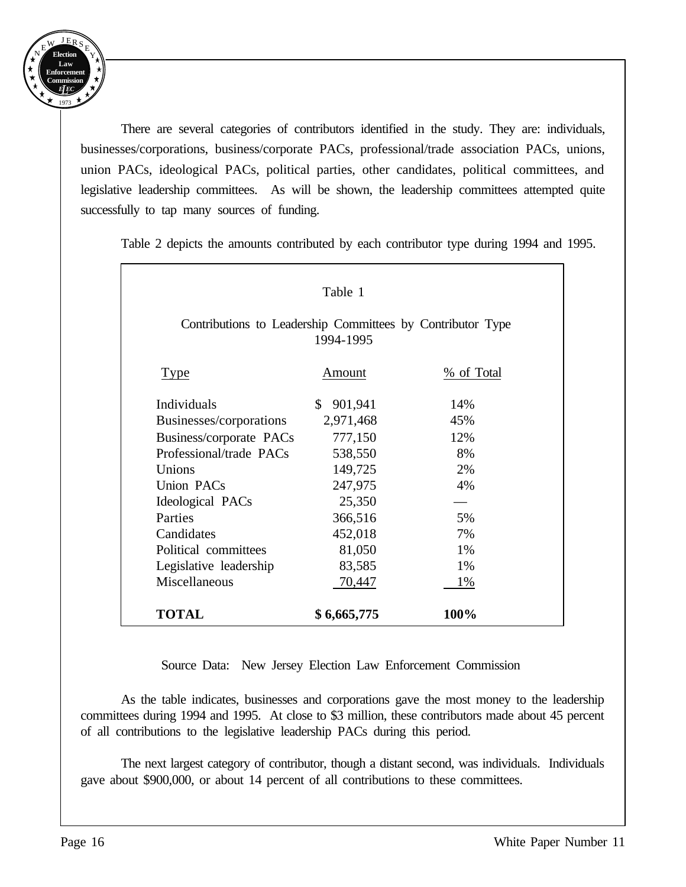There are several categories of contributors identified in the study. They are: individuals, businesses/corporations, business/corporate PACs, professional/trade association PACs, unions, union PACs, ideological PACs, political parties, other candidates, political committees, and legislative leadership committees. As will be shown, the leadership committees attempted quite successfully to tap many sources of funding.

Table 2 depicts the amounts contributed by each contributor type during 1994 and 1995.

Table 1

Contributions to Leadership Committees by Contributor Type 1994-1995

| Type | Amount | % of Total |
|---|---|---|
| Individuals | $ 901,941 | 14% |
| Businesses/corporations | 2,971,468 | 45% |
| Business/corporate PACs | 777,150 | 12% |
| Professional/trade PACs | 538,550 | 8% |
| Unions | 149,725 | 2% |
| Union PACs | 247,975 | 4% |
| Ideological PACs | 25,350 | — |
| Parties | 366,516 | 5% |
| Candidates | 452,018 | 7% |
| Political committees | 81,050 | 1% |
| Legislative leadership | 83,585 | 1% |
| Miscellaneous | 70,447 | 1% |
| **TOTAL** | **$ 6,665,775** | **100%** |

Source Data: New Jersey Election Law Enforcement Commission

As the table indicates, businesses and corporations gave the most money to the leadership committees during 1994 and 1995. At close to $3 million, these contributors made about 45 percent of all contributions to the legislative leadership PACs during this period.

The next largest category of contributor, though a distant second, was individuals. Individuals gave about $900,000, or about 14 percent of all contributions to these committees.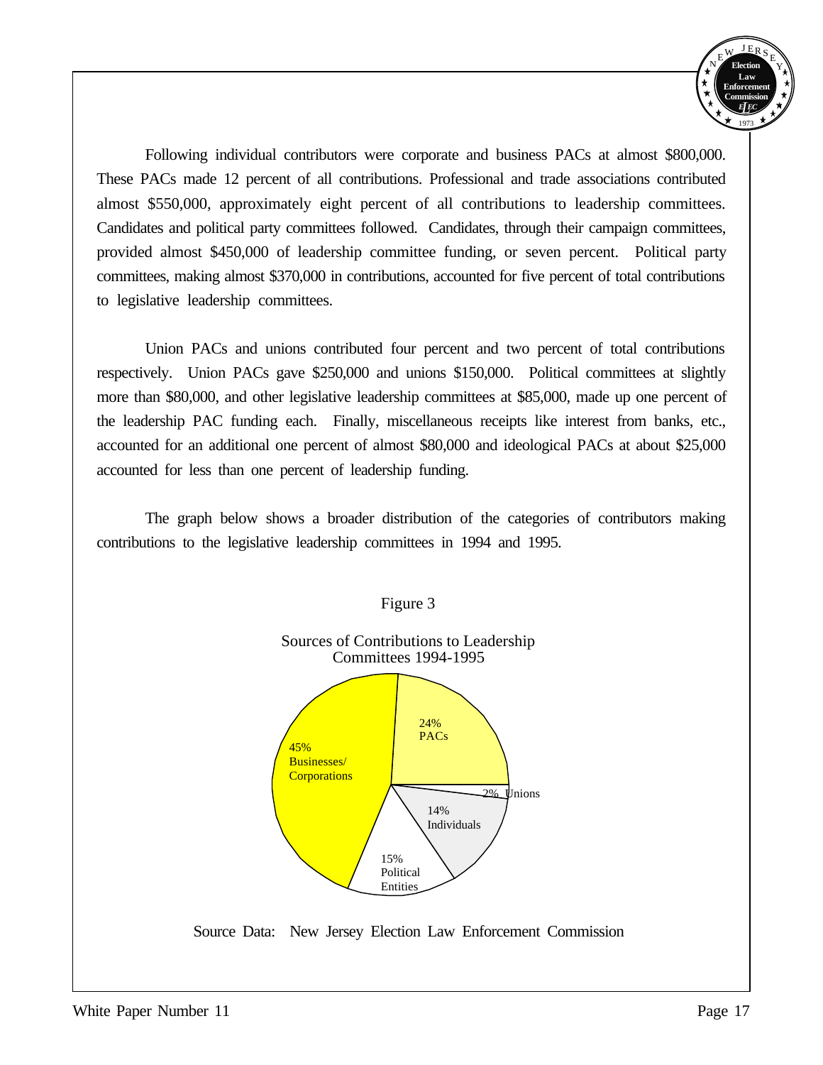Following individual contributors were corporate and business PACs at almost $800,000. These PACs made 12 percent of all contributions. Professional and trade associations contributed almost $550,000, approximately eight percent of all contributions to leadership committees. Candidates and political party committees followed. Candidates, through their campaign committees, provided almost $450,000 of leadership committee funding, or seven percent. Political party committees, making almost $370,000 in contributions, accounted for five percent of total contributions to legislative leadership committees.

Union PACs and unions contributed four percent and two percent of total contributions respectively. Union PACs gave $250,000 and unions $150,000. Political committees at slightly more than $80,000, and other legislative leadership committees at $85,000, made up one percent of the leadership PAC funding each. Finally, miscellaneous receipts like interest from banks, etc., accounted for an additional one percent of almost $80,000 and ideological PACs at about $25,000 accounted for less than one percent of leadership funding.

The graph below shows a broader distribution of the categories of contributors making contributions to the legislative leadership committees in 1994 and 1995.

Figure 3

Sources of Contributions to Leadership Committees 1994-1995

45% Businesses/ Corporations

24% PACs

2% Unions

14% Individuals

15% Political Entities

Source Data: New Jersey Election Law Enforcement Commission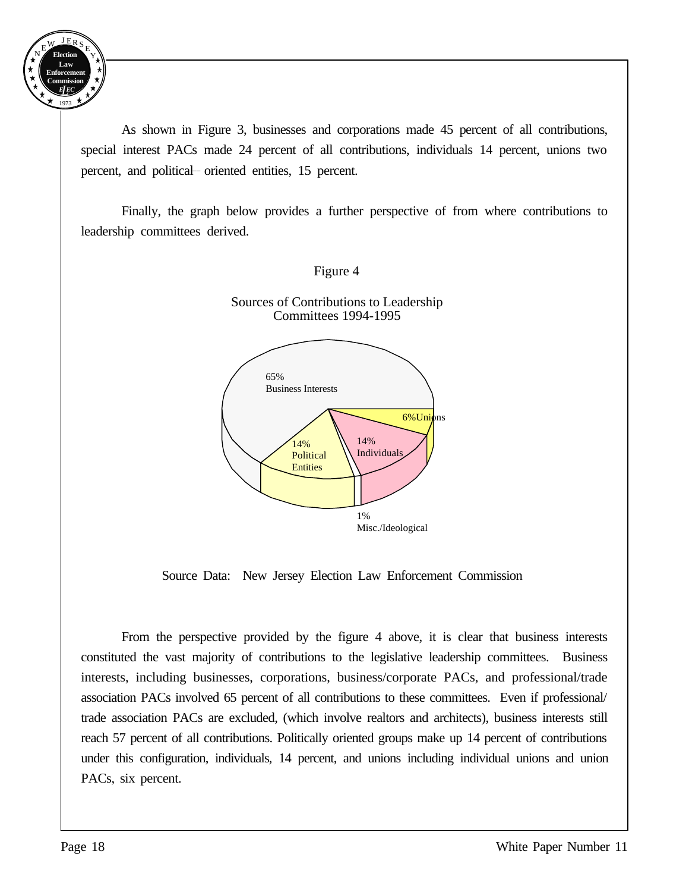As shown in Figure 3, businesses and corporations made 45 percent of all contributions, special interest PACs made 24 percent of all contributions, individuals 14 percent, unions two percent, and political– oriented entities, 15 percent.

Finally, the graph below provides a further perspective of from where contributions to leadership committees derived.

Figure 4

Sources of Contributions to Leadership Committees 1994-1995

65% Business Interests

6% Unions

14% Individuals

14% Political Entities

1% Misc./Ideological

Source Data: New Jersey Election Law Enforcement Commission

From the perspective provided by the figure 4 above, it is clear that business interests constituted the vast majority of contributions to the legislative leadership committees. Business interests, including businesses, corporations, business/corporate PACs, and professional/trade association PACs involved 65 percent of all contributions to these committees. Even if professional/ trade association PACs are excluded, (which involve realtors and architects), business interests still reach 57 percent of all contributions. Politically oriented groups make up 14 percent of contributions under this configuration, individuals, 14 percent, and unions including individual unions and union PACs, six percent.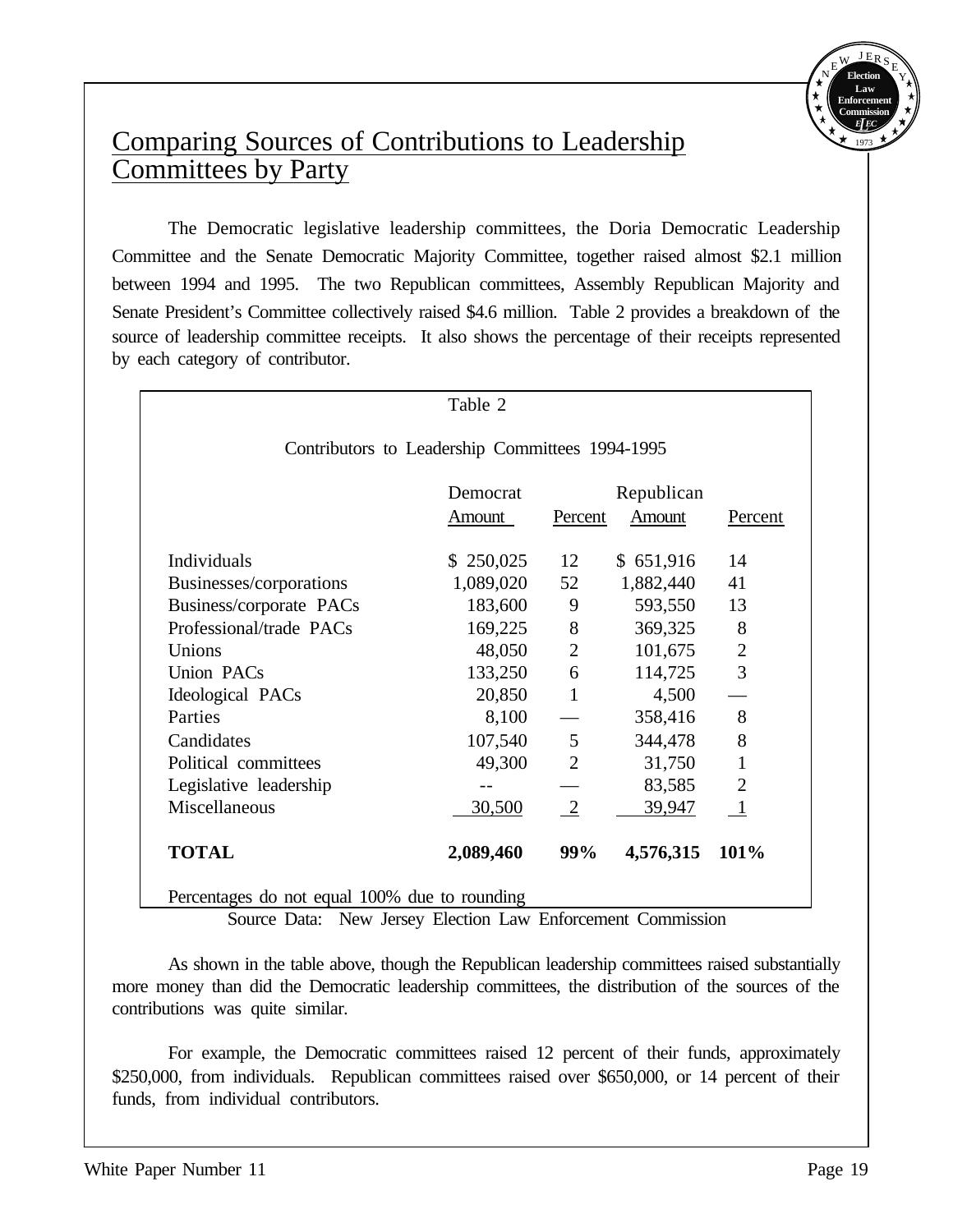## Comparing Sources of Contributions to Leadership Committees by Party

The Democratic legislative leadership committees, the Doria Democratic Leadership Committee and the Senate Democratic Majority Committee, together raised almost $2.1 million between 1994 and 1995. The two Republican committees, Assembly Republican Majority and Senate President's Committee collectively raised $4.6 million. Table 2 provides a breakdown of the source of leadership committee receipts. It also shows the percentage of their receipts represented by each category of contributor.

Table 2

Contributors to Leadership Committees 1994-1995

| | Democrat | | Republican | |
|---|---|---|---|---|
| | Amount | Percent | Amount | Percent |
| Individuals | $ 250,025 | 12 | $ 651,916 | 14 |
| Businesses/corporations | 1,089,020 | 52 | 1,882,440 | 41 |
| Business/corporate PACs | 183,600 | 9 | 593,550 | 13 |
| Professional/trade PACs | 169,225 | 8 | 369,325 | 8 |
| Unions | 48,050 | 2 | 101,675 | 2 |
| Union PACs | 133,250 | 6 | 114,725 | 3 |
| Ideological PACs | 20,850 | 1 | 4,500 | — |
| Parties | 8,100 | — | 358,416 | 8 |
| Candidates | 107,540 | 5 | 344,478 | 8 |
| Political committees | 49,300 | 2 | 31,750 | 1 |
| Legislative leadership | -- | — | 83,585 | 2 |
| Miscellaneous | 30,500 | 2 | 39,947 | 1 |
| **TOTAL** | **2,089,460** | **99%** | **4,576,315** | **101%** |

Percentages do not equal 100% due to rounding

Source Data: New Jersey Election Law Enforcement Commission

As shown in the table above, though the Republican leadership committees raised substantially more money than did the Democratic leadership committees, the distribution of the sources of the contributions was quite similar.

For example, the Democratic committees raised 12 percent of their funds, approximately $250,000, from individuals. Republican committees raised over $650,000, or 14 percent of their funds, from individual contributors.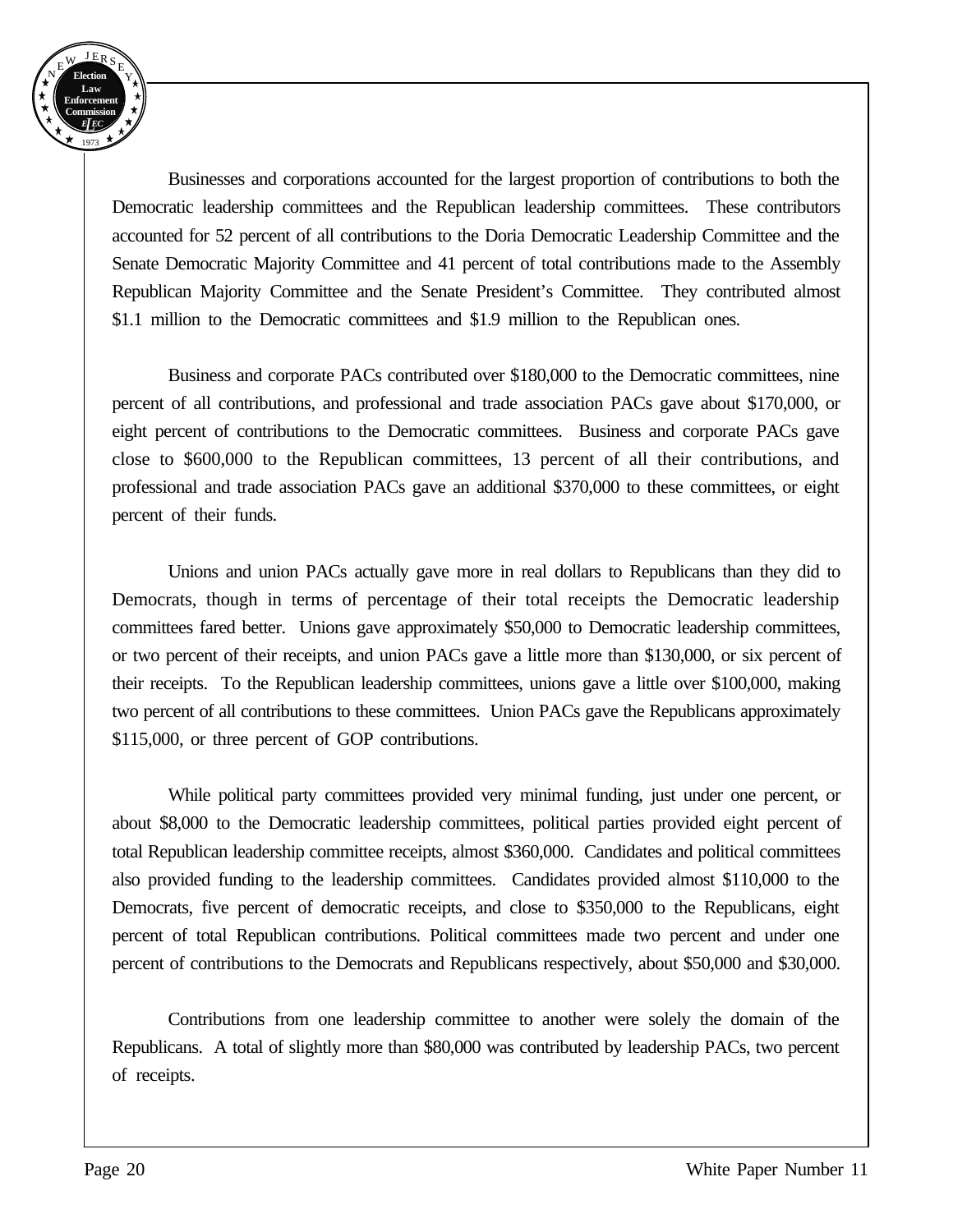Businesses and corporations accounted for the largest proportion of contributions to both the Democratic leadership committees and the Republican leadership committees. These contributors accounted for 52 percent of all contributions to the Doria Democratic Leadership Committee and the Senate Democratic Majority Committee and 41 percent of total contributions made to the Assembly Republican Majority Committee and the Senate President's Committee. They contributed almost $1.1 million to the Democratic committees and $1.9 million to the Republican ones.

Business and corporate PACs contributed over $180,000 to the Democratic committees, nine percent of all contributions, and professional and trade association PACs gave about $170,000, or eight percent of contributions to the Democratic committees. Business and corporate PACs gave close to $600,000 to the Republican committees, 13 percent of all their contributions, and professional and trade association PACs gave an additional $370,000 to these committees, or eight percent of their funds.

Unions and union PACs actually gave more in real dollars to Republicans than they did to Democrats, though in terms of percentage of their total receipts the Democratic leadership committees fared better. Unions gave approximately $50,000 to Democratic leadership committees, or two percent of their receipts, and union PACs gave a little more than $130,000, or six percent of their receipts. To the Republican leadership committees, unions gave a little over $100,000, making two percent of all contributions to these committees. Union PACs gave the Republicans approximately $115,000, or three percent of GOP contributions.

While political party committees provided very minimal funding, just under one percent, or about $8,000 to the Democratic leadership committees, political parties provided eight percent of total Republican leadership committee receipts, almost $360,000. Candidates and political committees also provided funding to the leadership committees. Candidates provided almost $110,000 to the Democrats, five percent of democratic receipts, and close to $350,000 to the Republicans, eight percent of total Republican contributions. Political committees made two percent and under one percent of contributions to the Democrats and Republicans respectively, about $50,000 and $30,000.

Contributions from one leadership committee to another were solely the domain of the Republicans. A total of slightly more than $80,000 was contributed by leadership PACs, two percent of receipts.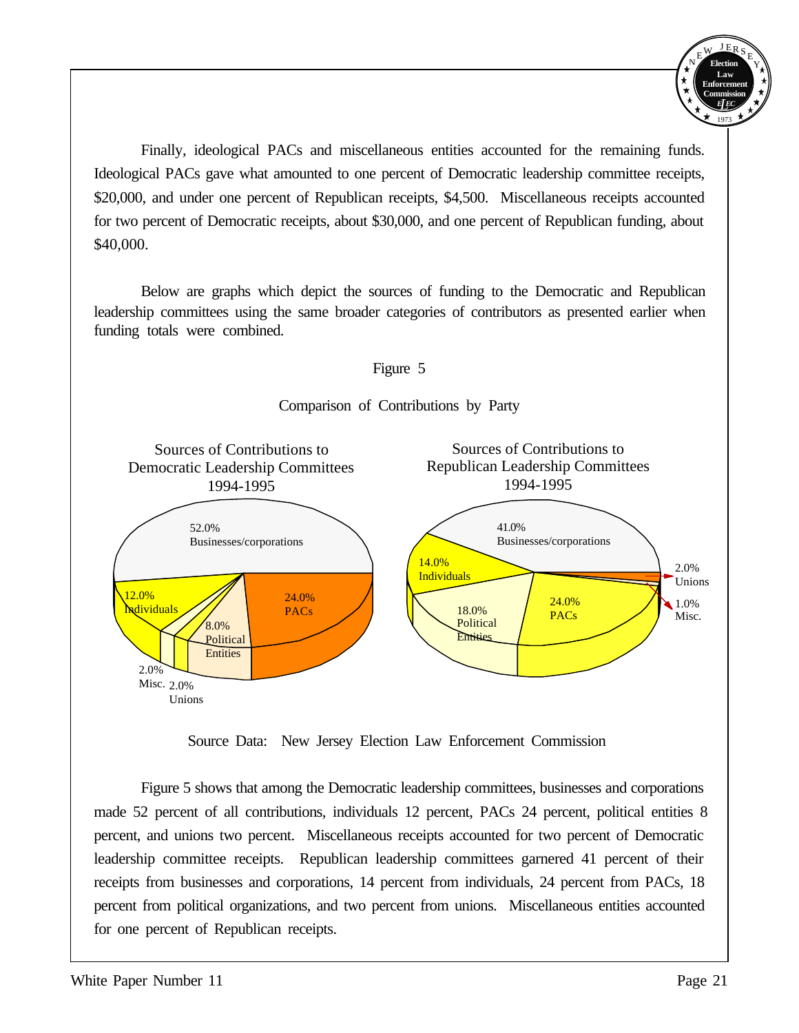Finally, ideological PACs and miscellaneous entities accounted for the remaining funds. Ideological PACs gave what amounted to one percent of Democratic leadership committee receipts, $20,000, and under one percent of Republican receipts, $4,500. Miscellaneous receipts accounted for two percent of Democratic receipts, about $30,000, and one percent of Republican funding, about $40,000.

Below are graphs which depict the sources of funding to the Democratic and Republican leadership committees using the same broader categories of contributors as presented earlier when funding totals were combined.

Figure 5

Comparison of Contributions by Party

Sources of Contributions to Democratic Leadership Committees 1994-1995

52.0% Businesses/corporations
24.0% PACs
8.0% Political Entities
2.0% Unions
2.0% Misc.
12.0% Individuals

Sources of Contributions to Republican Leadership Committees 1994-1995

41.0% Businesses/corporations
2.0% Unions
1.0% Misc.
24.0% PACs
18.0% Political Entities
14.0% Individuals

Source Data: New Jersey Election Law Enforcement Commission

Figure 5 shows that among the Democratic leadership committees, businesses and corporations made 52 percent of all contributions, individuals 12 percent, PACs 24 percent, political entities 8 percent, and unions two percent. Miscellaneous receipts accounted for two percent of Democratic leadership committee receipts. Republican leadership committees garnered 41 percent of their receipts from businesses and corporations, 14 percent from individuals, 24 percent from PACs, 18 percent from political organizations, and two percent from unions. Miscellaneous entities accounted for one percent of Republican receipts.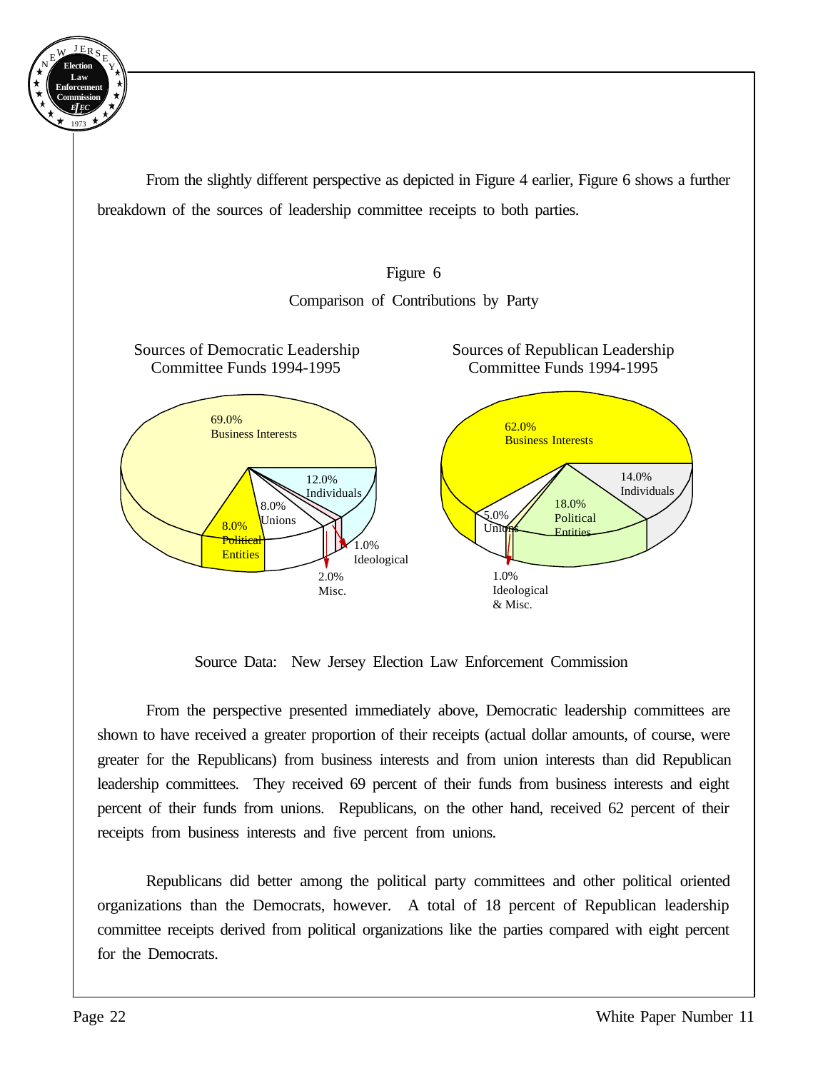From the slightly different perspective as depicted in Figure 4 earlier, Figure 6 shows a further breakdown of the sources of leadership committee receipts to both parties.

Figure 6

Comparison of Contributions by Party

Sources of Democratic Leadership Committee Funds 1994-1995

| Source | Percent |
|---|---|
| Business Interests | 69.0% |
| Individuals | 12.0% |
| Unions | 8.0% |
| Political Entities | 8.0% |
| Misc. | 2.0% |
| Ideological | 1.0% |

Sources of Republican Leadership Committee Funds 1994-1995

| Source | Percent |
|---|---|
| Business Interests | 62.0% |
| Political Entities | 18.0% |
| Individuals | 14.0% |
| Unions | 5.0% |
| Ideological & Misc. | 1.0% |

Source Data: New Jersey Election Law Enforcement Commission

From the perspective presented immediately above, Democratic leadership committees are shown to have received a greater proportion of their receipts (actual dollar amounts, of course, were greater for the Republicans) from business interests and from union interests than did Republican leadership committees. They received 69 percent of their funds from business interests and eight percent of their funds from unions. Republicans, on the other hand, received 62 percent of their receipts from business interests and five percent from unions.

Republicans did better among the political party committees and other political oriented organizations than the Democrats, however. A total of 18 percent of Republican leadership committee receipts derived from political organizations like the parties compared with eight percent for the Democrats.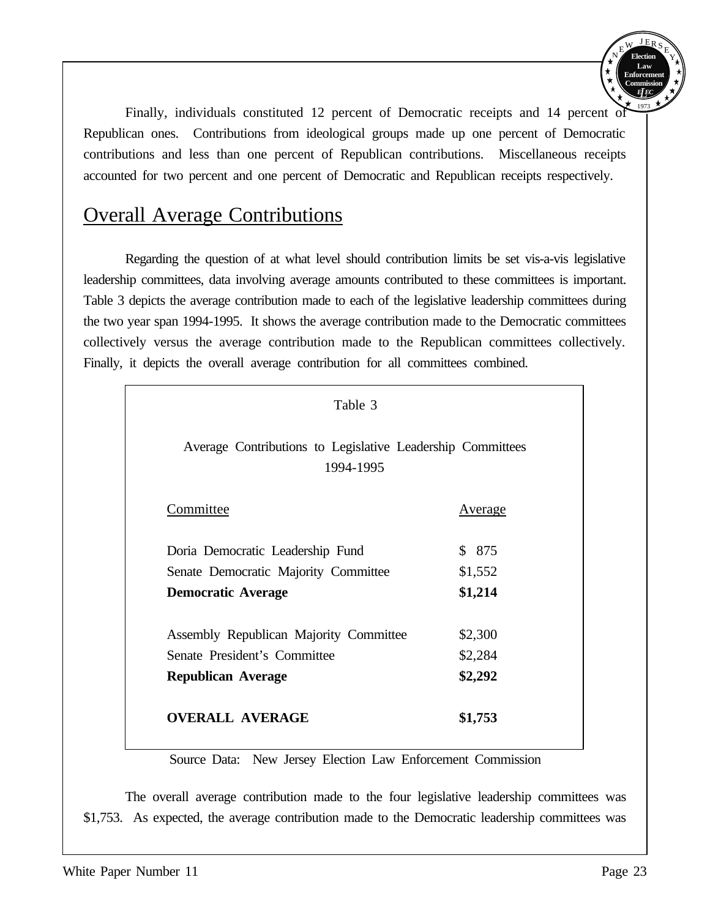Finally, individuals constituted 12 percent of Democratic receipts and 14 percent of Republican ones. Contributions from ideological groups made up one percent of Democratic contributions and less than one percent of Republican contributions. Miscellaneous receipts accounted for two percent and one percent of Democratic and Republican receipts respectively.

## Overall Average Contributions

Regarding the question of at what level should contribution limits be set vis-a-vis legislative leadership committees, data involving average amounts contributed to these committees is important. Table 3 depicts the average contribution made to each of the legislative leadership committees during the two year span 1994-1995. It shows the average contribution made to the Democratic committees collectively versus the average contribution made to the Republican committees collectively. Finally, it depicts the overall average contribution for all committees combined.

Table 3

Average Contributions to Legislative Leadership Committees 1994-1995

| Committee | Average |
|---|---|
| Doria Democratic Leadership Fund | $ 875 |
| Senate Democratic Majority Committee | $1,552 |
| **Democratic Average** | **$1,214** |
| | |
| Assembly Republican Majority Committee | $2,300 |
| Senate President's Committee | $2,284 |
| **Republican Average** | **$2,292** |
| | |
| **OVERALL AVERAGE** | **$1,753** |

Source Data: New Jersey Election Law Enforcement Commission

The overall average contribution made to the four legislative leadership committees was $1,753. As expected, the average contribution made to the Democratic leadership committees was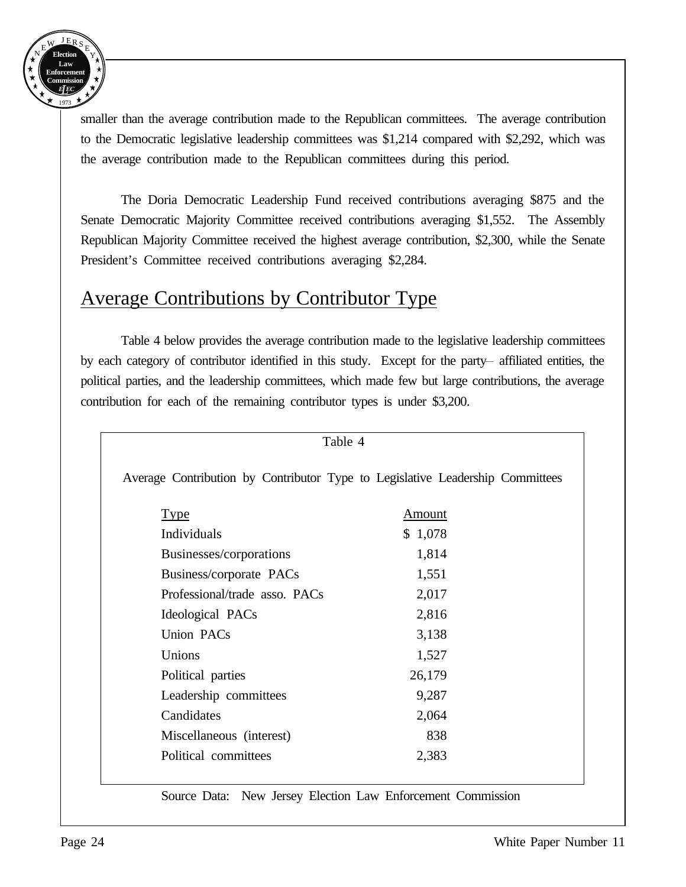smaller than the average contribution made to the Republican committees. The average contribution to the Democratic legislative leadership committees was $1,214 compared with $2,292, which was the average contribution made to the Republican committees during this period.

The Doria Democratic Leadership Fund received contributions averaging $875 and the Senate Democratic Majority Committee received contributions averaging $1,552. The Assembly Republican Majority Committee received the highest average contribution, $2,300, while the Senate President's Committee received contributions averaging $2,284.

## Average Contributions by Contributor Type

Table 4 below provides the average contribution made to the legislative leadership committees by each category of contributor identified in this study. Except for the party– affiliated entities, the political parties, and the leadership committees, which made few but large contributions, the average contribution for each of the remaining contributor types is under $3,200.

Table 4

Average Contribution by Contributor Type to Legislative Leadership Committees

| Type | Amount |
|---|---|
| Individuals | $ 1,078 |
| Businesses/corporations | 1,814 |
| Business/corporate PACs | 1,551 |
| Professional/trade asso. PACs | 2,017 |
| Ideological PACs | 2,816 |
| Union PACs | 3,138 |
| Unions | 1,527 |
| Political parties | 26,179 |
| Leadership committees | 9,287 |
| Candidates | 2,064 |
| Miscellaneous (interest) | 838 |
| Political committees | 2,383 |

Source Data: New Jersey Election Law Enforcement Commission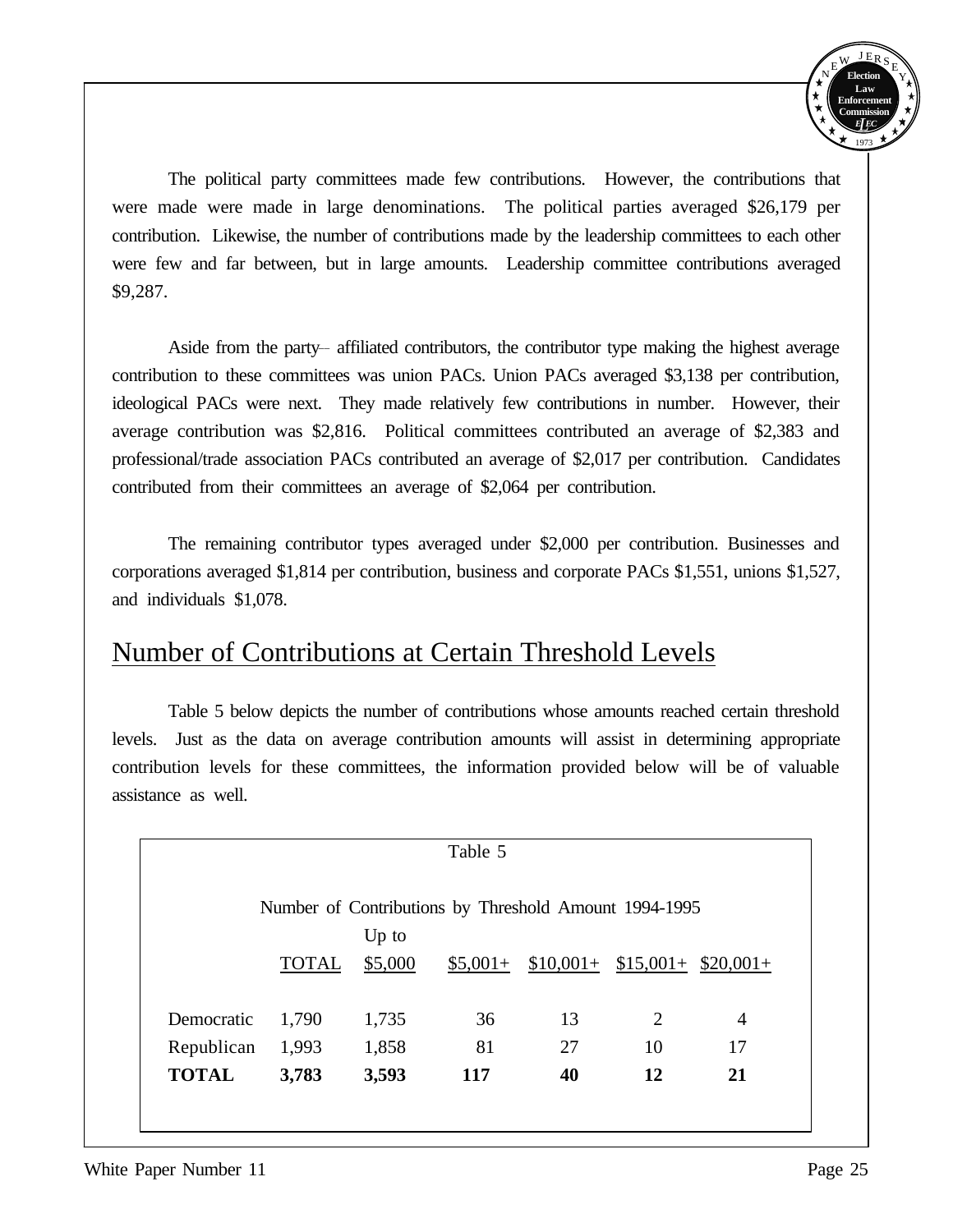The political party committees made few contributions. However, the contributions that were made were made in large denominations. The political parties averaged $26,179 per contribution. Likewise, the number of contributions made by the leadership committees to each other were few and far between, but in large amounts. Leadership committee contributions averaged $9,287.

Aside from the party– affiliated contributors, the contributor type making the highest average contribution to these committees was union PACs. Union PACs averaged $3,138 per contribution, ideological PACs were next. They made relatively few contributions in number. However, their average contribution was $2,816. Political committees contributed an average of $2,383 and professional/trade association PACs contributed an average of $2,017 per contribution. Candidates contributed from their committees an average of $2,064 per contribution.

The remaining contributor types averaged under $2,000 per contribution. Businesses and corporations averaged $1,814 per contribution, business and corporate PACs $1,551, unions $1,527, and individuals $1,078.

## Number of Contributions at Certain Threshold Levels

Table 5 below depicts the number of contributions whose amounts reached certain threshold levels. Just as the data on average contribution amounts will assist in determining appropriate contribution levels for these committees, the information provided below will be of valuable assistance as well.

Table 5

Number of Contributions by Threshold Amount 1994-1995

| | TOTAL | Up to $5,000 | $5,001+ | $10,001+ | $15,001+ | $20,001+ |
|---|---|---|---|---|---|---|
| Democratic | 1,790 | 1,735 | 36 | 13 | 2 | 4 |
| Republican | 1,993 | 1,858 | 81 | 27 | 10 | 17 |
| **TOTAL** | **3,783** | **3,593** | **117** | **40** | **12** | **21** |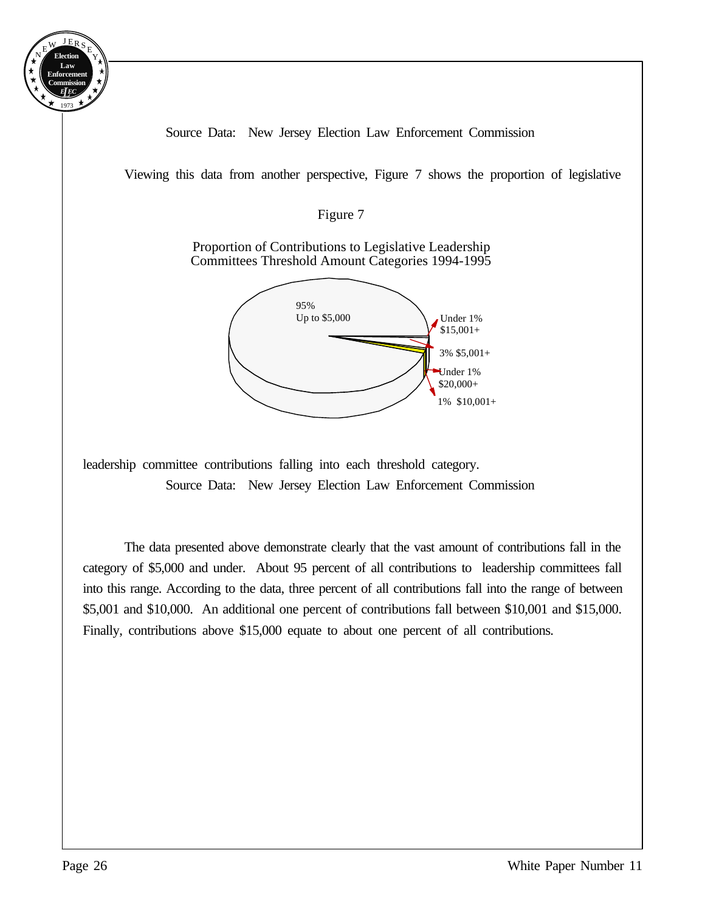Source Data: New Jersey Election Law Enforcement Commission

Viewing this data from another perspective, Figure 7 shows the proportion of legislative leadership committee contributions falling into each threshold category.

Figure 7

Proportion of Contributions to Legislative Leadership Committees Threshold Amount Categories 1994-1995

95% Up to $5,000

Under 1% $15,001+

3% $5,001+

Under 1% $20,000+

1% $10,001+

Source Data: New Jersey Election Law Enforcement Commission

The data presented above demonstrate clearly that the vast amount of contributions fall in the category of $5,000 and under. About 95 percent of all contributions to leadership committees fall into this range. According to the data, three percent of all contributions fall into the range of between $5,001 and $10,000. An additional one percent of contributions fall between $10,001 and $15,000. Finally, contributions above $15,000 equate to about one percent of all contributions.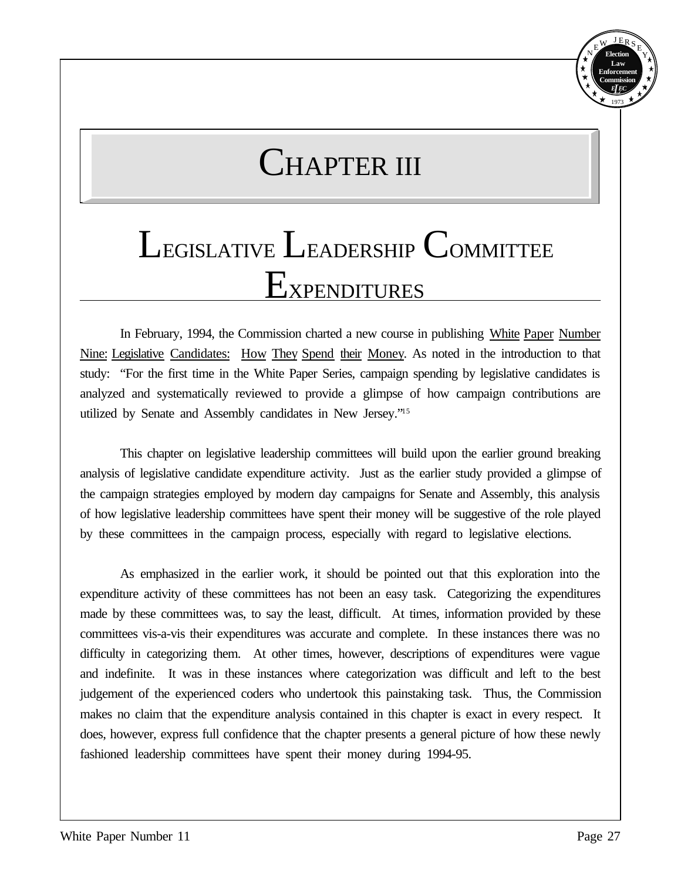# Chapter III

## Legislative Leadership Committee Expenditures

In February, 1994, the Commission charted a new course in publishing White Paper Number Nine: Legislative Candidates: How They Spend their Money. As noted in the introduction to that study: "For the first time in the White Paper Series, campaign spending by legislative candidates is analyzed and systematically reviewed to provide a glimpse of how campaign contributions are utilized by Senate and Assembly candidates in New Jersey."[15]

This chapter on legislative leadership committees will build upon the earlier ground breaking analysis of legislative candidate expenditure activity. Just as the earlier study provided a glimpse of the campaign strategies employed by modern day campaigns for Senate and Assembly, this analysis of how legislative leadership committees have spent their money will be suggestive of the role played by these committees in the campaign process, especially with regard to legislative elections.

As emphasized in the earlier work, it should be pointed out that this exploration into the expenditure activity of these committees has not been an easy task. Categorizing the expenditures made by these committees was, to say the least, difficult. At times, information provided by these committees vis-a-vis their expenditures was accurate and complete. In these instances there was no difficulty in categorizing them. At other times, however, descriptions of expenditures were vague and indefinite. It was in these instances where categorization was difficult and left to the best judgement of the experienced coders who undertook this painstaking task. Thus, the Commission makes no claim that the expenditure analysis contained in this chapter is exact in every respect. It does, however, express full confidence that the chapter presents a general picture of how these newly fashioned leadership committees have spent their money during 1994-95.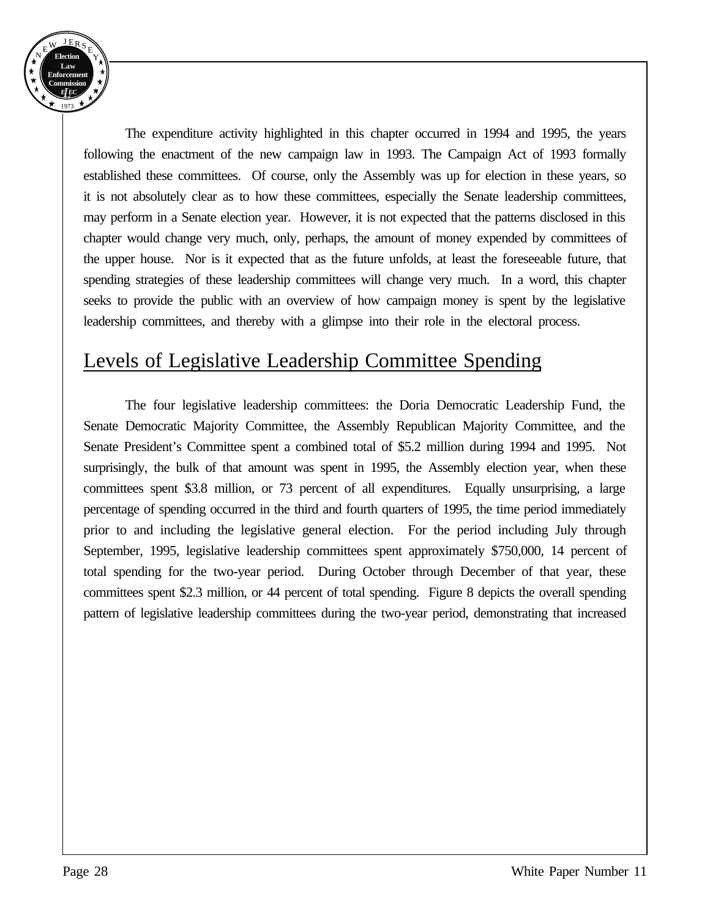The expenditure activity highlighted in this chapter occurred in 1994 and 1995, the years following the enactment of the new campaign law in 1993. The Campaign Act of 1993 formally established these committees. Of course, only the Assembly was up for election in these years, so it is not absolutely clear as to how these committees, especially the Senate leadership committees, may perform in a Senate election year. However, it is not expected that the patterns disclosed in this chapter would change very much, only, perhaps, the amount of money expended by committees of the upper house. Nor is it expected that as the future unfolds, at least the foreseeable future, that spending strategies of these leadership committees will change very much. In a word, this chapter seeks to provide the public with an overview of how campaign money is spent by the legislative leadership committees, and thereby with a glimpse into their role in the electoral process.

## Levels of Legislative Leadership Committee Spending

The four legislative leadership committees: the Doria Democratic Leadership Fund, the Senate Democratic Majority Committee, the Assembly Republican Majority Committee, and the Senate President's Committee spent a combined total of \$5.2 million during 1994 and 1995. Not surprisingly, the bulk of that amount was spent in 1995, the Assembly election year, when these committees spent \$3.8 million, or 73 percent of all expenditures. Equally unsurprising, a large percentage of spending occurred in the third and fourth quarters of 1995, the time period immediately prior to and including the legislative general election. For the period including July through September, 1995, legislative leadership committees spent approximately \$750,000, 14 percent of total spending for the two-year period. During October through December of that year, these committees spent \$2.3 million, or 44 percent of total spending. Figure 8 depicts the overall spending pattern of legislative leadership committees during the two-year period, demonstrating that increased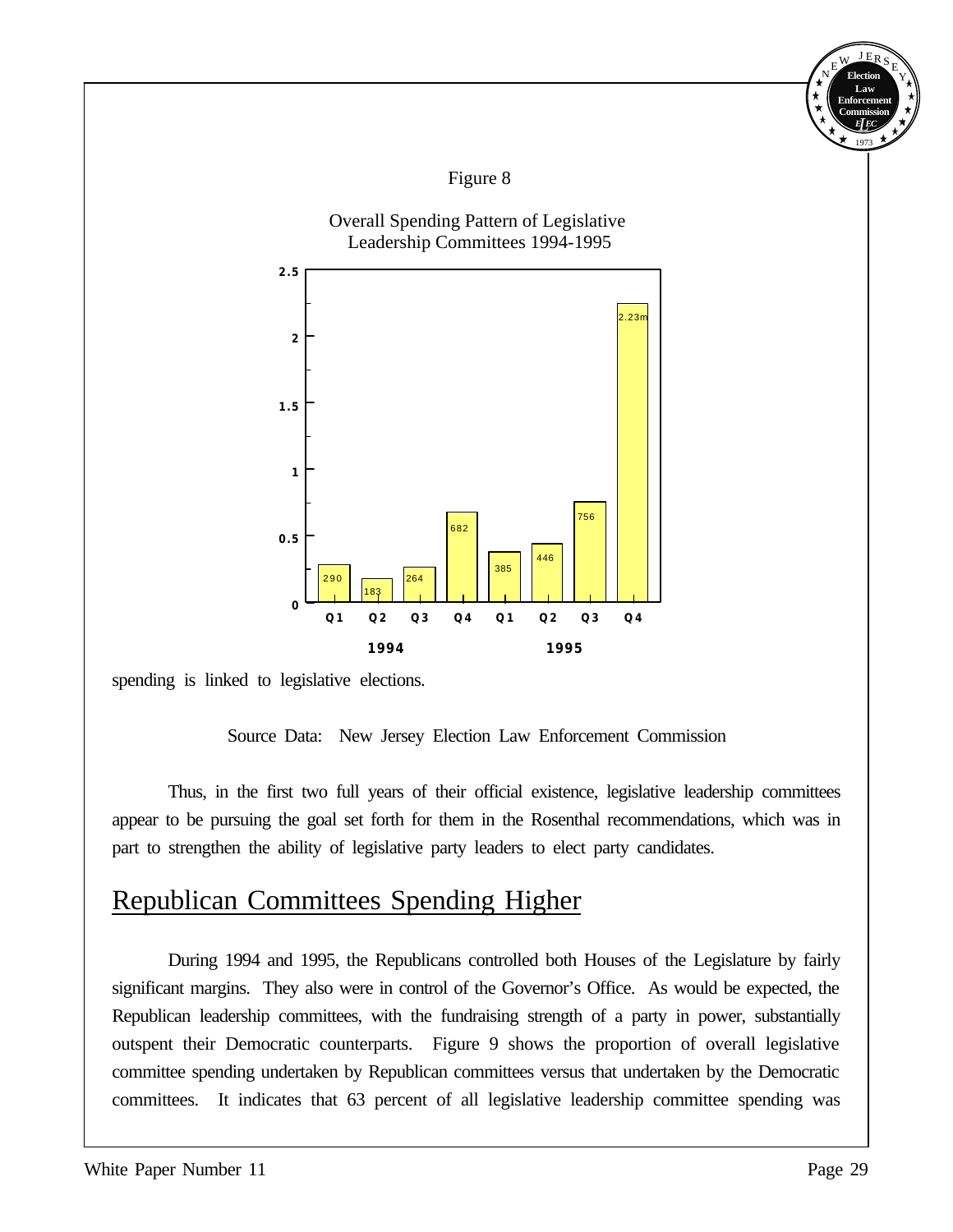Figure 8

Overall Spending Pattern of Legislative Leadership Committees 1994-1995

| Year | Quarter | Spending |
|---|---|---|
| 1994 | Q1 | 290 |
| 1994 | Q2 | 183 |
| 1994 | Q3 | 264 |
| 1994 | Q4 | 682 |
| 1995 | Q1 | 385 |
| 1995 | Q2 | 446 |
| 1995 | Q3 | 756 |
| 1995 | Q4 | 2.23m |

spending is linked to legislative elections.

Source Data: New Jersey Election Law Enforcement Commission

Thus, in the first two full years of their official existence, legislative leadership committees appear to be pursuing the goal set forth for them in the Rosenthal recommendations, which was in part to strengthen the ability of legislative party leaders to elect party candidates.

## Republican Committees Spending Higher

During 1994 and 1995, the Republicans controlled both Houses of the Legislature by fairly significant margins. They also were in control of the Governor's Office. As would be expected, the Republican leadership committees, with the fundraising strength of a party in power, substantially outspent their Democratic counterparts. Figure 9 shows the proportion of overall legislative committee spending undertaken by Republican committees versus that undertaken by the Democratic committees. It indicates that 63 percent of all legislative leadership committee spending was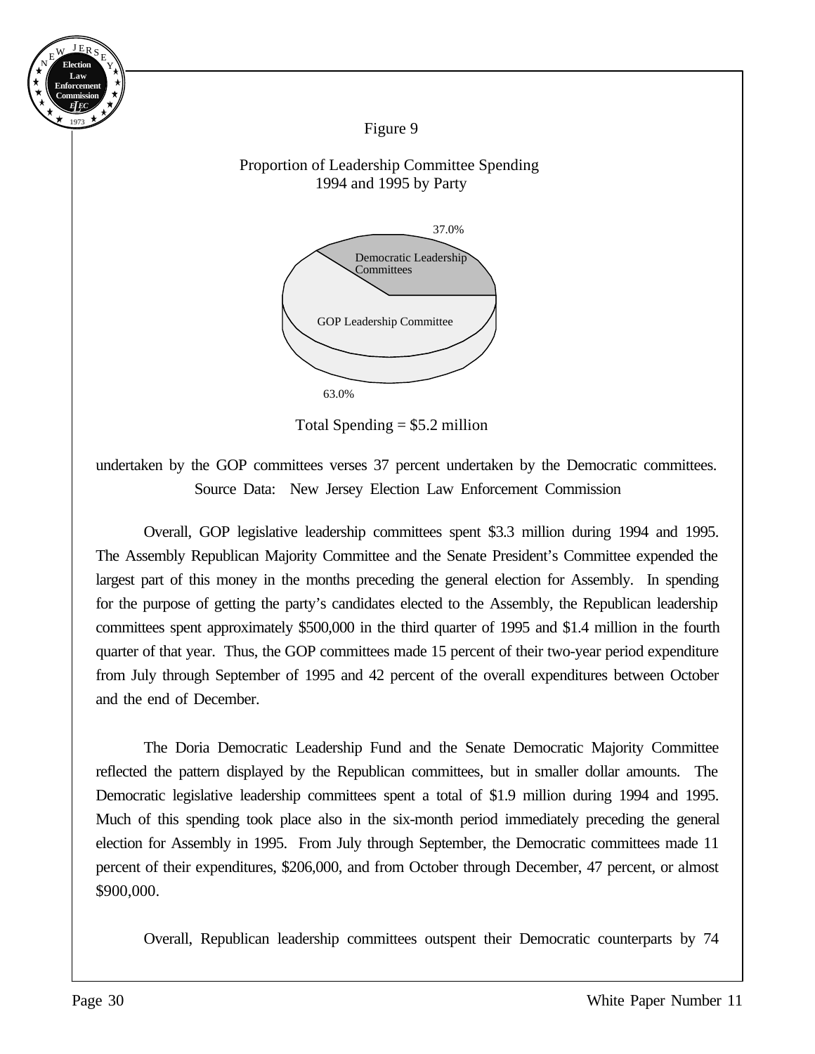Figure 9

Proportion of Leadership Committee Spending
1994 and 1995 by Party

37.0%

Democratic Leadership Committees

GOP Leadership Committee

63.0%

Total Spending = $5.2 million

undertaken by the GOP committees verses 37 percent undertaken by the Democratic committees.

Source Data: New Jersey Election Law Enforcement Commission

Overall, GOP legislative leadership committees spent $3.3 million during 1994 and 1995. The Assembly Republican Majority Committee and the Senate President's Committee expended the largest part of this money in the months preceding the general election for Assembly. In spending for the purpose of getting the party's candidates elected to the Assembly, the Republican leadership committees spent approximately $500,000 in the third quarter of 1995 and $1.4 million in the fourth quarter of that year. Thus, the GOP committees made 15 percent of their two-year period expenditure from July through September of 1995 and 42 percent of the overall expenditures between October and the end of December.

The Doria Democratic Leadership Fund and the Senate Democratic Majority Committee reflected the pattern displayed by the Republican committees, but in smaller dollar amounts. The Democratic legislative leadership committees spent a total of $1.9 million during 1994 and 1995. Much of this spending took place also in the six-month period immediately preceding the general election for Assembly in 1995. From July through September, the Democratic committees made 11 percent of their expenditures, $206,000, and from October through December, 47 percent, or almost $900,000.

Overall, Republican leadership committees outspent their Democratic counterparts by 74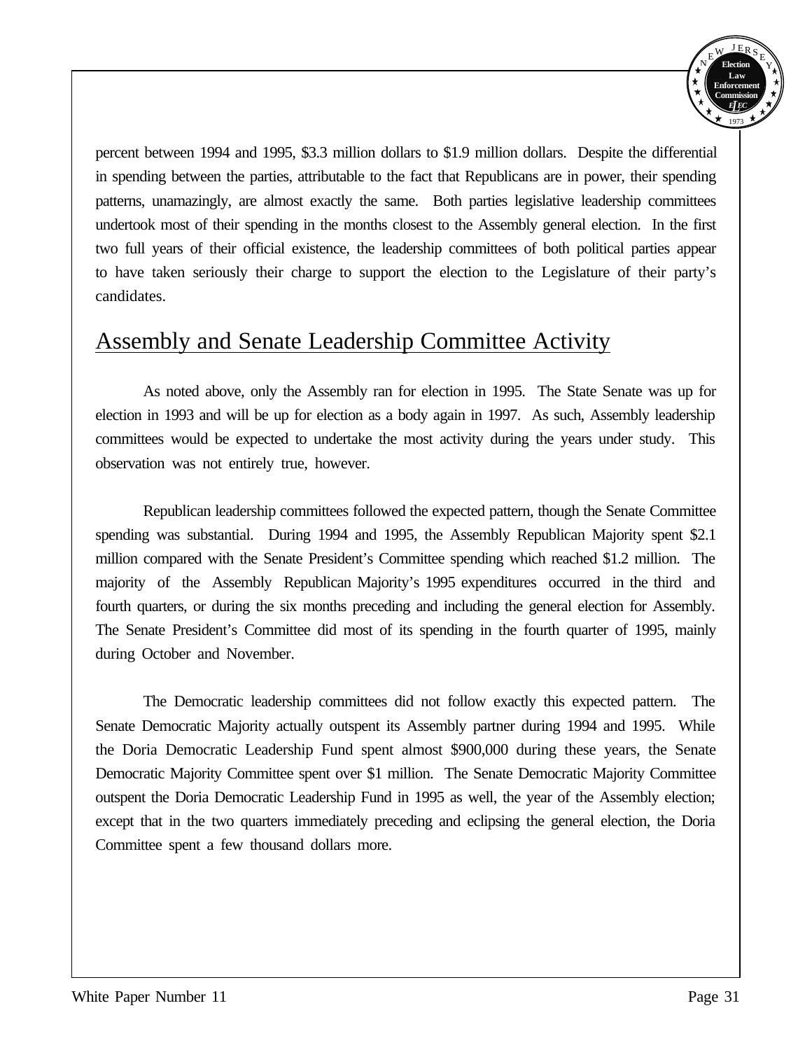percent between 1994 and 1995, $3.3 million dollars to $1.9 million dollars. Despite the differential in spending between the parties, attributable to the fact that Republicans are in power, their spending patterns, unamazingly, are almost exactly the same. Both parties legislative leadership committees undertook most of their spending in the months closest to the Assembly general election. In the first two full years of their official existence, the leadership committees of both political parties appear to have taken seriously their charge to support the election to the Legislature of their party's candidates.

## Assembly and Senate Leadership Committee Activity

As noted above, only the Assembly ran for election in 1995. The State Senate was up for election in 1993 and will be up for election as a body again in 1997. As such, Assembly leadership committees would be expected to undertake the most activity during the years under study. This observation was not entirely true, however.

Republican leadership committees followed the expected pattern, though the Senate Committee spending was substantial. During 1994 and 1995, the Assembly Republican Majority spent $2.1 million compared with the Senate President's Committee spending which reached $1.2 million. The majority of the Assembly Republican Majority's 1995 expenditures occurred in the third and fourth quarters, or during the six months preceding and including the general election for Assembly. The Senate President's Committee did most of its spending in the fourth quarter of 1995, mainly during October and November.

The Democratic leadership committees did not follow exactly this expected pattern. The Senate Democratic Majority actually outspent its Assembly partner during 1994 and 1995. While the Doria Democratic Leadership Fund spent almost $900,000 during these years, the Senate Democratic Majority Committee spent over $1 million. The Senate Democratic Majority Committee outspent the Doria Democratic Leadership Fund in 1995 as well, the year of the Assembly election; except that in the two quarters immediately preceding and eclipsing the general election, the Doria Committee spent a few thousand dollars more.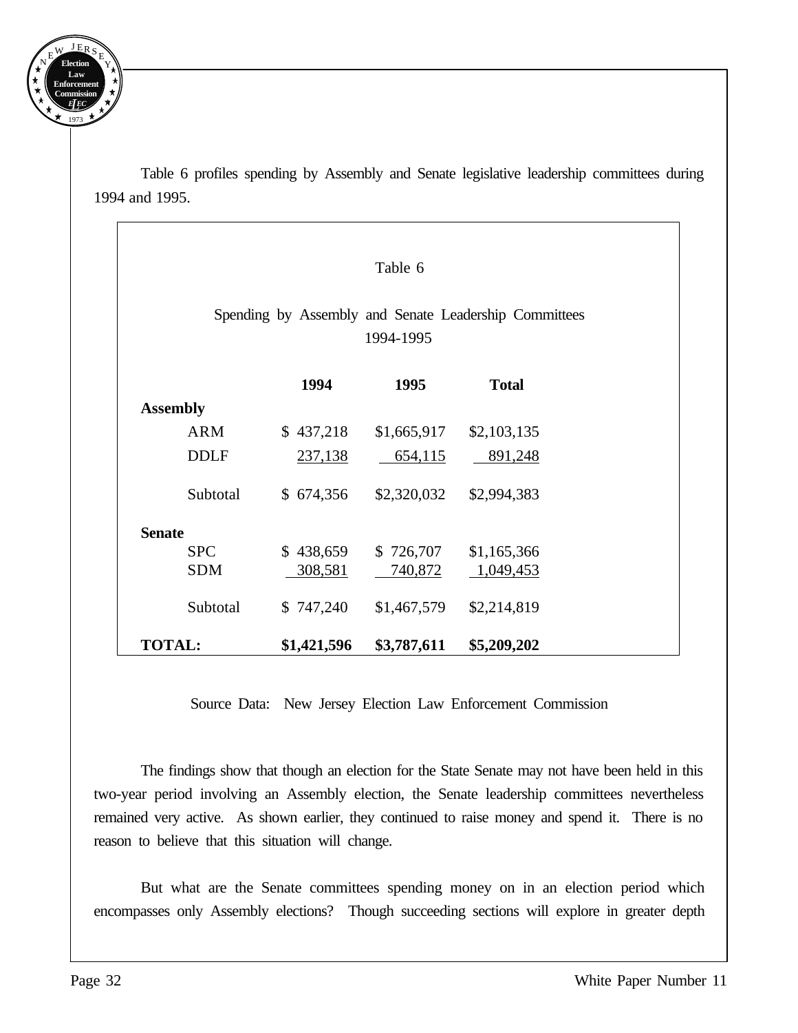Table 6 profiles spending by Assembly and Senate legislative leadership committees during 1994 and 1995.

Table 6

Spending by Assembly and Senate Leadership Committees 1994-1995

| | 1994 | 1995 | Total |
|---|---|---|---|
| **Assembly** | | | |
| ARM | $ 437,218 | $1,665,917 | $2,103,135 |
| DDLF | 237,138 | 654,115 | 891,248 |
| Subtotal | $ 674,356 | $2,320,032 | $2,994,383 |
| **Senate** | | | |
| SPC | $ 438,659 | $ 726,707 | $1,165,366 |
| SDM | 308,581 | 740,872 | 1,049,453 |
| Subtotal | $ 747,240 | $1,467,579 | $2,214,819 |
| **TOTAL:** | **$1,421,596** | **$3,787,611** | **$5,209,202** |

Source Data: New Jersey Election Law Enforcement Commission

The findings show that though an election for the State Senate may not have been held in this two-year period involving an Assembly election, the Senate leadership committees nevertheless remained very active. As shown earlier, they continued to raise money and spend it. There is no reason to believe that this situation will change.

But what are the Senate committees spending money on in an election period which encompasses only Assembly elections? Though succeeding sections will explore in greater depth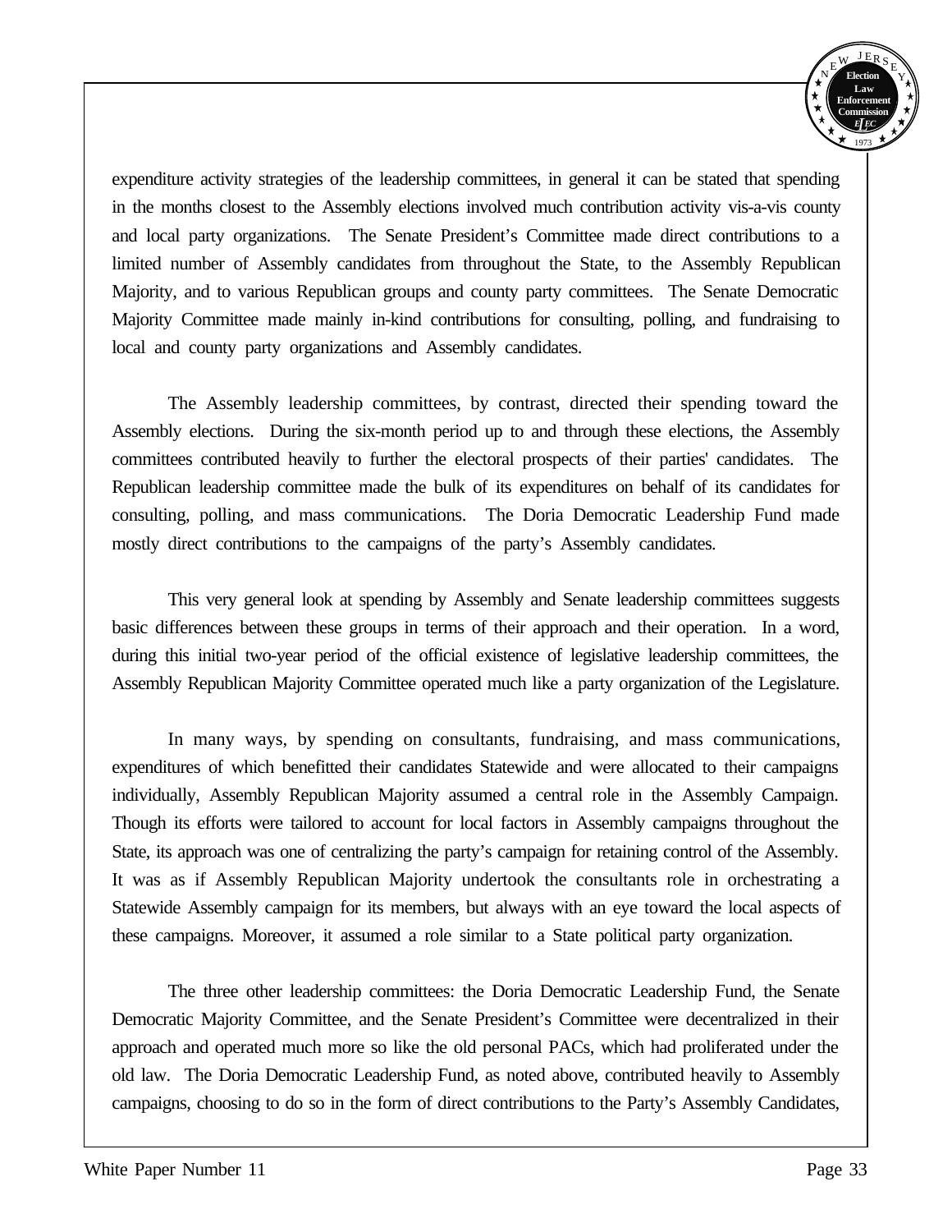expenditure activity strategies of the leadership committees, in general it can be stated that spending in the months closest to the Assembly elections involved much contribution activity vis-a-vis county and local party organizations. The Senate President's Committee made direct contributions to a limited number of Assembly candidates from throughout the State, to the Assembly Republican Majority, and to various Republican groups and county party committees. The Senate Democratic Majority Committee made mainly in-kind contributions for consulting, polling, and fundraising to local and county party organizations and Assembly candidates.

The Assembly leadership committees, by contrast, directed their spending toward the Assembly elections. During the six-month period up to and through these elections, the Assembly committees contributed heavily to further the electoral prospects of their parties' candidates. The Republican leadership committee made the bulk of its expenditures on behalf of its candidates for consulting, polling, and mass communications. The Doria Democratic Leadership Fund made mostly direct contributions to the campaigns of the party's Assembly candidates.

This very general look at spending by Assembly and Senate leadership committees suggests basic differences between these groups in terms of their approach and their operation. In a word, during this initial two-year period of the official existence of legislative leadership committees, the Assembly Republican Majority Committee operated much like a party organization of the Legislature.

In many ways, by spending on consultants, fundraising, and mass communications, expenditures of which benefitted their candidates Statewide and were allocated to their campaigns individually, Assembly Republican Majority assumed a central role in the Assembly Campaign. Though its efforts were tailored to account for local factors in Assembly campaigns throughout the State, its approach was one of centralizing the party's campaign for retaining control of the Assembly. It was as if Assembly Republican Majority undertook the consultants role in orchestrating a Statewide Assembly campaign for its members, but always with an eye toward the local aspects of these campaigns. Moreover, it assumed a role similar to a State political party organization.

The three other leadership committees: the Doria Democratic Leadership Fund, the Senate Democratic Majority Committee, and the Senate President's Committee were decentralized in their approach and operated much more so like the old personal PACs, which had proliferated under the old law. The Doria Democratic Leadership Fund, as noted above, contributed heavily to Assembly campaigns, choosing to do so in the form of direct contributions to the Party's Assembly Candidates,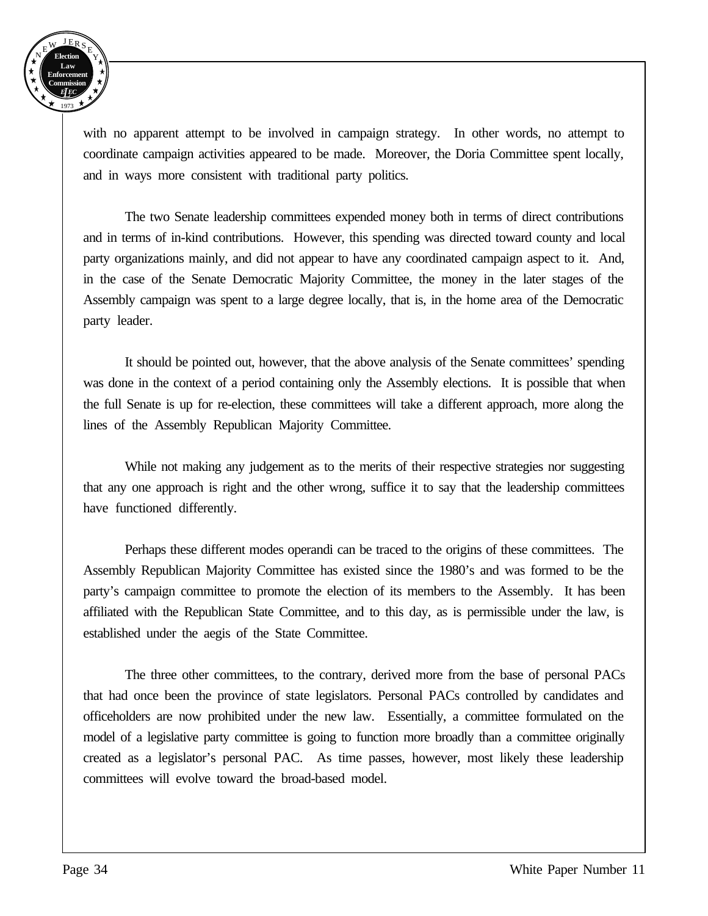with no apparent attempt to be involved in campaign strategy. In other words, no attempt to coordinate campaign activities appeared to be made. Moreover, the Doria Committee spent locally, and in ways more consistent with traditional party politics.

The two Senate leadership committees expended money both in terms of direct contributions and in terms of in-kind contributions. However, this spending was directed toward county and local party organizations mainly, and did not appear to have any coordinated campaign aspect to it. And, in the case of the Senate Democratic Majority Committee, the money in the later stages of the Assembly campaign was spent to a large degree locally, that is, in the home area of the Democratic party leader.

It should be pointed out, however, that the above analysis of the Senate committees' spending was done in the context of a period containing only the Assembly elections. It is possible that when the full Senate is up for re-election, these committees will take a different approach, more along the lines of the Assembly Republican Majority Committee.

While not making any judgement as to the merits of their respective strategies nor suggesting that any one approach is right and the other wrong, suffice it to say that the leadership committees have functioned differently.

Perhaps these different modes operandi can be traced to the origins of these committees. The Assembly Republican Majority Committee has existed since the 1980's and was formed to be the party's campaign committee to promote the election of its members to the Assembly. It has been affiliated with the Republican State Committee, and to this day, as is permissible under the law, is established under the aegis of the State Committee.

The three other committees, to the contrary, derived more from the base of personal PACs that had once been the province of state legislators. Personal PACs controlled by candidates and officeholders are now prohibited under the new law. Essentially, a committee formulated on the model of a legislative party committee is going to function more broadly than a committee originally created as a legislator's personal PAC. As time passes, however, most likely these leadership committees will evolve toward the broad-based model.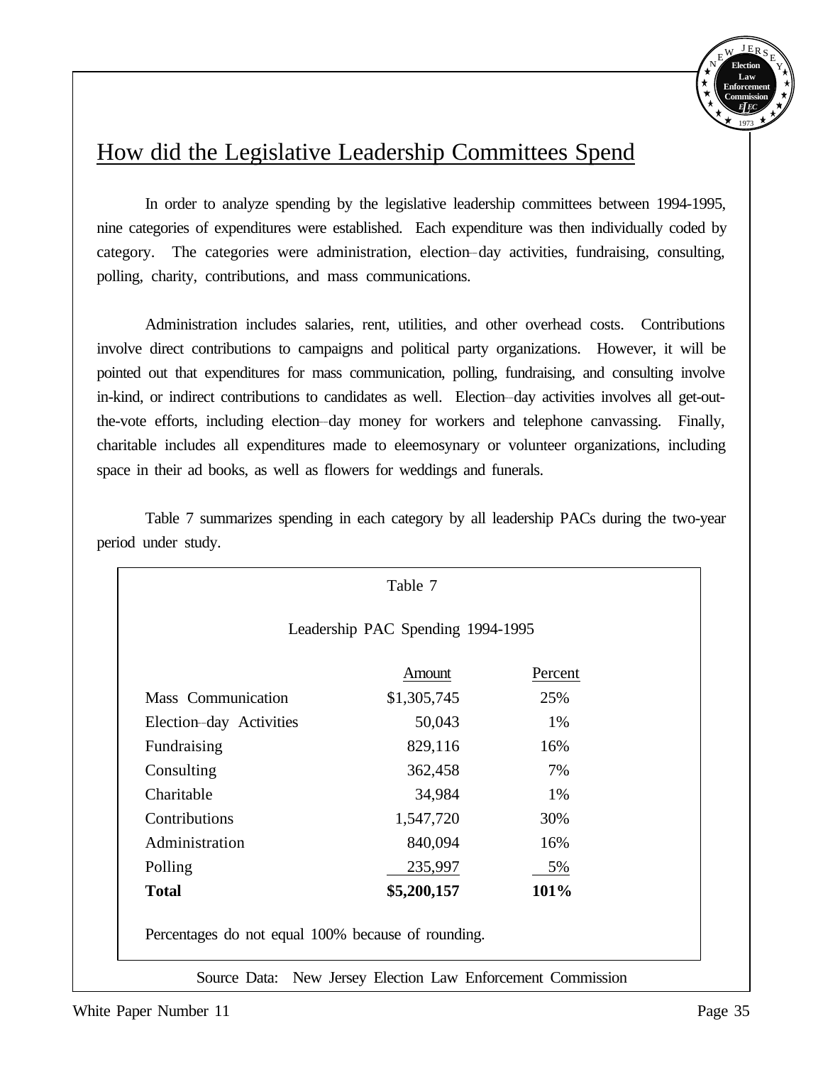## How did the Legislative Leadership Committees Spend

In order to analyze spending by the legislative leadership committees between 1994-1995, nine categories of expenditures were established. Each expenditure was then individually coded by category. The categories were administration, election–day activities, fundraising, consulting, polling, charity, contributions, and mass communications.

Administration includes salaries, rent, utilities, and other overhead costs. Contributions involve direct contributions to campaigns and political party organizations. However, it will be pointed out that expenditures for mass communication, polling, fundraising, and consulting involve in-kind, or indirect contributions to candidates as well. Election–day activities involves all get-out-the-vote efforts, including election–day money for workers and telephone canvassing. Finally, charitable includes all expenditures made to eleemosynary or volunteer organizations, including space in their ad books, as well as flowers for weddings and funerals.

Table 7 summarizes spending in each category by all leadership PACs during the two-year period under study.

Table 7

Leadership PAC Spending 1994-1995

| | Amount | Percent |
|---|---|---|
| Mass Communication | $1,305,745 | 25% |
| Election–day Activities | 50,043 | 1% |
| Fundraising | 829,116 | 16% |
| Consulting | 362,458 | 7% |
| Charitable | 34,984 | 1% |
| Contributions | 1,547,720 | 30% |
| Administration | 840,094 | 16% |
| Polling | 235,997 | 5% |
| **Total** | **$5,200,157** | **101%** |

Percentages do not equal 100% because of rounding.

Source Data: New Jersey Election Law Enforcement Commission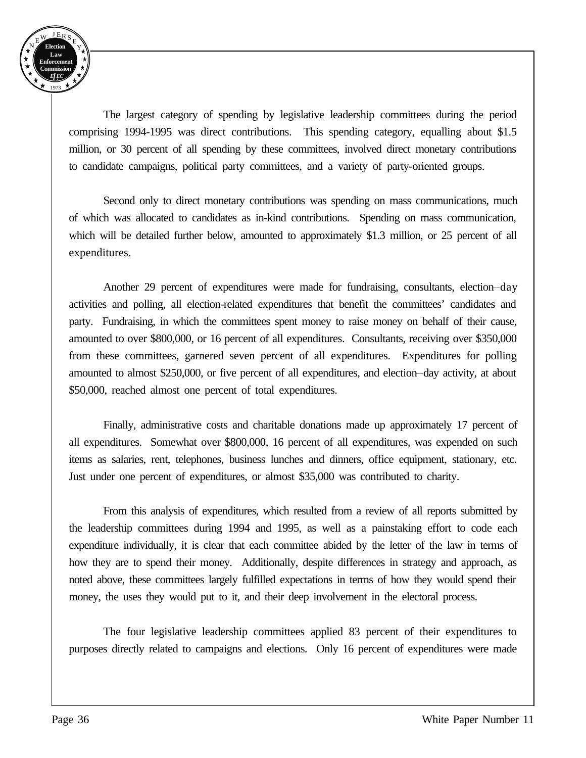The largest category of spending by legislative leadership committees during the period comprising 1994-1995 was direct contributions. This spending category, equalling about $1.5 million, or 30 percent of all spending by these committees, involved direct monetary contributions to candidate campaigns, political party committees, and a variety of party-oriented groups.

Second only to direct monetary contributions was spending on mass communications, much of which was allocated to candidates as in-kind contributions. Spending on mass communication, which will be detailed further below, amounted to approximately $1.3 million, or 25 percent of all expenditures.

Another 29 percent of expenditures were made for fundraising, consultants, election–day activities and polling, all election-related expenditures that benefit the committees' candidates and party. Fundraising, in which the committees spent money to raise money on behalf of their cause, amounted to over $800,000, or 16 percent of all expenditures. Consultants, receiving over $350,000 from these committees, garnered seven percent of all expenditures. Expenditures for polling amounted to almost $250,000, or five percent of all expenditures, and election–day activity, at about $50,000, reached almost one percent of total expenditures.

Finally, administrative costs and charitable donations made up approximately 17 percent of all expenditures. Somewhat over $800,000, 16 percent of all expenditures, was expended on such items as salaries, rent, telephones, business lunches and dinners, office equipment, stationary, etc. Just under one percent of expenditures, or almost $35,000 was contributed to charity.

From this analysis of expenditures, which resulted from a review of all reports submitted by the leadership committees during 1994 and 1995, as well as a painstaking effort to code each expenditure individually, it is clear that each committee abided by the letter of the law in terms of how they are to spend their money. Additionally, despite differences in strategy and approach, as noted above, these committees largely fulfilled expectations in terms of how they would spend their money, the uses they would put to it, and their deep involvement in the electoral process.

The four legislative leadership committees applied 83 percent of their expenditures to purposes directly related to campaigns and elections. Only 16 percent of expenditures were made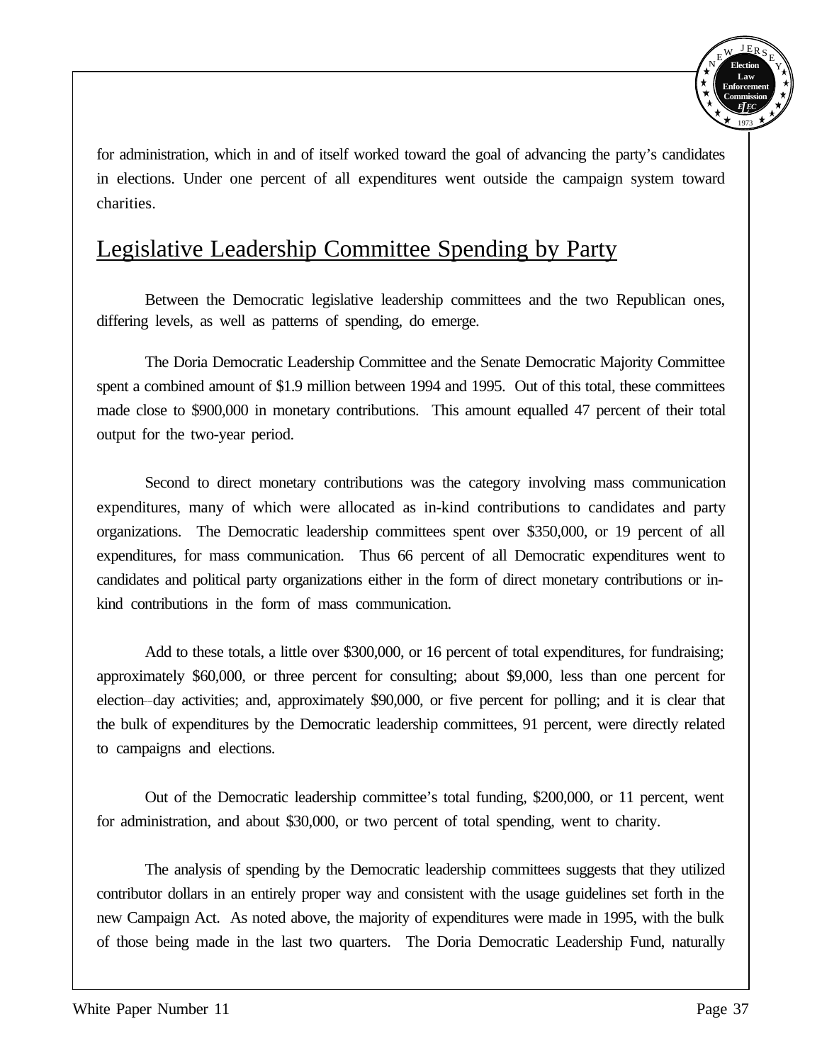for administration, which in and of itself worked toward the goal of advancing the party's candidates in elections. Under one percent of all expenditures went outside the campaign system toward charities.

## Legislative Leadership Committee Spending by Party

Between the Democratic legislative leadership committees and the two Republican ones, differing levels, as well as patterns of spending, do emerge.

The Doria Democratic Leadership Committee and the Senate Democratic Majority Committee spent a combined amount of $1.9 million between 1994 and 1995. Out of this total, these committees made close to $900,000 in monetary contributions. This amount equalled 47 percent of their total output for the two-year period.

Second to direct monetary contributions was the category involving mass communication expenditures, many of which were allocated as in-kind contributions to candidates and party organizations. The Democratic leadership committees spent over $350,000, or 19 percent of all expenditures, for mass communication. Thus 66 percent of all Democratic expenditures went to candidates and political party organizations either in the form of direct monetary contributions or in-kind contributions in the form of mass communication.

Add to these totals, a little over $300,000, or 16 percent of total expenditures, for fundraising; approximately $60,000, or three percent for consulting; about $9,000, less than one percent for election–day activities; and, approximately $90,000, or five percent for polling; and it is clear that the bulk of expenditures by the Democratic leadership committees, 91 percent, were directly related to campaigns and elections.

Out of the Democratic leadership committee's total funding, $200,000, or 11 percent, went for administration, and about $30,000, or two percent of total spending, went to charity.

The analysis of spending by the Democratic leadership committees suggests that they utilized contributor dollars in an entirely proper way and consistent with the usage guidelines set forth in the new Campaign Act. As noted above, the majority of expenditures were made in 1995, with the bulk of those being made in the last two quarters. The Doria Democratic Leadership Fund, naturally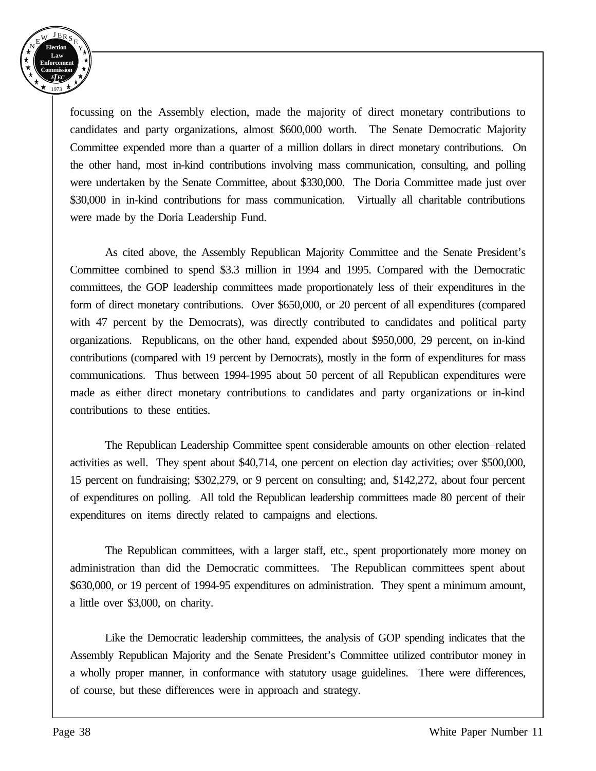focussing on the Assembly election, made the majority of direct monetary contributions to candidates and party organizations, almost $600,000 worth. The Senate Democratic Majority Committee expended more than a quarter of a million dollars in direct monetary contributions. On the other hand, most in-kind contributions involving mass communication, consulting, and polling were undertaken by the Senate Committee, about $330,000. The Doria Committee made just over $30,000 in in-kind contributions for mass communication. Virtually all charitable contributions were made by the Doria Leadership Fund.

As cited above, the Assembly Republican Majority Committee and the Senate President's Committee combined to spend $3.3 million in 1994 and 1995. Compared with the Democratic committees, the GOP leadership committees made proportionately less of their expenditures in the form of direct monetary contributions. Over $650,000, or 20 percent of all expenditures (compared with 47 percent by the Democrats), was directly contributed to candidates and political party organizations. Republicans, on the other hand, expended about $950,000, 29 percent, on in-kind contributions (compared with 19 percent by Democrats), mostly in the form of expenditures for mass communications. Thus between 1994-1995 about 50 percent of all Republican expenditures were made as either direct monetary contributions to candidates and party organizations or in-kind contributions to these entities.

The Republican Leadership Committee spent considerable amounts on other election–related activities as well. They spent about $40,714, one percent on election day activities; over $500,000, 15 percent on fundraising; $302,279, or 9 percent on consulting; and, $142,272, about four percent of expenditures on polling. All told the Republican leadership committees made 80 percent of their expenditures on items directly related to campaigns and elections.

The Republican committees, with a larger staff, etc., spent proportionately more money on administration than did the Democratic committees. The Republican committees spent about $630,000, or 19 percent of 1994-95 expenditures on administration. They spent a minimum amount, a little over $3,000, on charity.

Like the Democratic leadership committees, the analysis of GOP spending indicates that the Assembly Republican Majority and the Senate President's Committee utilized contributor money in a wholly proper manner, in conformance with statutory usage guidelines. There were differences, of course, but these differences were in approach and strategy.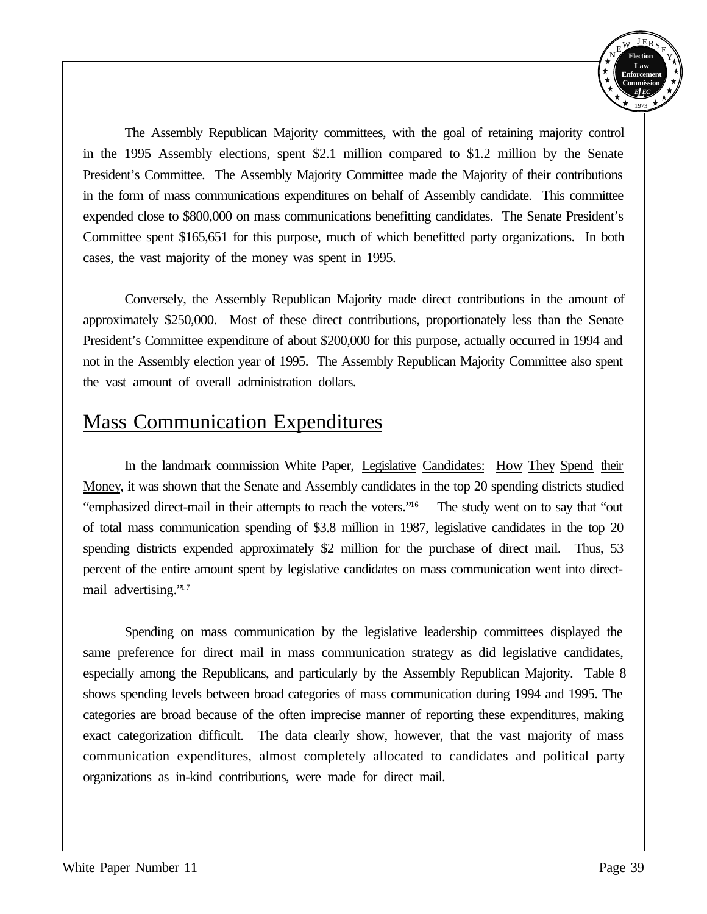The Assembly Republican Majority committees, with the goal of retaining majority control in the 1995 Assembly elections, spent $2.1 million compared to $1.2 million by the Senate President's Committee. The Assembly Majority Committee made the Majority of their contributions in the form of mass communications expenditures on behalf of Assembly candidate. This committee expended close to $800,000 on mass communications benefitting candidates. The Senate President's Committee spent $165,651 for this purpose, much of which benefitted party organizations. In both cases, the vast majority of the money was spent in 1995.

Conversely, the Assembly Republican Majority made direct contributions in the amount of approximately $250,000. Most of these direct contributions, proportionately less than the Senate President's Committee expenditure of about $200,000 for this purpose, actually occurred in 1994 and not in the Assembly election year of 1995. The Assembly Republican Majority Committee also spent the vast amount of overall administration dollars.

## Mass Communication Expenditures

In the landmark commission White Paper, Legislative Candidates: How They Spend their Money, it was shown that the Senate and Assembly candidates in the top 20 spending districts studied "emphasized direct-mail in their attempts to reach the voters."[16] The study went on to say that "out of total mass communication spending of $3.8 million in 1987, legislative candidates in the top 20 spending districts expended approximately $2 million for the purchase of direct mail. Thus, 53 percent of the entire amount spent by legislative candidates on mass communication went into direct-mail advertising."[17]

Spending on mass communication by the legislative leadership committees displayed the same preference for direct mail in mass communication strategy as did legislative candidates, especially among the Republicans, and particularly by the Assembly Republican Majority. Table 8 shows spending levels between broad categories of mass communication during 1994 and 1995. The categories are broad because of the often imprecise manner of reporting these expenditures, making exact categorization difficult. The data clearly show, however, that the vast majority of mass communication expenditures, almost completely allocated to candidates and political party organizations as in-kind contributions, were made for direct mail.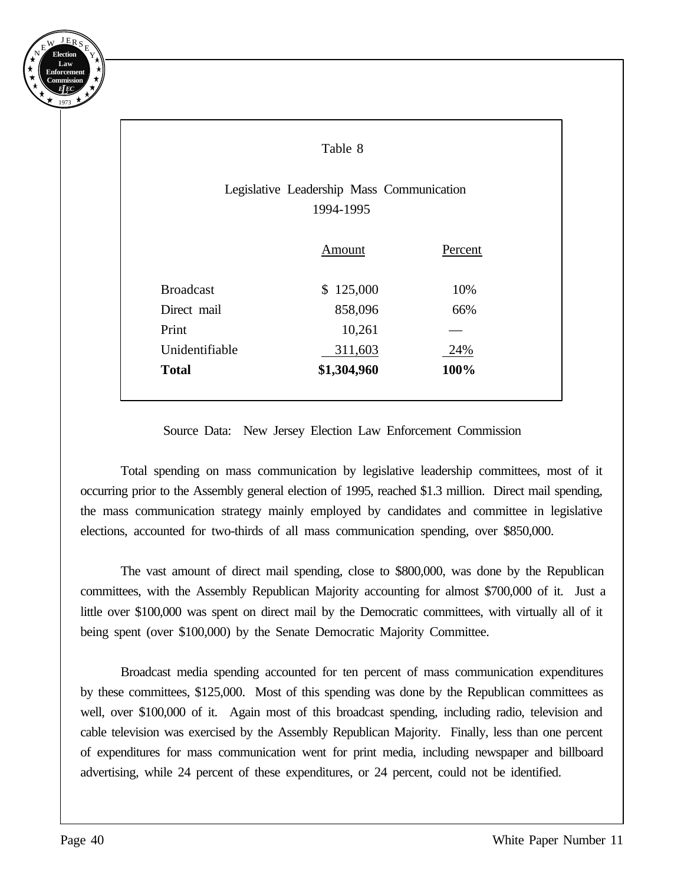Table 8

Legislative Leadership Mass Communication
1994-1995

| | Amount | Percent |
|---|---|---|
| Broadcast | $ 125,000 | 10% |
| Direct mail | 858,096 | 66% |
| Print | 10,261 | — |
| Unidentifiable | 311,603 | 24% |
| **Total** | **$1,304,960** | **100%** |

Source Data: New Jersey Election Law Enforcement Commission

Total spending on mass communication by legislative leadership committees, most of it occurring prior to the Assembly general election of 1995, reached $1.3 million. Direct mail spending, the mass communication strategy mainly employed by candidates and committee in legislative elections, accounted for two-thirds of all mass communication spending, over $850,000.

The vast amount of direct mail spending, close to $800,000, was done by the Republican committees, with the Assembly Republican Majority accounting for almost $700,000 of it. Just a little over $100,000 was spent on direct mail by the Democratic committees, with virtually all of it being spent (over $100,000) by the Senate Democratic Majority Committee.

Broadcast media spending accounted for ten percent of mass communication expenditures by these committees, $125,000. Most of this spending was done by the Republican committees as well, over $100,000 of it. Again most of this broadcast spending, including radio, television and cable television was exercised by the Assembly Republican Majority. Finally, less than one percent of expenditures for mass communication went for print media, including newspaper and billboard advertising, while 24 percent of these expenditures, or 24 percent, could not be identified.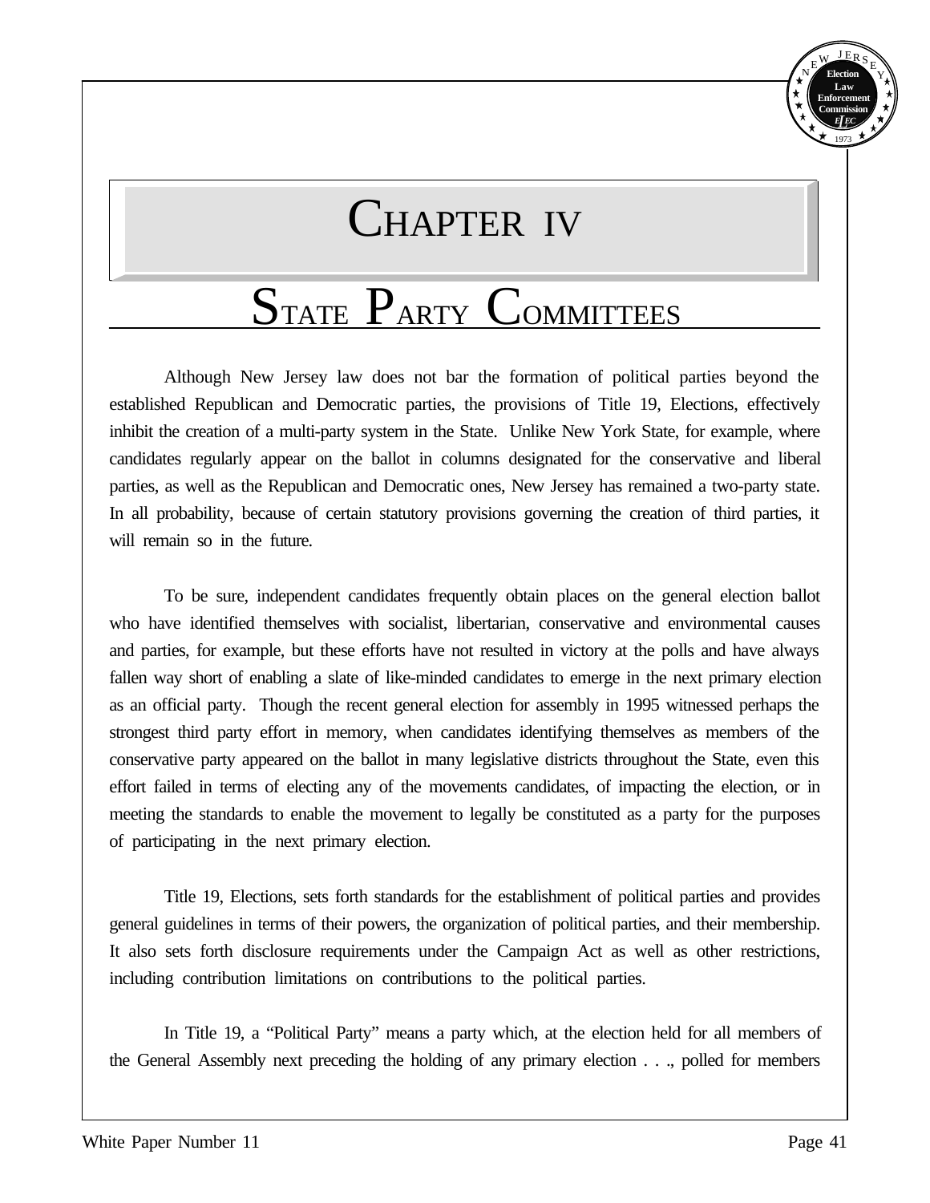# CHAPTER IV

## STATE PARTY COMMITTEES

Although New Jersey law does not bar the formation of political parties beyond the established Republican and Democratic parties, the provisions of Title 19, Elections, effectively inhibit the creation of a multi-party system in the State. Unlike New York State, for example, where candidates regularly appear on the ballot in columns designated for the conservative and liberal parties, as well as the Republican and Democratic ones, New Jersey has remained a two-party state. In all probability, because of certain statutory provisions governing the creation of third parties, it will remain so in the future.

To be sure, independent candidates frequently obtain places on the general election ballot who have identified themselves with socialist, libertarian, conservative and environmental causes and parties, for example, but these efforts have not resulted in victory at the polls and have always fallen way short of enabling a slate of like-minded candidates to emerge in the next primary election as an official party. Though the recent general election for assembly in 1995 witnessed perhaps the strongest third party effort in memory, when candidates identifying themselves as members of the conservative party appeared on the ballot in many legislative districts throughout the State, even this effort failed in terms of electing any of the movements candidates, of impacting the election, or in meeting the standards to enable the movement to legally be constituted as a party for the purposes of participating in the next primary election.

Title 19, Elections, sets forth standards for the establishment of political parties and provides general guidelines in terms of their powers, the organization of political parties, and their membership. It also sets forth disclosure requirements under the Campaign Act as well as other restrictions, including contribution limitations on contributions to the political parties.

In Title 19, a "Political Party" means a party which, at the election held for all members of the General Assembly next preceding the holding of any primary election . . ., polled for members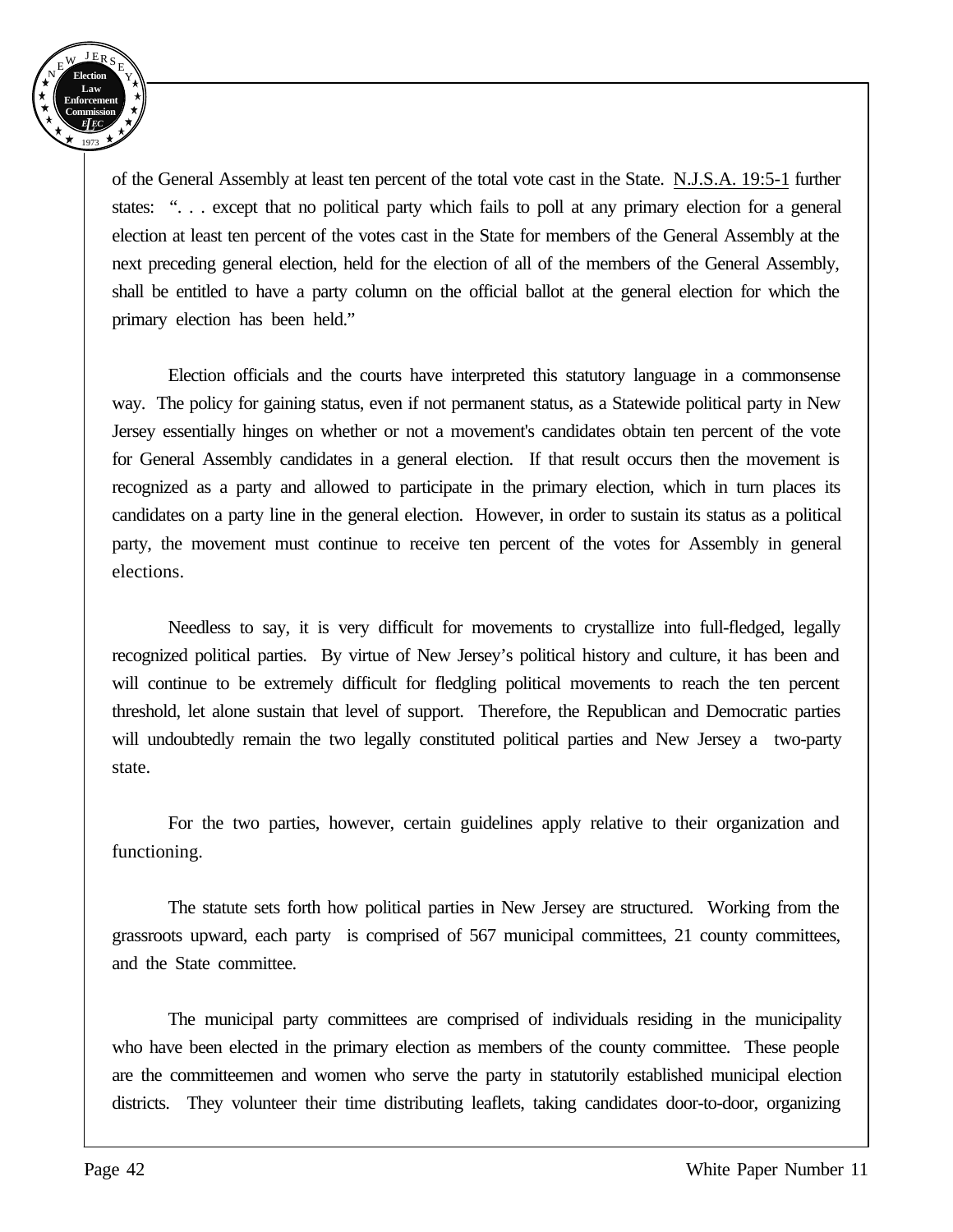of the General Assembly at least ten percent of the total vote cast in the State. N.J.S.A. 19:5-1 further states: ". . . except that no political party which fails to poll at any primary election for a general election at least ten percent of the votes cast in the State for members of the General Assembly at the next preceding general election, held for the election of all of the members of the General Assembly, shall be entitled to have a party column on the official ballot at the general election for which the primary election has been held."

Election officials and the courts have interpreted this statutory language in a commonsense way. The policy for gaining status, even if not permanent status, as a Statewide political party in New Jersey essentially hinges on whether or not a movement's candidates obtain ten percent of the vote for General Assembly candidates in a general election. If that result occurs then the movement is recognized as a party and allowed to participate in the primary election, which in turn places its candidates on a party line in the general election. However, in order to sustain its status as a political party, the movement must continue to receive ten percent of the votes for Assembly in general elections.

Needless to say, it is very difficult for movements to crystallize into full-fledged, legally recognized political parties. By virtue of New Jersey's political history and culture, it has been and will continue to be extremely difficult for fledgling political movements to reach the ten percent threshold, let alone sustain that level of support. Therefore, the Republican and Democratic parties will undoubtedly remain the two legally constituted political parties and New Jersey a two-party state.

For the two parties, however, certain guidelines apply relative to their organization and functioning.

The statute sets forth how political parties in New Jersey are structured. Working from the grassroots upward, each party is comprised of 567 municipal committees, 21 county committees, and the State committee.

The municipal party committees are comprised of individuals residing in the municipality who have been elected in the primary election as members of the county committee. These people are the committeemen and women who serve the party in statutorily established municipal election districts. They volunteer their time distributing leaflets, taking candidates door-to-door, organizing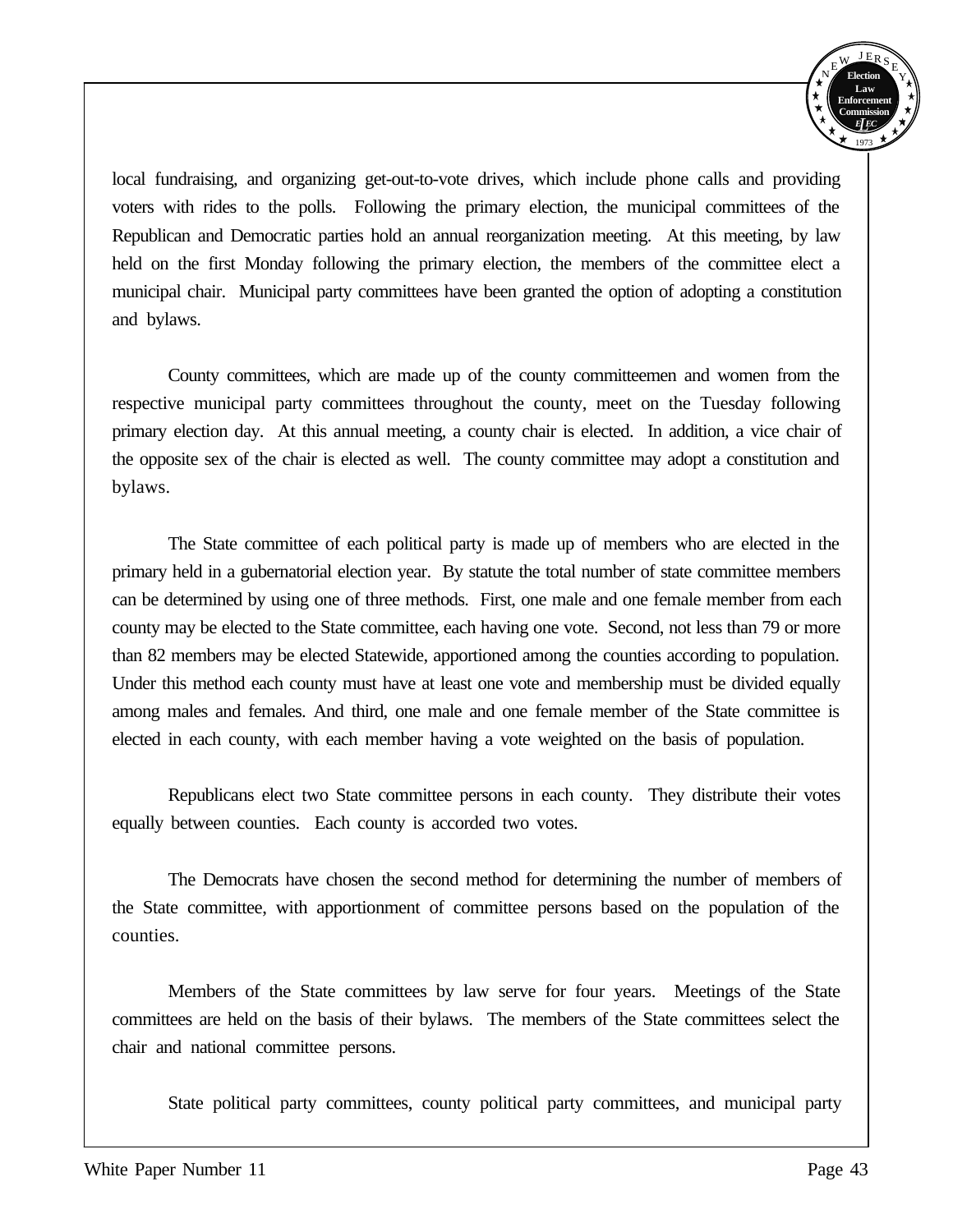local fundraising, and organizing get-out-to-vote drives, which include phone calls and providing voters with rides to the polls. Following the primary election, the municipal committees of the Republican and Democratic parties hold an annual reorganization meeting. At this meeting, by law held on the first Monday following the primary election, the members of the committee elect a municipal chair. Municipal party committees have been granted the option of adopting a constitution and bylaws.

County committees, which are made up of the county committeemen and women from the respective municipal party committees throughout the county, meet on the Tuesday following primary election day. At this annual meeting, a county chair is elected. In addition, a vice chair of the opposite sex of the chair is elected as well. The county committee may adopt a constitution and bylaws.

The State committee of each political party is made up of members who are elected in the primary held in a gubernatorial election year. By statute the total number of state committee members can be determined by using one of three methods. First, one male and one female member from each county may be elected to the State committee, each having one vote. Second, not less than 79 or more than 82 members may be elected Statewide, apportioned among the counties according to population. Under this method each county must have at least one vote and membership must be divided equally among males and females. And third, one male and one female member of the State committee is elected in each county, with each member having a vote weighted on the basis of population.

Republicans elect two State committee persons in each county. They distribute their votes equally between counties. Each county is accorded two votes.

The Democrats have chosen the second method for determining the number of members of the State committee, with apportionment of committee persons based on the population of the counties.

Members of the State committees by law serve for four years. Meetings of the State committees are held on the basis of their bylaws. The members of the State committees select the chair and national committee persons.

State political party committees, county political party committees, and municipal party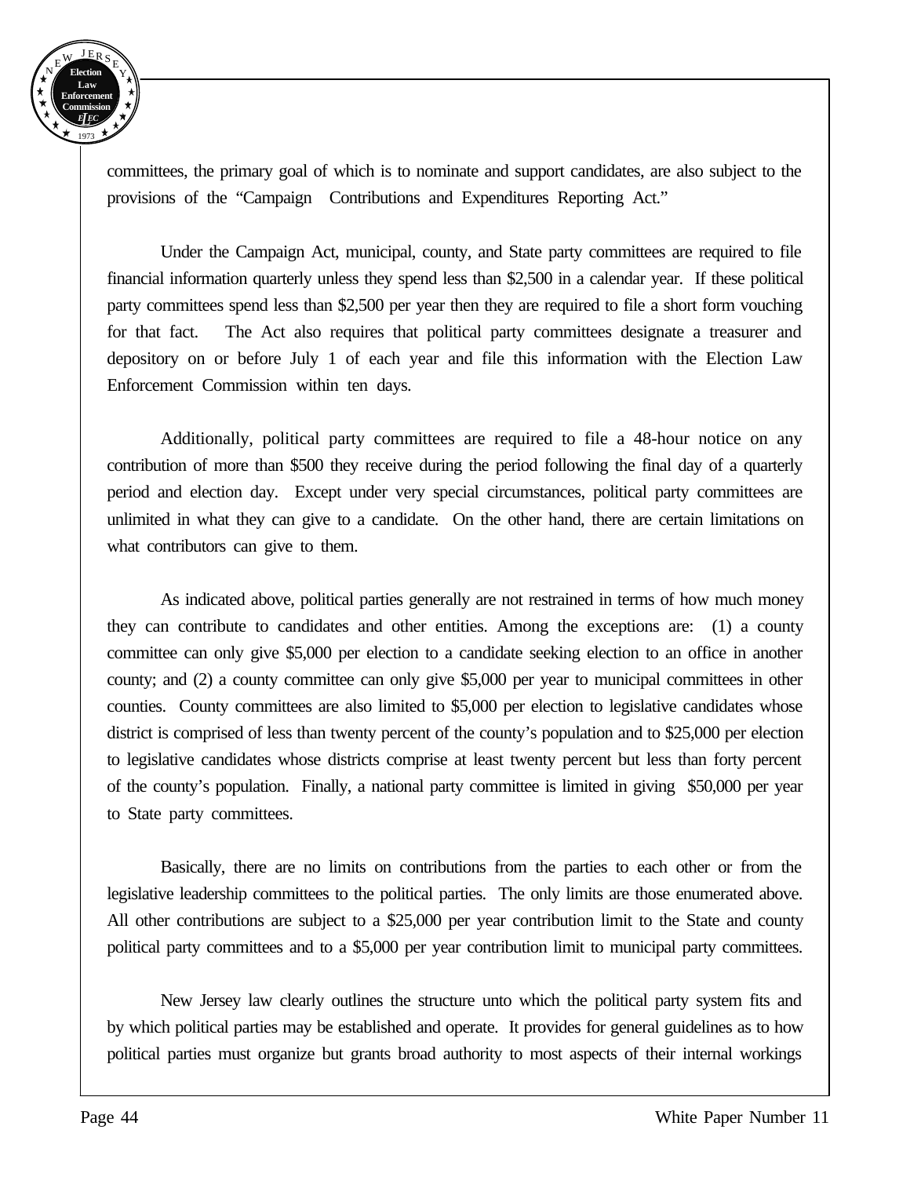committees, the primary goal of which is to nominate and support candidates, are also subject to the provisions of the "Campaign Contributions and Expenditures Reporting Act."

Under the Campaign Act, municipal, county, and State party committees are required to file financial information quarterly unless they spend less than $2,500 in a calendar year. If these political party committees spend less than $2,500 per year then they are required to file a short form vouching for that fact. The Act also requires that political party committees designate a treasurer and depository on or before July 1 of each year and file this information with the Election Law Enforcement Commission within ten days.

Additionally, political party committees are required to file a 48-hour notice on any contribution of more than $500 they receive during the period following the final day of a quarterly period and election day. Except under very special circumstances, political party committees are unlimited in what they can give to a candidate. On the other hand, there are certain limitations on what contributors can give to them.

As indicated above, political parties generally are not restrained in terms of how much money they can contribute to candidates and other entities. Among the exceptions are: (1) a county committee can only give $5,000 per election to a candidate seeking election to an office in another county; and (2) a county committee can only give $5,000 per year to municipal committees in other counties. County committees are also limited to $5,000 per election to legislative candidates whose district is comprised of less than twenty percent of the county's population and to $25,000 per election to legislative candidates whose districts comprise at least twenty percent but less than forty percent of the county's population. Finally, a national party committee is limited in giving $50,000 per year to State party committees.

Basically, there are no limits on contributions from the parties to each other or from the legislative leadership committees to the political parties. The only limits are those enumerated above. All other contributions are subject to a $25,000 per year contribution limit to the State and county political party committees and to a $5,000 per year contribution limit to municipal party committees.

New Jersey law clearly outlines the structure unto which the political party system fits and by which political parties may be established and operate. It provides for general guidelines as to how political parties must organize but grants broad authority to most aspects of their internal workings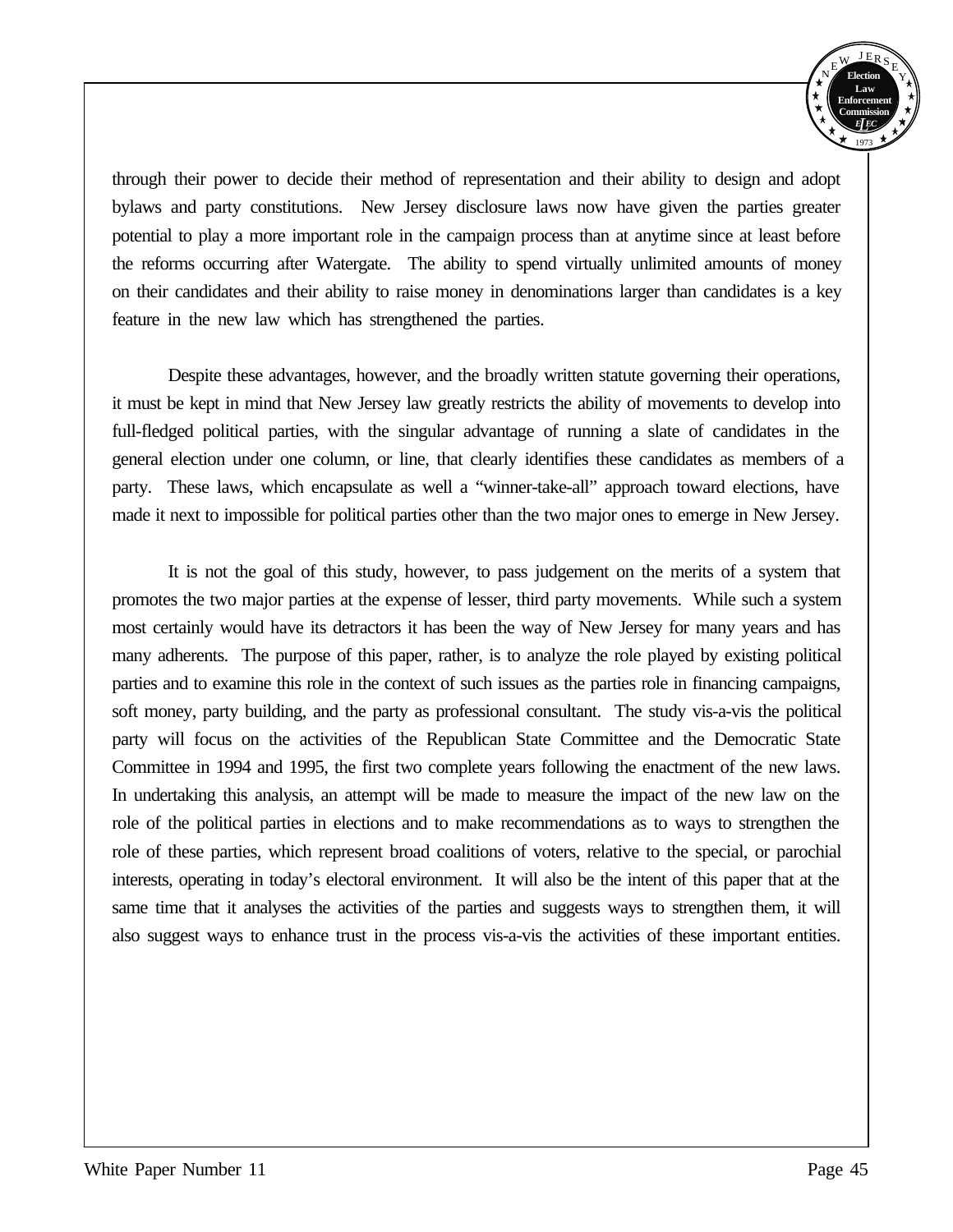through their power to decide their method of representation and their ability to design and adopt bylaws and party constitutions. New Jersey disclosure laws now have given the parties greater potential to play a more important role in the campaign process than at anytime since at least before the reforms occurring after Watergate. The ability to spend virtually unlimited amounts of money on their candidates and their ability to raise money in denominations larger than candidates is a key feature in the new law which has strengthened the parties.

Despite these advantages, however, and the broadly written statute governing their operations, it must be kept in mind that New Jersey law greatly restricts the ability of movements to develop into full-fledged political parties, with the singular advantage of running a slate of candidates in the general election under one column, or line, that clearly identifies these candidates as members of a party. These laws, which encapsulate as well a "winner-take-all" approach toward elections, have made it next to impossible for political parties other than the two major ones to emerge in New Jersey.

It is not the goal of this study, however, to pass judgement on the merits of a system that promotes the two major parties at the expense of lesser, third party movements. While such a system most certainly would have its detractors it has been the way of New Jersey for many years and has many adherents. The purpose of this paper, rather, is to analyze the role played by existing political parties and to examine this role in the context of such issues as the parties role in financing campaigns, soft money, party building, and the party as professional consultant. The study vis-a-vis the political party will focus on the activities of the Republican State Committee and the Democratic State Committee in 1994 and 1995, the first two complete years following the enactment of the new laws. In undertaking this analysis, an attempt will be made to measure the impact of the new law on the role of the political parties in elections and to make recommendations as to ways to strengthen the role of these parties, which represent broad coalitions of voters, relative to the special, or parochial interests, operating in today's electoral environment. It will also be the intent of this paper that at the same time that it analyses the activities of the parties and suggests ways to strengthen them, it will also suggest ways to enhance trust in the process vis-a-vis the activities of these important entities.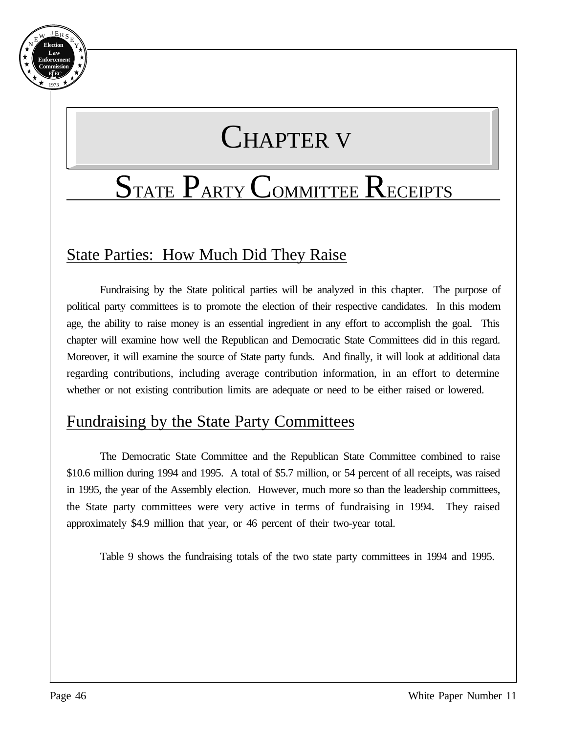# CHAPTER V

# STATE PARTY COMMITTEE RECEIPTS

## State Parties: How Much Did They Raise

Fundraising by the State political parties will be analyzed in this chapter. The purpose of political party committees is to promote the election of their respective candidates. In this modern age, the ability to raise money is an essential ingredient in any effort to accomplish the goal. This chapter will examine how well the Republican and Democratic State Committees did in this regard. Moreover, it will examine the source of State party funds. And finally, it will look at additional data regarding contributions, including average contribution information, in an effort to determine whether or not existing contribution limits are adequate or need to be either raised or lowered.

## Fundraising by the State Party Committees

The Democratic State Committee and the Republican State Committee combined to raise $10.6 million during 1994 and 1995. A total of $5.7 million, or 54 percent of all receipts, was raised in 1995, the year of the Assembly election. However, much more so than the leadership committees, the State party committees were very active in terms of fundraising in 1994. They raised approximately $4.9 million that year, or 46 percent of their two-year total.

Table 9 shows the fundraising totals of the two state party committees in 1994 and 1995.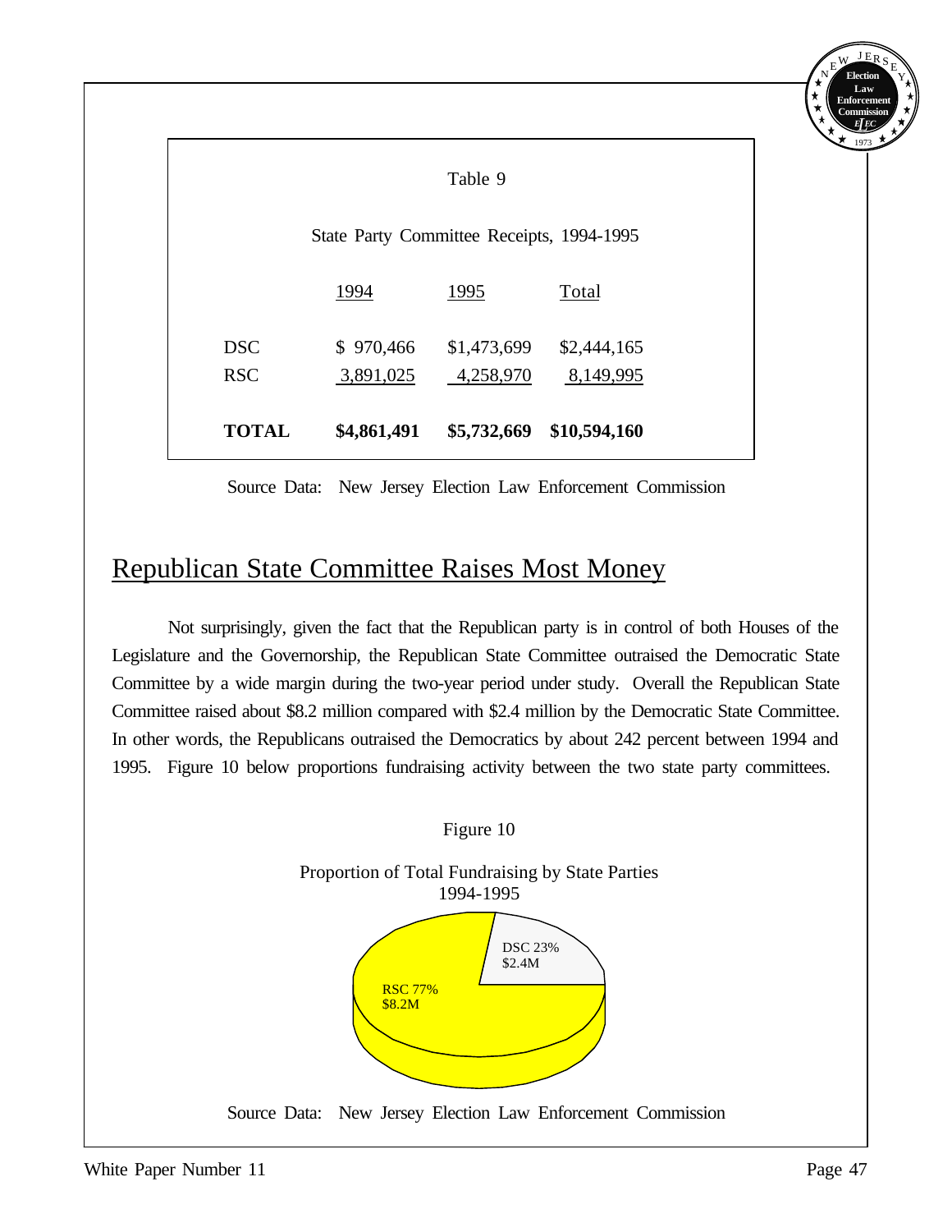Table 9

State Party Committee Receipts, 1994-1995

| | 1994 | 1995 | Total |
|---|---|---|---|
| DSC | $ 970,466 | $1,473,699 | $2,444,165 |
| RSC | 3,891,025 | 4,258,970 | 8,149,995 |
| **TOTAL** | **$4,861,491** | **$5,732,669** | **$10,594,160** |

Source Data: New Jersey Election Law Enforcement Commission

## Republican State Committee Raises Most Money

Not surprisingly, given the fact that the Republican party is in control of both Houses of the Legislature and the Governorship, the Republican State Committee outraised the Democratic State Committee by a wide margin during the two-year period under study. Overall the Republican State Committee raised about $8.2 million compared with $2.4 million by the Democratic State Committee. In other words, the Republicans outraised the Democratics by about 242 percent between 1994 and 1995. Figure 10 below proportions fundraising activity between the two state party committees.

Figure 10

Proportion of Total Fundraising by State Parties 1994-1995

DSC 23% $2.4M

RSC 77% $8.2M

Source Data: New Jersey Election Law Enforcement Commission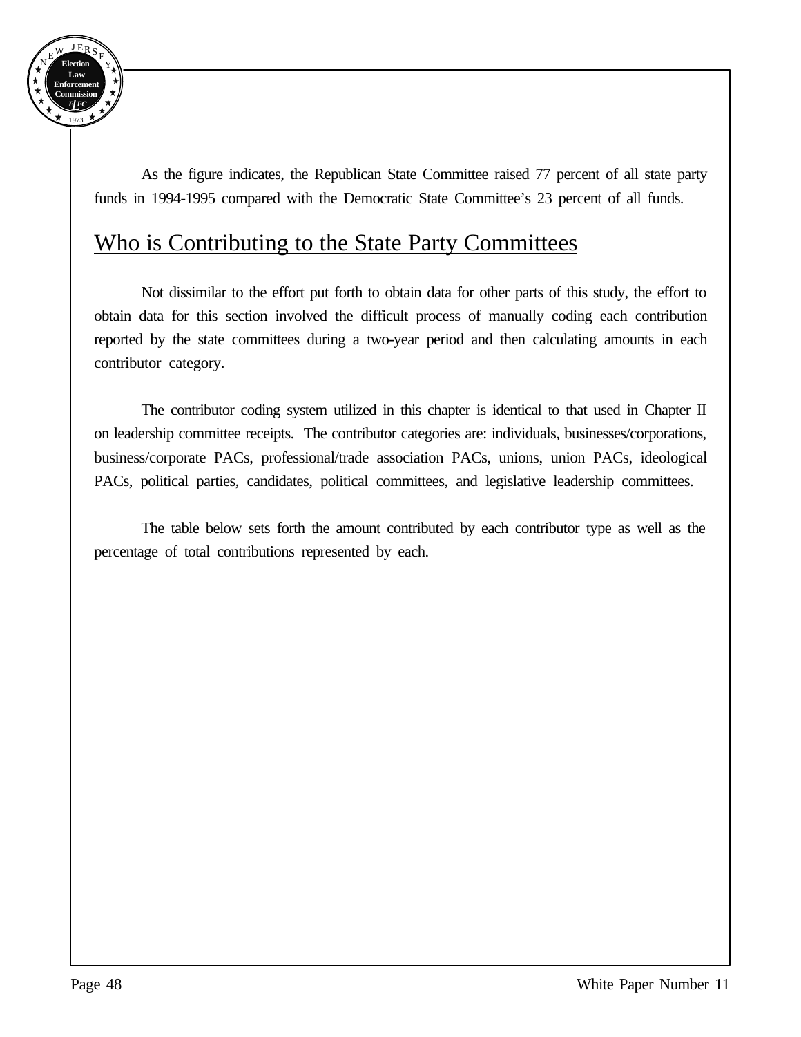As the figure indicates, the Republican State Committee raised 77 percent of all state party funds in 1994-1995 compared with the Democratic State Committee's 23 percent of all funds.

## Who is Contributing to the State Party Committees

Not dissimilar to the effort put forth to obtain data for other parts of this study, the effort to obtain data for this section involved the difficult process of manually coding each contribution reported by the state committees during a two-year period and then calculating amounts in each contributor category.

The contributor coding system utilized in this chapter is identical to that used in Chapter II on leadership committee receipts. The contributor categories are: individuals, businesses/corporations, business/corporate PACs, professional/trade association PACs, unions, union PACs, ideological PACs, political parties, candidates, political committees, and legislative leadership committees.

The table below sets forth the amount contributed by each contributor type as well as the percentage of total contributions represented by each.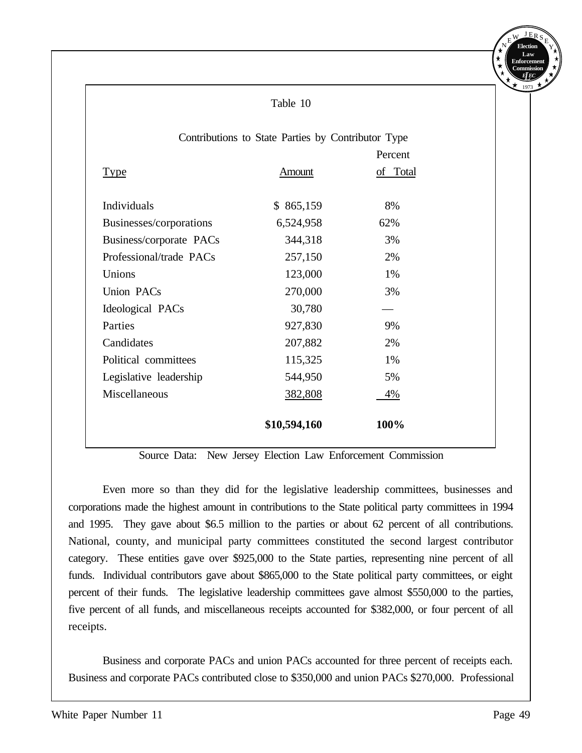Table 10

Contributions to State Parties by Contributor Type

| Type | Amount | Percent of Total |
|---|---|---|
| Individuals | $ 865,159 | 8% |
| Businesses/corporations | 6,524,958 | 62% |
| Business/corporate PACs | 344,318 | 3% |
| Professional/trade PACs | 257,150 | 2% |
| Unions | 123,000 | 1% |
| Union PACs | 270,000 | 3% |
| Ideological PACs | 30,780 | — |
| Parties | 927,830 | 9% |
| Candidates | 207,882 | 2% |
| Political committees | 115,325 | 1% |
| Legislative leadership | 544,950 | 5% |
| Miscellaneous | 382,808 | 4% |
| | **$10,594,160** | **100%** |

Source Data: New Jersey Election Law Enforcement Commission

Even more so than they did for the legislative leadership committees, businesses and corporations made the highest amount in contributions to the State political party committees in 1994 and 1995. They gave about $6.5 million to the parties or about 62 percent of all contributions. National, county, and municipal party committees constituted the second largest contributor category. These entities gave over $925,000 to the State parties, representing nine percent of all funds. Individual contributors gave about $865,000 to the State political party committees, or eight percent of their funds. The legislative leadership committees gave almost $550,000 to the parties, five percent of all funds, and miscellaneous receipts accounted for $382,000, or four percent of all receipts.

Business and corporate PACs and union PACs accounted for three percent of receipts each. Business and corporate PACs contributed close to $350,000 and union PACs $270,000. Professional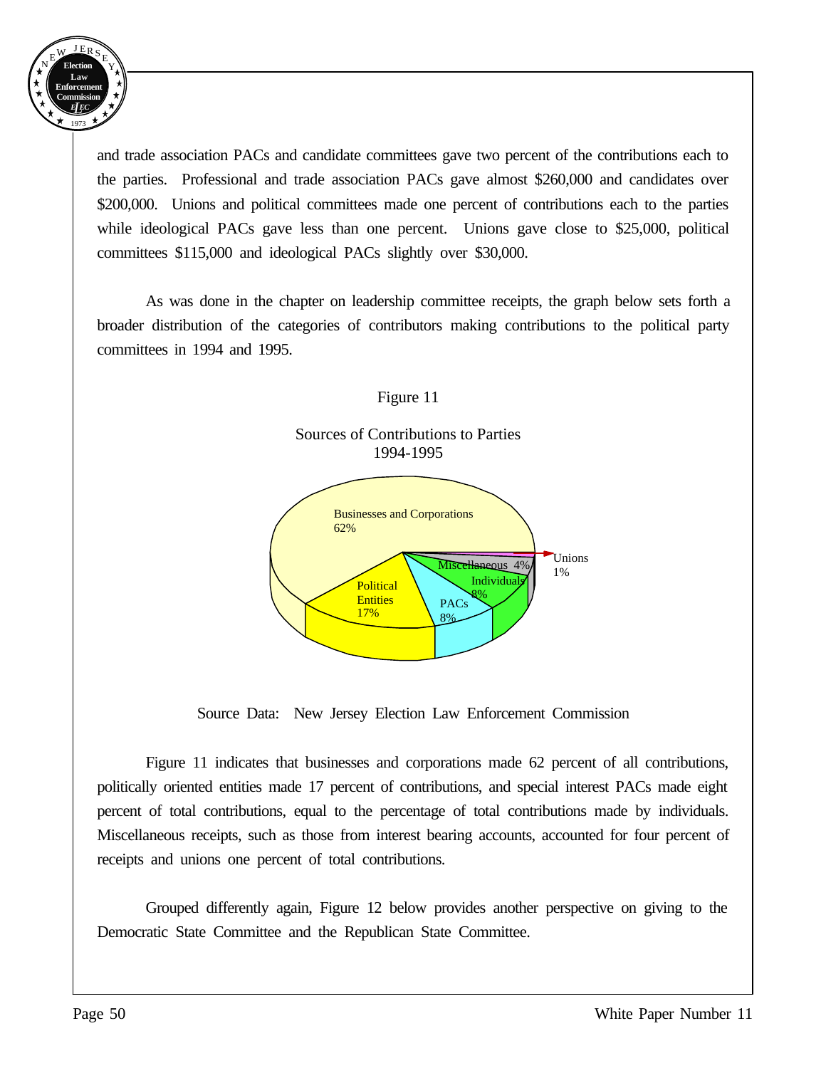and trade association PACs and candidate committees gave two percent of the contributions each to the parties. Professional and trade association PACs gave almost $260,000 and candidates over $200,000. Unions and political committees made one percent of contributions each to the parties while ideological PACs gave less than one percent. Unions gave close to $25,000, political committees $115,000 and ideological PACs slightly over $30,000.

As was done in the chapter on leadership committee receipts, the graph below sets forth a broader distribution of the categories of contributors making contributions to the political party committees in 1994 and 1995.

Figure 11

Sources of Contributions to Parties
1994-1995

Businesses and Corporations 62%
Political Entities 17%
PACs 8%
Individuals 8%
Miscellaneous 4%
Unions 1%

Source Data: New Jersey Election Law Enforcement Commission

Figure 11 indicates that businesses and corporations made 62 percent of all contributions, politically oriented entities made 17 percent of contributions, and special interest PACs made eight percent of total contributions, equal to the percentage of total contributions made by individuals. Miscellaneous receipts, such as those from interest bearing accounts, accounted for four percent of receipts and unions one percent of total contributions.

Grouped differently again, Figure 12 below provides another perspective on giving to the Democratic State Committee and the Republican State Committee.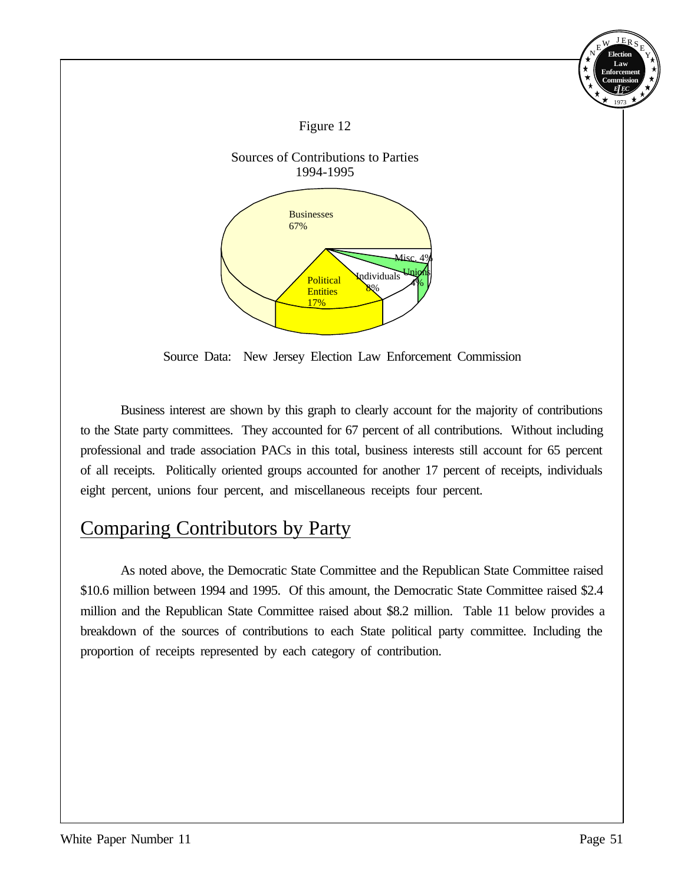Figure 12

Sources of Contributions to Parties
1994-1995

Businesses 67%

Political Entities 17%

Individuals 8%

Unions 4%

Misc. 4%

Source Data: New Jersey Election Law Enforcement Commission

Business interest are shown by this graph to clearly account for the majority of contributions to the State party committees. They accounted for 67 percent of all contributions. Without including professional and trade association PACs in this total, business interests still account for 65 percent of all receipts. Politically oriented groups accounted for another 17 percent of receipts, individuals eight percent, unions four percent, and miscellaneous receipts four percent.

## Comparing Contributors by Party

As noted above, the Democratic State Committee and the Republican State Committee raised $10.6 million between 1994 and 1995. Of this amount, the Democratic State Committee raised $2.4 million and the Republican State Committee raised about $8.2 million. Table 11 below provides a breakdown of the sources of contributions to each State political party committee. Including the proportion of receipts represented by each category of contribution.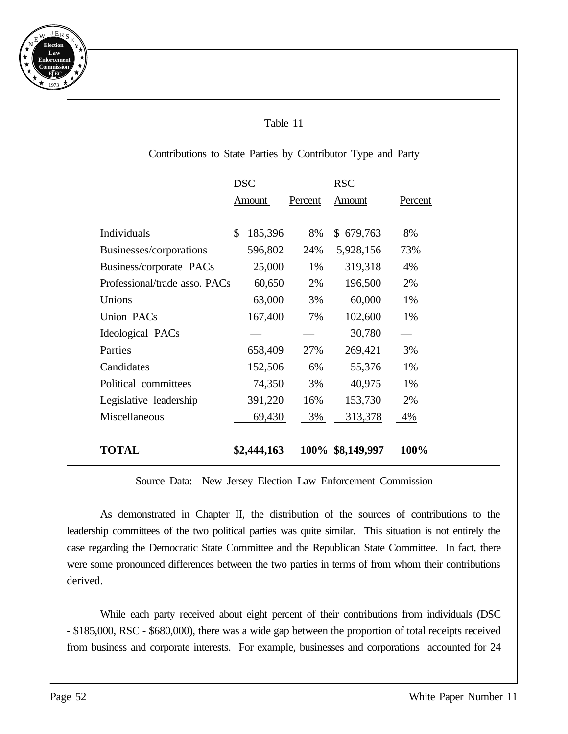Table 11

Contributions to State Parties by Contributor Type and Party

| | DSC Amount | Percent | RSC Amount | Percent |
|---|---|---|---|---|
| Individuals | $ 185,396 | 8% | $ 679,763 | 8% |
| Businesses/corporations | 596,802 | 24% | 5,928,156 | 73% |
| Business/corporate PACs | 25,000 | 1% | 319,318 | 4% |
| Professional/trade asso. PACs | 60,650 | 2% | 196,500 | 2% |
| Unions | 63,000 | 3% | 60,000 | 1% |
| Union PACs | 167,400 | 7% | 102,600 | 1% |
| Ideological PACs | — | — | 30,780 | — |
| Parties | 658,409 | 27% | 269,421 | 3% |
| Candidates | 152,506 | 6% | 55,376 | 1% |
| Political committees | 74,350 | 3% | 40,975 | 1% |
| Legislative leadership | 391,220 | 16% | 153,730 | 2% |
| Miscellaneous | 69,430 | 3% | 313,378 | 4% |
| **TOTAL** | **$2,444,163** | **100%** | **$8,149,997** | **100%** |

Source Data: New Jersey Election Law Enforcement Commission

As demonstrated in Chapter II, the distribution of the sources of contributions to the leadership committees of the two political parties was quite similar. This situation is not entirely the case regarding the Democratic State Committee and the Republican State Committee. In fact, there were some pronounced differences between the two parties in terms of from whom their contributions derived.

While each party received about eight percent of their contributions from individuals (DSC - $185,000, RSC - $680,000), there was a wide gap between the proportion of total receipts received from business and corporate interests. For example, businesses and corporations accounted for 24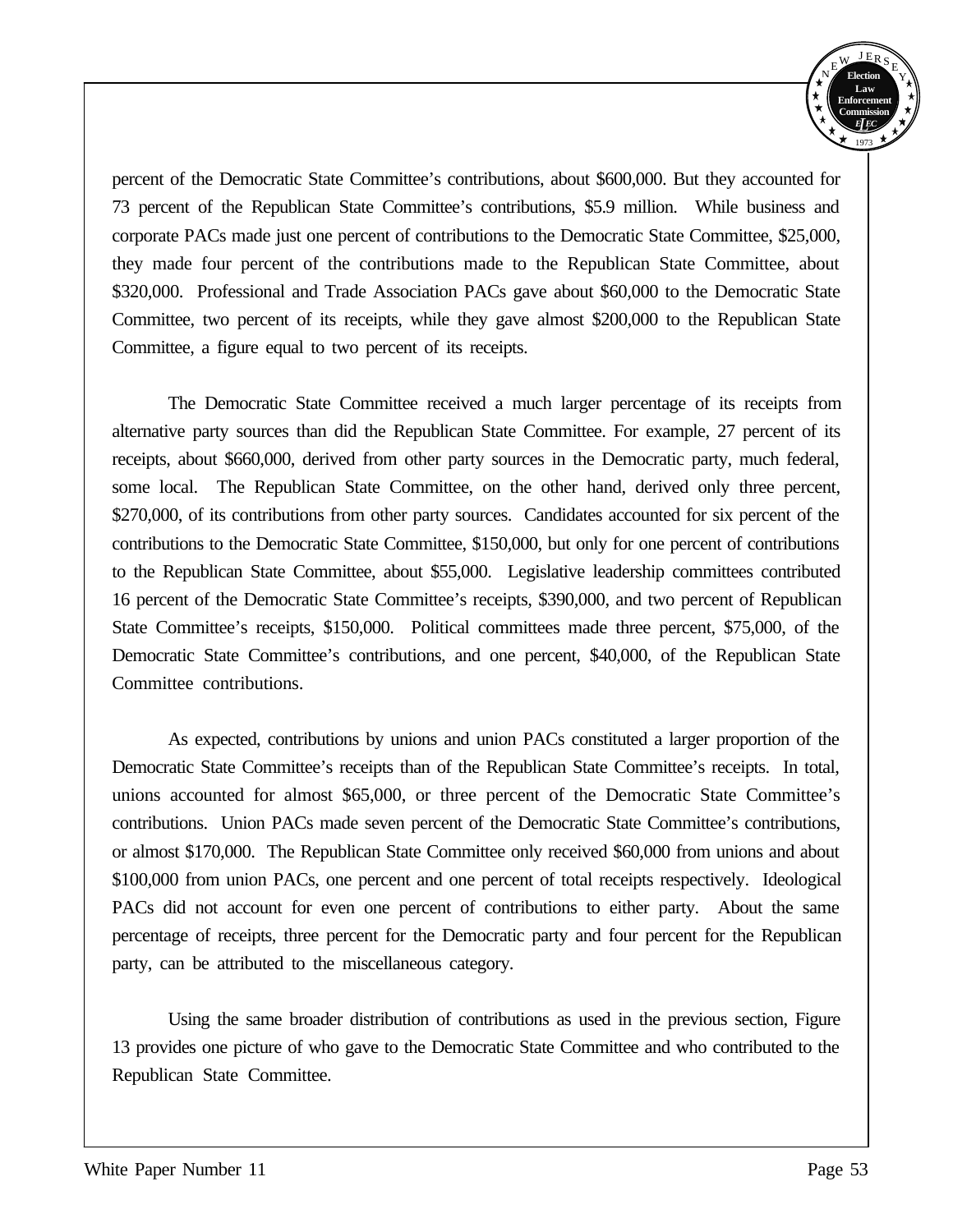percent of the Democratic State Committee's contributions, about $600,000. But they accounted for 73 percent of the Republican State Committee's contributions, $5.9 million. While business and corporate PACs made just one percent of contributions to the Democratic State Committee, $25,000, they made four percent of the contributions made to the Republican State Committee, about $320,000. Professional and Trade Association PACs gave about $60,000 to the Democratic State Committee, two percent of its receipts, while they gave almost $200,000 to the Republican State Committee, a figure equal to two percent of its receipts.

The Democratic State Committee received a much larger percentage of its receipts from alternative party sources than did the Republican State Committee. For example, 27 percent of its receipts, about $660,000, derived from other party sources in the Democratic party, much federal, some local. The Republican State Committee, on the other hand, derived only three percent, $270,000, of its contributions from other party sources. Candidates accounted for six percent of the contributions to the Democratic State Committee, $150,000, but only for one percent of contributions to the Republican State Committee, about $55,000. Legislative leadership committees contributed 16 percent of the Democratic State Committee's receipts, $390,000, and two percent of Republican State Committee's receipts, $150,000. Political committees made three percent, $75,000, of the Democratic State Committee's contributions, and one percent, $40,000, of the Republican State Committee contributions.

As expected, contributions by unions and union PACs constituted a larger proportion of the Democratic State Committee's receipts than of the Republican State Committee's receipts. In total, unions accounted for almost $65,000, or three percent of the Democratic State Committee's contributions. Union PACs made seven percent of the Democratic State Committee's contributions, or almost $170,000. The Republican State Committee only received $60,000 from unions and about $100,000 from union PACs, one percent and one percent of total receipts respectively. Ideological PACs did not account for even one percent of contributions to either party. About the same percentage of receipts, three percent for the Democratic party and four percent for the Republican party, can be attributed to the miscellaneous category.

Using the same broader distribution of contributions as used in the previous section, Figure 13 provides one picture of who gave to the Democratic State Committee and who contributed to the Republican State Committee.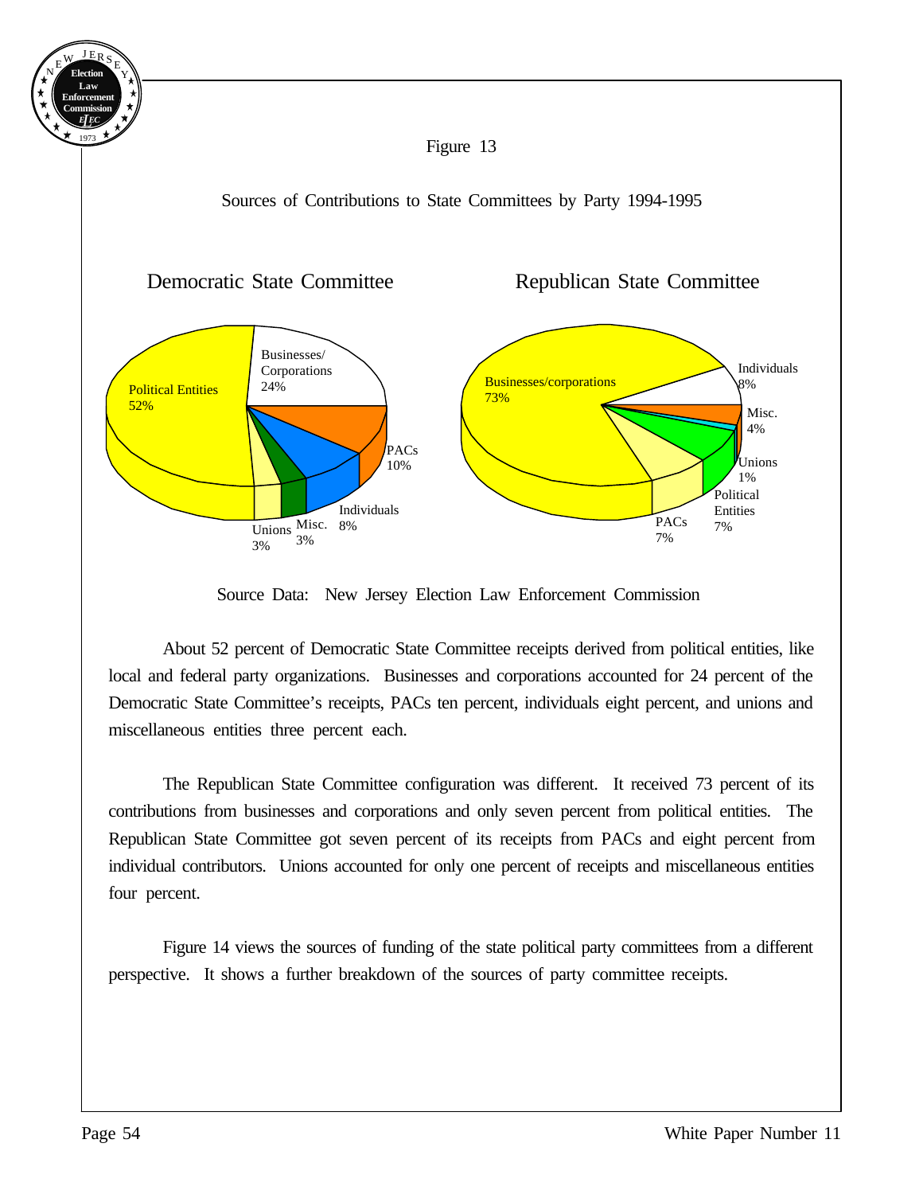Figure 13

Sources of Contributions to State Committees by Party 1994-1995

Democratic State Committee

Political Entities 52%
Businesses/ Corporations 24%
PACs 10%
Individuals 8%
Misc. 3%
Unions 3%

Republican State Committee

Businesses/corporations 73%
Individuals 8%
Misc. 4%
Unions 1%
Political Entities 7%
PACs 7%

Source Data: New Jersey Election Law Enforcement Commission

About 52 percent of Democratic State Committee receipts derived from political entities, like local and federal party organizations. Businesses and corporations accounted for 24 percent of the Democratic State Committee's receipts, PACs ten percent, individuals eight percent, and unions and miscellaneous entities three percent each.

The Republican State Committee configuration was different. It received 73 percent of its contributions from businesses and corporations and only seven percent from political entities. The Republican State Committee got seven percent of its receipts from PACs and eight percent from individual contributors. Unions accounted for only one percent of receipts and miscellaneous entities four percent.

Figure 14 views the sources of funding of the state political party committees from a different perspective. It shows a further breakdown of the sources of party committee receipts.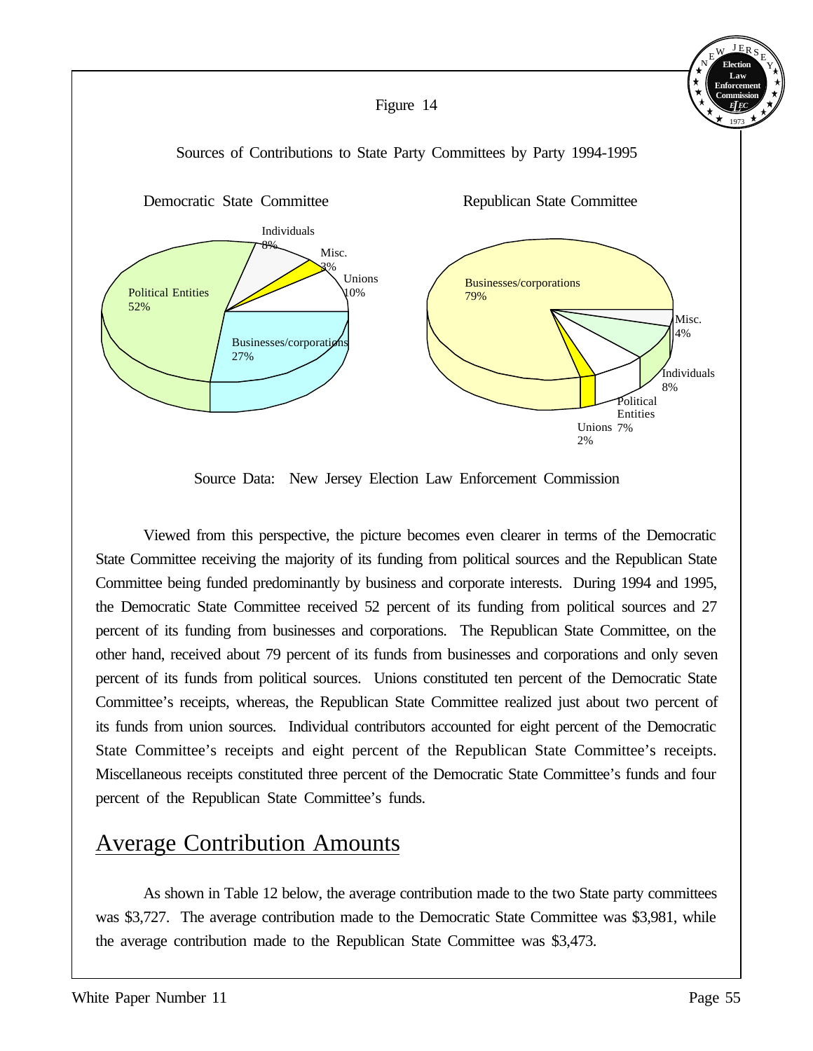Figure 14

Sources of Contributions to State Party Committees by Party 1994-1995

Democratic State Committee

- Political Entities 52%
- Businesses/corporations 27%
- Unions 10%
- Individuals 8%
- Misc. 3%

Republican State Committee

- Businesses/corporations 79%
- Individuals 8%
- Political Entities 7%
- Misc. 4%
- Unions 2%

Source Data: New Jersey Election Law Enforcement Commission

Viewed from this perspective, the picture becomes even clearer in terms of the Democratic State Committee receiving the majority of its funding from political sources and the Republican State Committee being funded predominantly by business and corporate interests. During 1994 and 1995, the Democratic State Committee received 52 percent of its funding from political sources and 27 percent of its funding from businesses and corporations. The Republican State Committee, on the other hand, received about 79 percent of its funds from businesses and corporations and only seven percent of its funds from political sources. Unions constituted ten percent of the Democratic State Committee's receipts, whereas, the Republican State Committee realized just about two percent of its funds from union sources. Individual contributors accounted for eight percent of the Democratic State Committee's receipts and eight percent of the Republican State Committee's receipts. Miscellaneous receipts constituted three percent of the Democratic State Committee's funds and four percent of the Republican State Committee's funds.

## Average Contribution Amounts

As shown in Table 12 below, the average contribution made to the two State party committees was $3,727. The average contribution made to the Democratic State Committee was $3,981, while the average contribution made to the Republican State Committee was $3,473.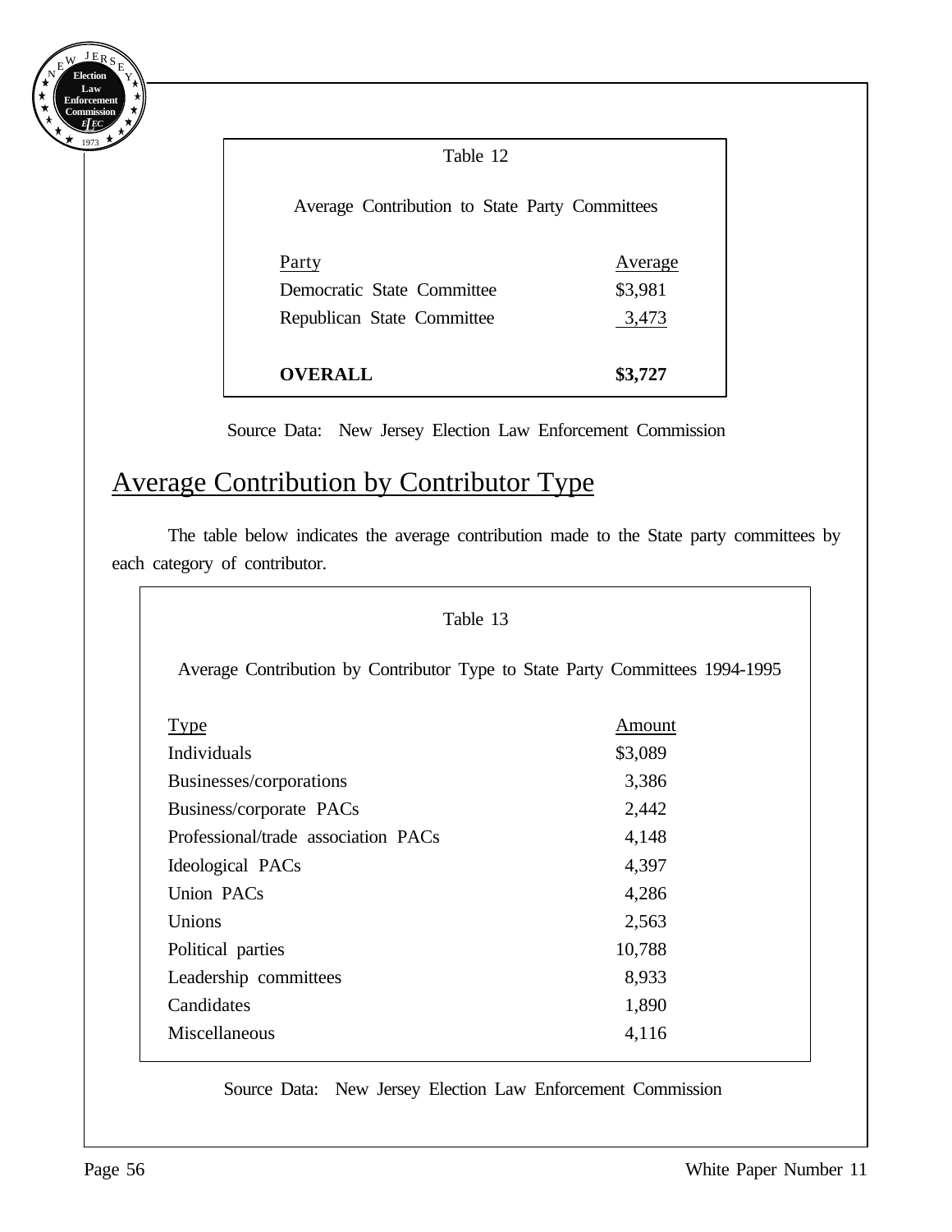Table 12

Average Contribution to State Party Committees

| Party | Average |
|---|---|
| Democratic State Committee | $3,981 |
| Republican State Committee | 3,473 |
| **OVERALL** | **$3,727** |

Source Data: New Jersey Election Law Enforcement Commission

## Average Contribution by Contributor Type

The table below indicates the average contribution made to the State party committees by each category of contributor.

Table 13

Average Contribution by Contributor Type to State Party Committees 1994-1995

| Type | Amount |
|---|---|
| Individuals | $3,089 |
| Businesses/corporations | 3,386 |
| Business/corporate PACs | 2,442 |
| Professional/trade association PACs | 4,148 |
| Ideological PACs | 4,397 |
| Union PACs | 4,286 |
| Unions | 2,563 |
| Political parties | 10,788 |
| Leadership committees | 8,933 |
| Candidates | 1,890 |
| Miscellaneous | 4,116 |

Source Data: New Jersey Election Law Enforcement Commission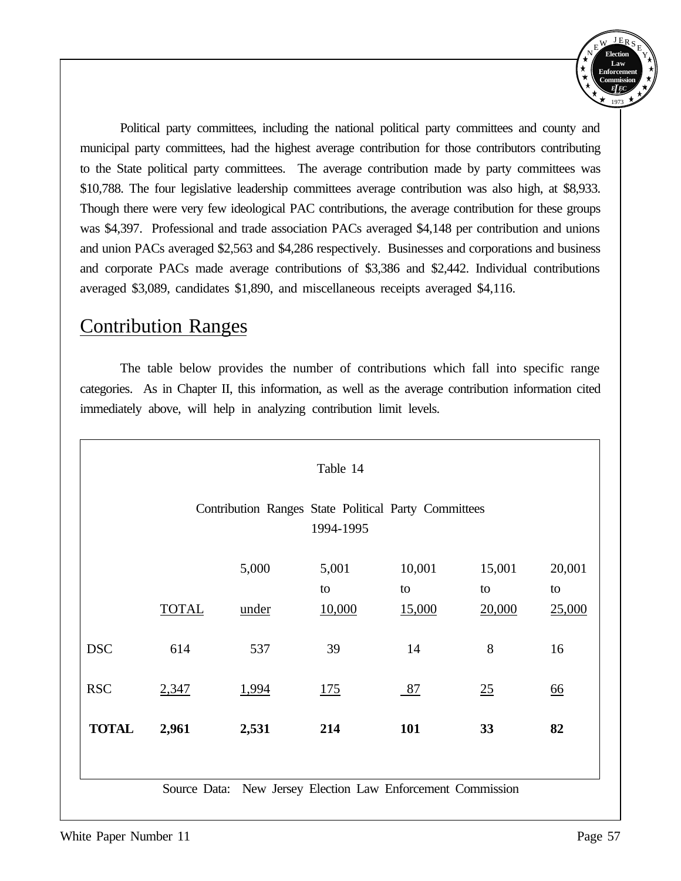Political party committees, including the national political party committees and county and municipal party committees, had the highest average contribution for those contributors contributing to the State political party committees. The average contribution made by party committees was $10,788. The four legislative leadership committees average contribution was also high, at $8,933. Though there were very few ideological PAC contributions, the average contribution for these groups was $4,397. Professional and trade association PACs averaged $4,148 per contribution and unions and union PACs averaged $2,563 and $4,286 respectively. Businesses and corporations and business and corporate PACs made average contributions of $3,386 and $2,442. Individual contributions averaged $3,089, candidates $1,890, and miscellaneous receipts averaged $4,116.

## Contribution Ranges

The table below provides the number of contributions which fall into specific range categories. As in Chapter II, this information, as well as the average contribution information cited immediately above, will help in analyzing contribution limit levels.

Table 14

Contribution Ranges State Political Party Committees 1994-1995

| | TOTAL | 5,000 under | 5,001 to 10,000 | 10,001 to 15,000 | 15,001 to 20,000 | 20,001 to 25,000 |
|---|---|---|---|---|---|---|
| DSC | 614 | 537 | 39 | 14 | 8 | 16 |
| RSC | 2,347 | 1,994 | 175 | 87 | 25 | 66 |
| **TOTAL** | **2,961** | **2,531** | **214** | **101** | **33** | **82** |

Source Data: New Jersey Election Law Enforcement Commission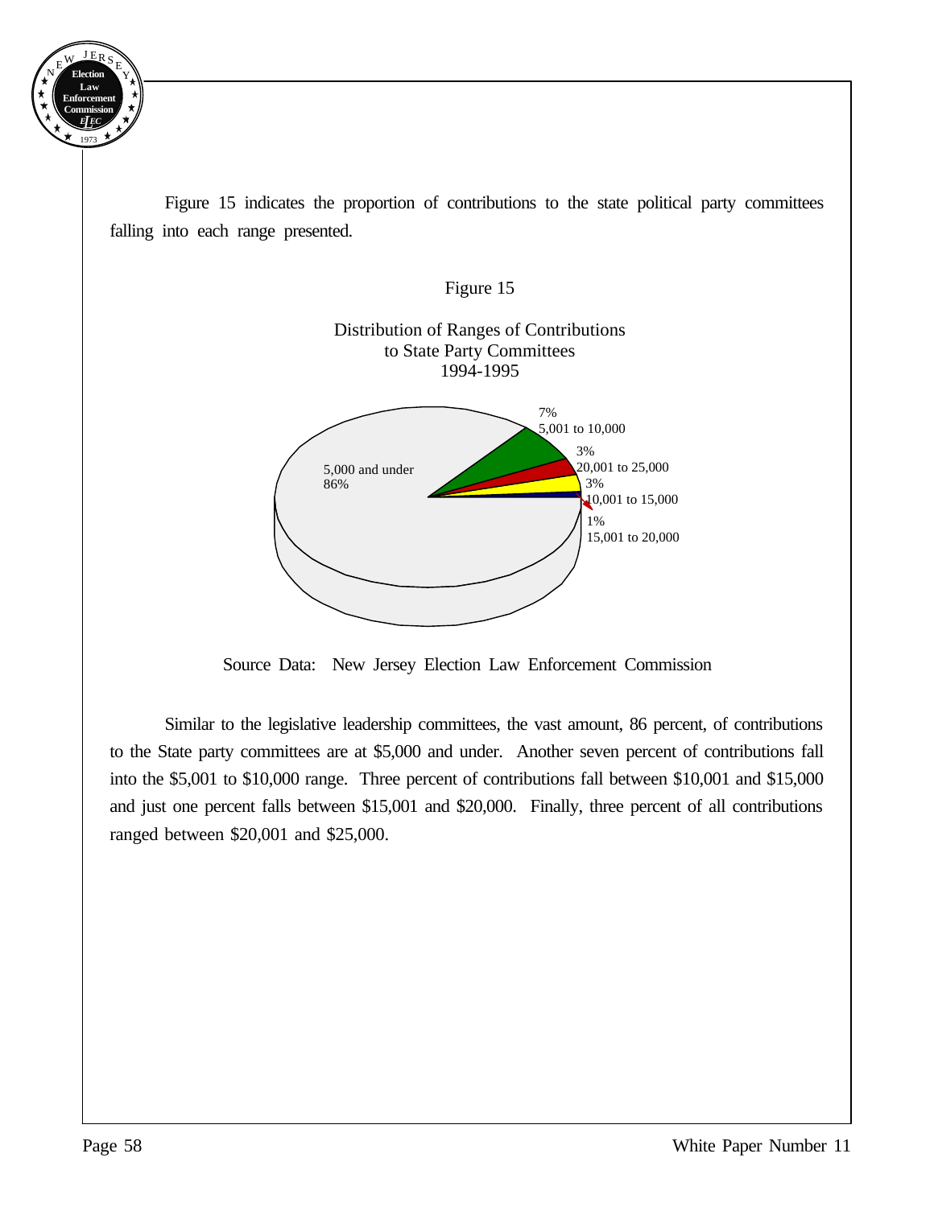Figure 15 indicates the proportion of contributions to the state political party committees falling into each range presented.

Figure 15

Distribution of Ranges of Contributions
to State Party Committees
1994-1995

5,000 and under 86%

7% 5,001 to 10,000

3% 20,001 to 25,000

3% 10,001 to 15,000

1% 15,001 to 20,000

Source Data: New Jersey Election Law Enforcement Commission

Similar to the legislative leadership committees, the vast amount, 86 percent, of contributions to the State party committees are at $5,000 and under. Another seven percent of contributions fall into the $5,001 to $10,000 range. Three percent of contributions fall between $10,001 and $15,000 and just one percent falls between $15,001 and $20,000. Finally, three percent of all contributions ranged between $20,001 and $25,000.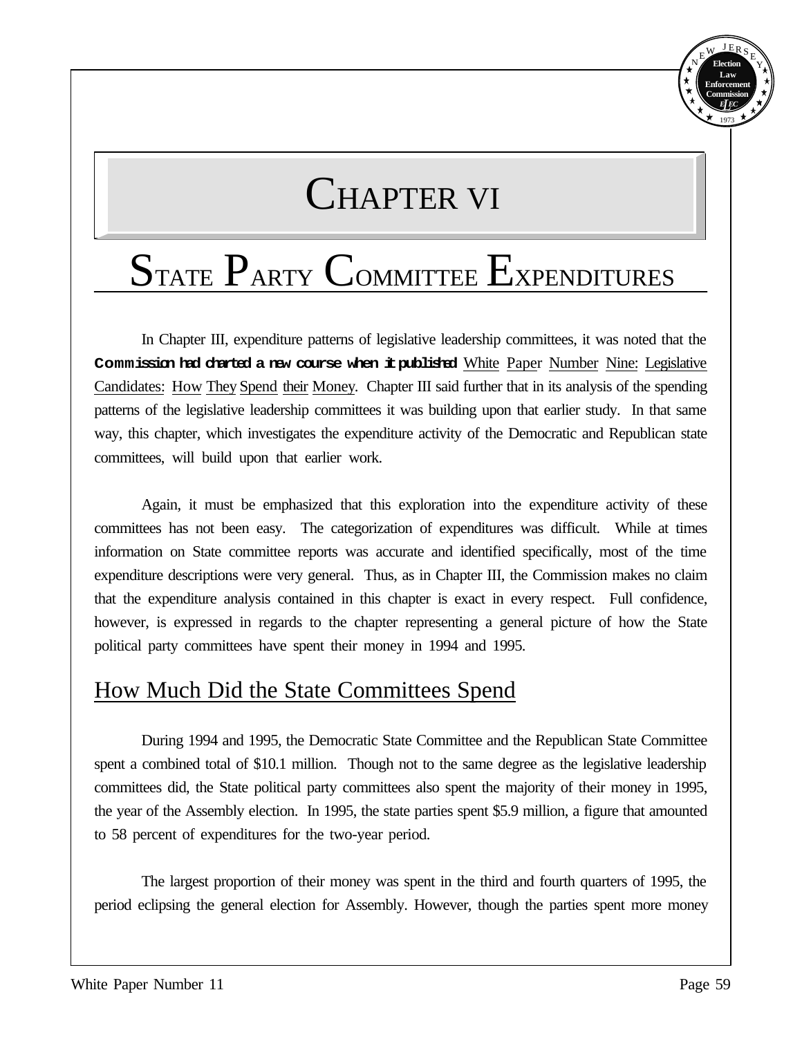# CHAPTER VI

# STATE PARTY COMMITTEE EXPENDITURES

In Chapter III, expenditure patterns of legislative leadership committees, it was noted that the Commission had charted a new course when it published White Paper Number Nine: Legislative Candidates: How They Spend their Money. Chapter III said further that in its analysis of the spending patterns of the legislative leadership committees it was building upon that earlier study. In that same way, this chapter, which investigates the expenditure activity of the Democratic and Republican state committees, will build upon that earlier work.

Again, it must be emphasized that this exploration into the expenditure activity of these committees has not been easy. The categorization of expenditures was difficult. While at times information on State committee reports was accurate and identified specifically, most of the time expenditure descriptions were very general. Thus, as in Chapter III, the Commission makes no claim that the expenditure analysis contained in this chapter is exact in every respect. Full confidence, however, is expressed in regards to the chapter representing a general picture of how the State political party committees have spent their money in 1994 and 1995.

## How Much Did the State Committees Spend

During 1994 and 1995, the Democratic State Committee and the Republican State Committee spent a combined total of \$10.1 million. Though not to the same degree as the legislative leadership committees did, the State political party committees also spent the majority of their money in 1995, the year of the Assembly election. In 1995, the state parties spent \$5.9 million, a figure that amounted to 58 percent of expenditures for the two-year period.

The largest proportion of their money was spent in the third and fourth quarters of 1995, the period eclipsing the general election for Assembly. However, though the parties spent more money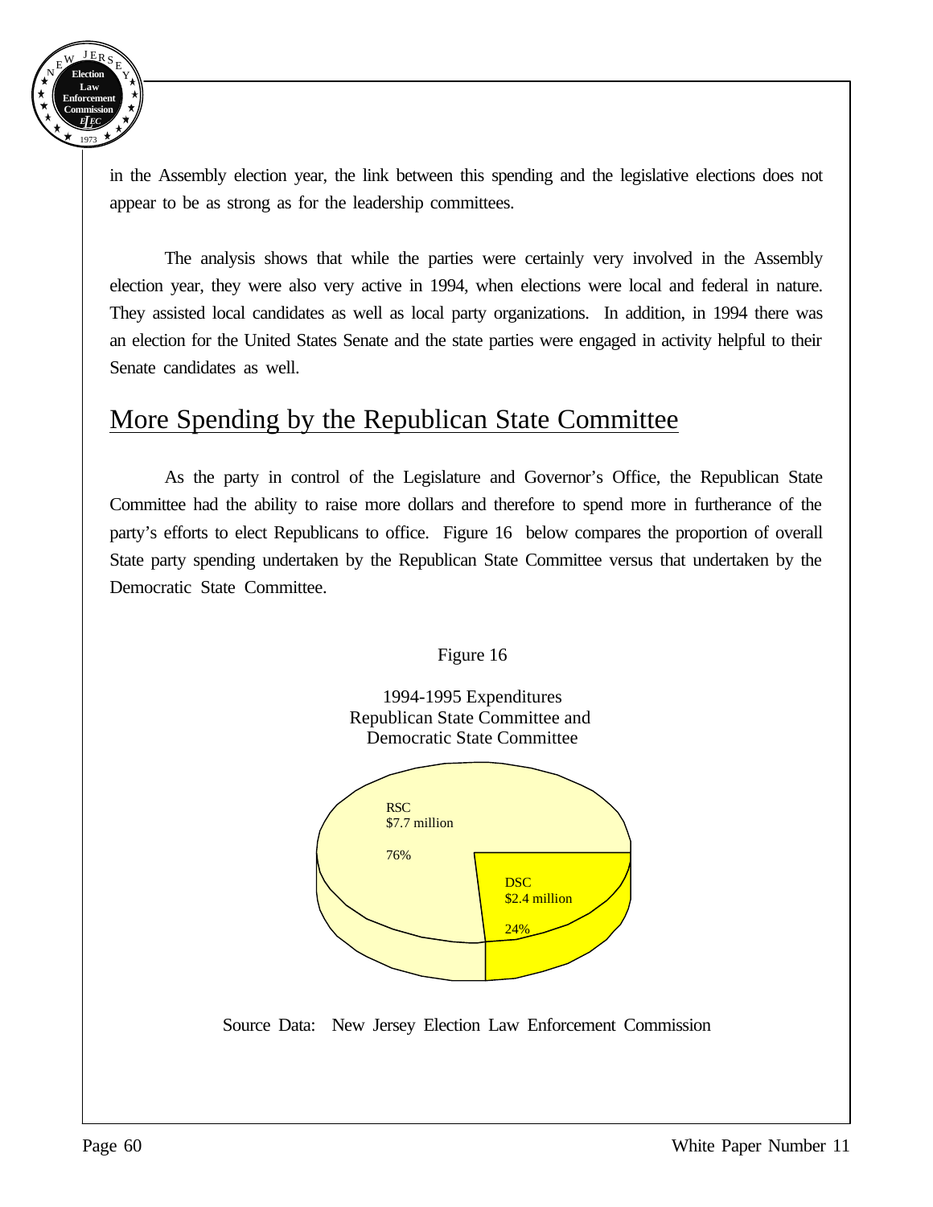in the Assembly election year, the link between this spending and the legislative elections does not appear to be as strong as for the leadership committees.

The analysis shows that while the parties were certainly very involved in the Assembly election year, they were also very active in 1994, when elections were local and federal in nature. They assisted local candidates as well as local party organizations. In addition, in 1994 there was an election for the United States Senate and the state parties were engaged in activity helpful to their Senate candidates as well.

## More Spending by the Republican State Committee

As the party in control of the Legislature and Governor's Office, the Republican State Committee had the ability to raise more dollars and therefore to spend more in furtherance of the party's efforts to elect Republicans to office. Figure 16 below compares the proportion of overall State party spending undertaken by the Republican State Committee versus that undertaken by the Democratic State Committee.

Figure 16

1994-1995 Expenditures
Republican State Committee and
Democratic State Committee

RSC
$7.7 million

76%

DSC
$2.4 million

24%

Source Data: New Jersey Election Law Enforcement Commission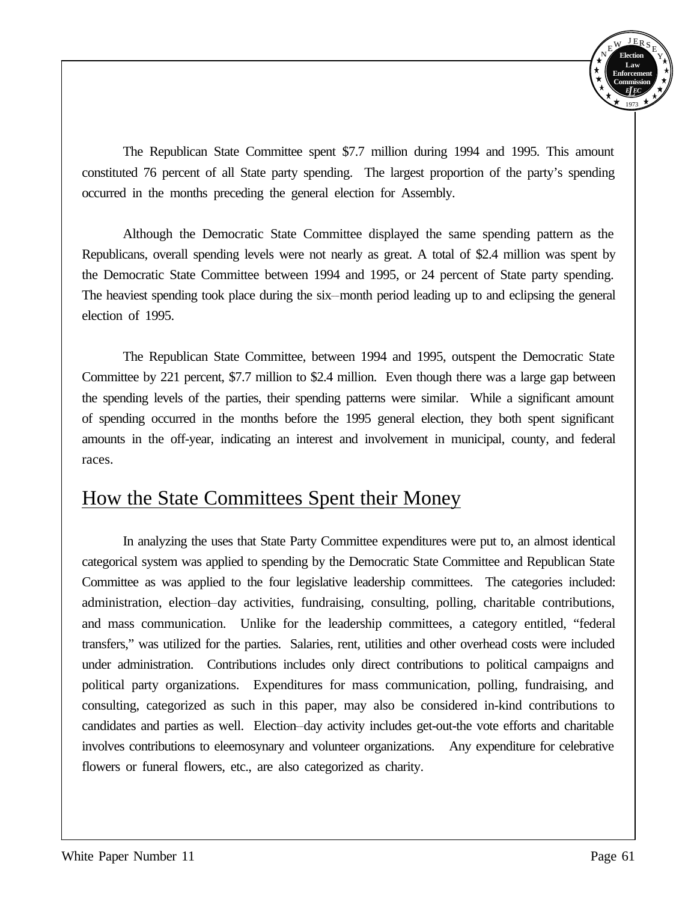The Republican State Committee spent $7.7 million during 1994 and 1995. This amount constituted 76 percent of all State party spending. The largest proportion of the party's spending occurred in the months preceding the general election for Assembly.

Although the Democratic State Committee displayed the same spending pattern as the Republicans, overall spending levels were not nearly as great. A total of $2.4 million was spent by the Democratic State Committee between 1994 and 1995, or 24 percent of State party spending. The heaviest spending took place during the six–month period leading up to and eclipsing the general election of 1995.

The Republican State Committee, between 1994 and 1995, outspent the Democratic State Committee by 221 percent, $7.7 million to $2.4 million. Even though there was a large gap between the spending levels of the parties, their spending patterns were similar. While a significant amount of spending occurred in the months before the 1995 general election, they both spent significant amounts in the off-year, indicating an interest and involvement in municipal, county, and federal races.

## How the State Committees Spent their Money

In analyzing the uses that State Party Committee expenditures were put to, an almost identical categorical system was applied to spending by the Democratic State Committee and Republican State Committee as was applied to the four legislative leadership committees. The categories included: administration, election–day activities, fundraising, consulting, polling, charitable contributions, and mass communication. Unlike for the leadership committees, a category entitled, "federal transfers," was utilized for the parties. Salaries, rent, utilities and other overhead costs were included under administration. Contributions includes only direct contributions to political campaigns and political party organizations. Expenditures for mass communication, polling, fundraising, and consulting, categorized as such in this paper, may also be considered in-kind contributions to candidates and parties as well. Election–day activity includes get-out-the vote efforts and charitable involves contributions to eleemosynary and volunteer organizations. Any expenditure for celebrative flowers or funeral flowers, etc., are also categorized as charity.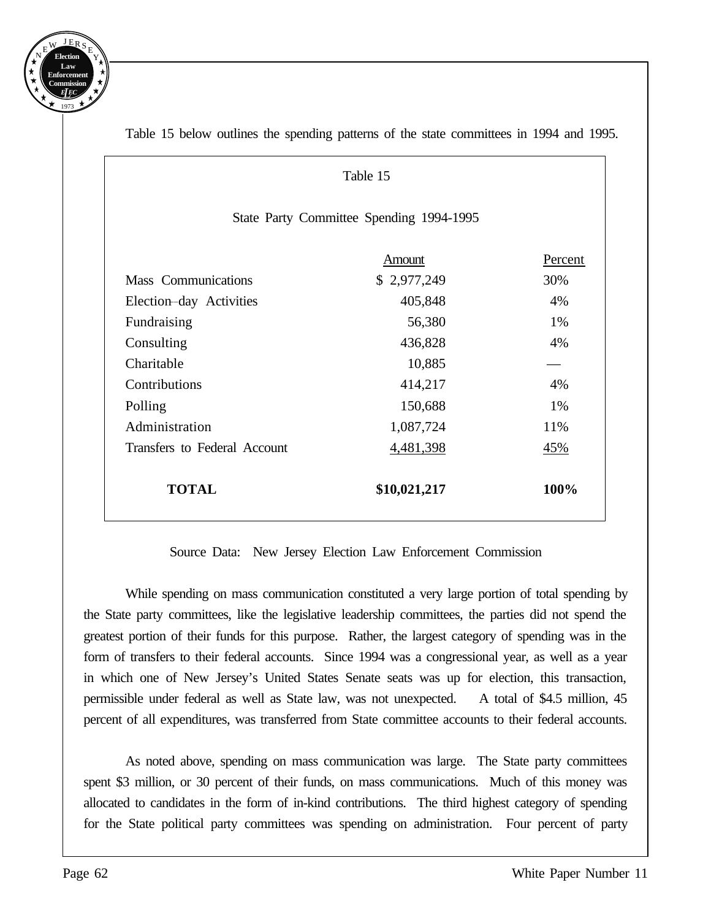Table 15 below outlines the spending patterns of the state committees in 1994 and 1995.

Table 15

State Party Committee Spending 1994-1995

| | Amount | Percent |
|---|---|---|
| Mass Communications | $ 2,977,249 | 30% |
| Election–day Activities | 405,848 | 4% |
| Fundraising | 56,380 | 1% |
| Consulting | 436,828 | 4% |
| Charitable | 10,885 | — |
| Contributions | 414,217 | 4% |
| Polling | 150,688 | 1% |
| Administration | 1,087,724 | 11% |
| Transfers to Federal Account | 4,481,398 | 45% |
| **TOTAL** | **$10,021,217** | **100%** |

Source Data: New Jersey Election Law Enforcement Commission

While spending on mass communication constituted a very large portion of total spending by the State party committees, like the legislative leadership committees, the parties did not spend the greatest portion of their funds for this purpose. Rather, the largest category of spending was in the form of transfers to their federal accounts. Since 1994 was a congressional year, as well as a year in which one of New Jersey's United States Senate seats was up for election, this transaction, permissible under federal as well as State law, was not unexpected. A total of $4.5 million, 45 percent of all expenditures, was transferred from State committee accounts to their federal accounts.

As noted above, spending on mass communication was large. The State party committees spent $3 million, or 30 percent of their funds, on mass communications. Much of this money was allocated to candidates in the form of in-kind contributions. The third highest category of spending for the State political party committees was spending on administration. Four percent of party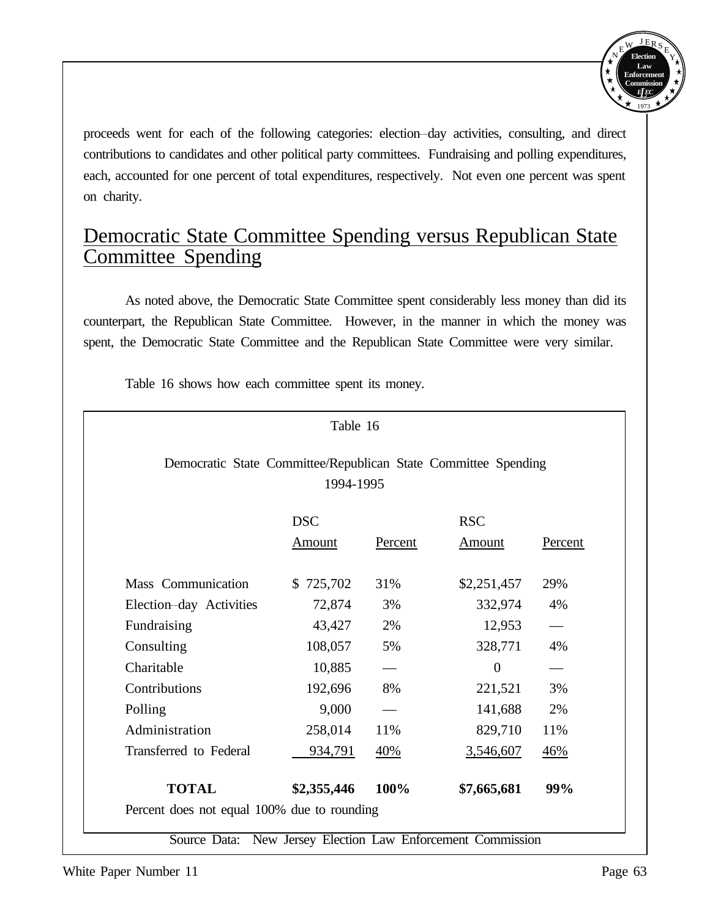proceeds went for each of the following categories: election–day activities, consulting, and direct contributions to candidates and other political party committees. Fundraising and polling expenditures, each, accounted for one percent of total expenditures, respectively. Not even one percent was spent on charity.

## Democratic State Committee Spending versus Republican State Committee Spending

As noted above, the Democratic State Committee spent considerably less money than did its counterpart, the Republican State Committee. However, in the manner in which the money was spent, the Democratic State Committee and the Republican State Committee were very similar.

Table 16 shows how each committee spent its money.

Table 16

Democratic State Committee/Republican State Committee Spending 1994-1995

| | DSC Amount | Percent | RSC Amount | Percent |
|---|---|---|---|---|
| Mass Communication | $ 725,702 | 31% | $2,251,457 | 29% |
| Election–day Activities | 72,874 | 3% | 332,974 | 4% |
| Fundraising | 43,427 | 2% | 12,953 | — |
| Consulting | 108,057 | 5% | 328,771 | 4% |
| Charitable | 10,885 | — | 0 | — |
| Contributions | 192,696 | 8% | 221,521 | 3% |
| Polling | 9,000 | — | 141,688 | 2% |
| Administration | 258,014 | 11% | 829,710 | 11% |
| Transferred to Federal | 934,791 | 40% | 3,546,607 | 46% |
| **TOTAL** | **$2,355,446** | **100%** | **$7,665,681** | **99%** |

Percent does not equal 100% due to rounding

Source Data: New Jersey Election Law Enforcement Commission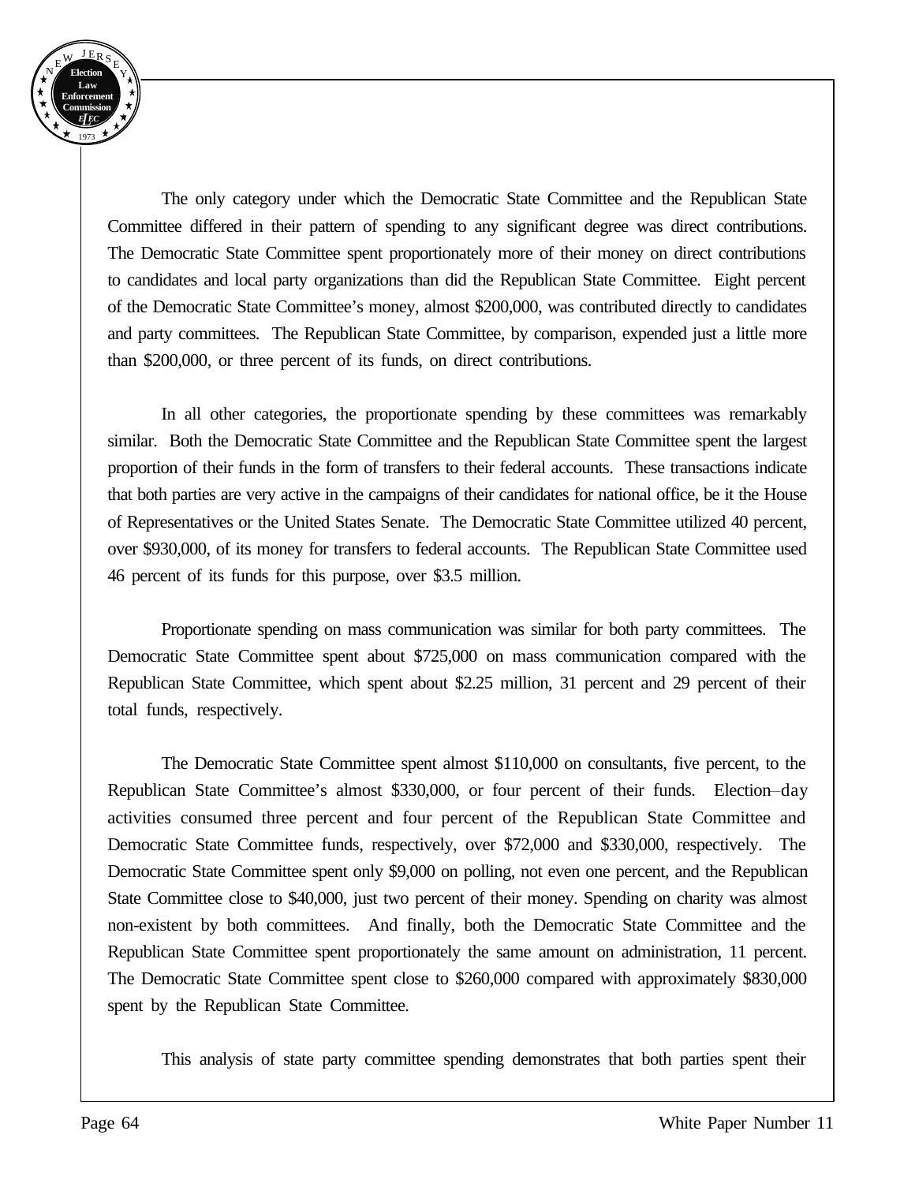The only category under which the Democratic State Committee and the Republican State Committee differed in their pattern of spending to any significant degree was direct contributions. The Democratic State Committee spent proportionately more of their money on direct contributions to candidates and local party organizations than did the Republican State Committee. Eight percent of the Democratic State Committee's money, almost $200,000, was contributed directly to candidates and party committees. The Republican State Committee, by comparison, expended just a little more than $200,000, or three percent of its funds, on direct contributions.

In all other categories, the proportionate spending by these committees was remarkably similar. Both the Democratic State Committee and the Republican State Committee spent the largest proportion of their funds in the form of transfers to their federal accounts. These transactions indicate that both parties are very active in the campaigns of their candidates for national office, be it the House of Representatives or the United States Senate. The Democratic State Committee utilized 40 percent, over $930,000, of its money for transfers to federal accounts. The Republican State Committee used 46 percent of its funds for this purpose, over $3.5 million.

Proportionate spending on mass communication was similar for both party committees. The Democratic State Committee spent about $725,000 on mass communication compared with the Republican State Committee, which spent about $2.25 million, 31 percent and 29 percent of their total funds, respectively.

The Democratic State Committee spent almost $110,000 on consultants, five percent, to the Republican State Committee's almost $330,000, or four percent of their funds. Election–day activities consumed three percent and four percent of the Republican State Committee and Democratic State Committee funds, respectively, over $72,000 and $330,000, respectively. The Democratic State Committee spent only $9,000 on polling, not even one percent, and the Republican State Committee close to $40,000, just two percent of their money. Spending on charity was almost non-existent by both committees. And finally, both the Democratic State Committee and the Republican State Committee spent proportionately the same amount on administration, 11 percent. The Democratic State Committee spent close to $260,000 compared with approximately $830,000 spent by the Republican State Committee.

This analysis of state party committee spending demonstrates that both parties spent their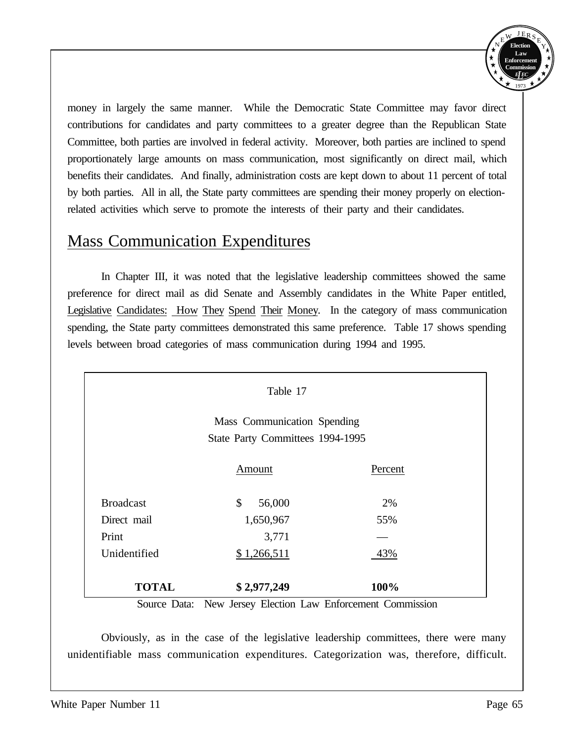money in largely the same manner. While the Democratic State Committee may favor direct contributions for candidates and party committees to a greater degree than the Republican State Committee, both parties are involved in federal activity. Moreover, both parties are inclined to spend proportionately large amounts on mass communication, most significantly on direct mail, which benefits their candidates. And finally, administration costs are kept down to about 11 percent of total by both parties. All in all, the State party committees are spending their money properly on election-related activities which serve to promote the interests of their party and their candidates.

## Mass Communication Expenditures

In Chapter III, it was noted that the legislative leadership committees showed the same preference for direct mail as did Senate and Assembly candidates in the White Paper entitled, Legislative Candidates: How They Spend Their Money. In the category of mass communication spending, the State party committees demonstrated this same preference. Table 17 shows spending levels between broad categories of mass communication during 1994 and 1995.

Table 17

Mass Communication Spending
State Party Committees 1994-1995

| | Amount | Percent |
|---|---|---|
| Broadcast | $ 56,000 | 2% |
| Direct mail | 1,650,967 | 55% |
| Print | 3,771 | — |
| Unidentified | $ 1,266,511 | 43% |
| **TOTAL** | **$ 2,977,249** | **100%** |

Source Data: New Jersey Election Law Enforcement Commission

Obviously, as in the case of the legislative leadership committees, there were many unidentifiable mass communication expenditures. Categorization was, therefore, difficult.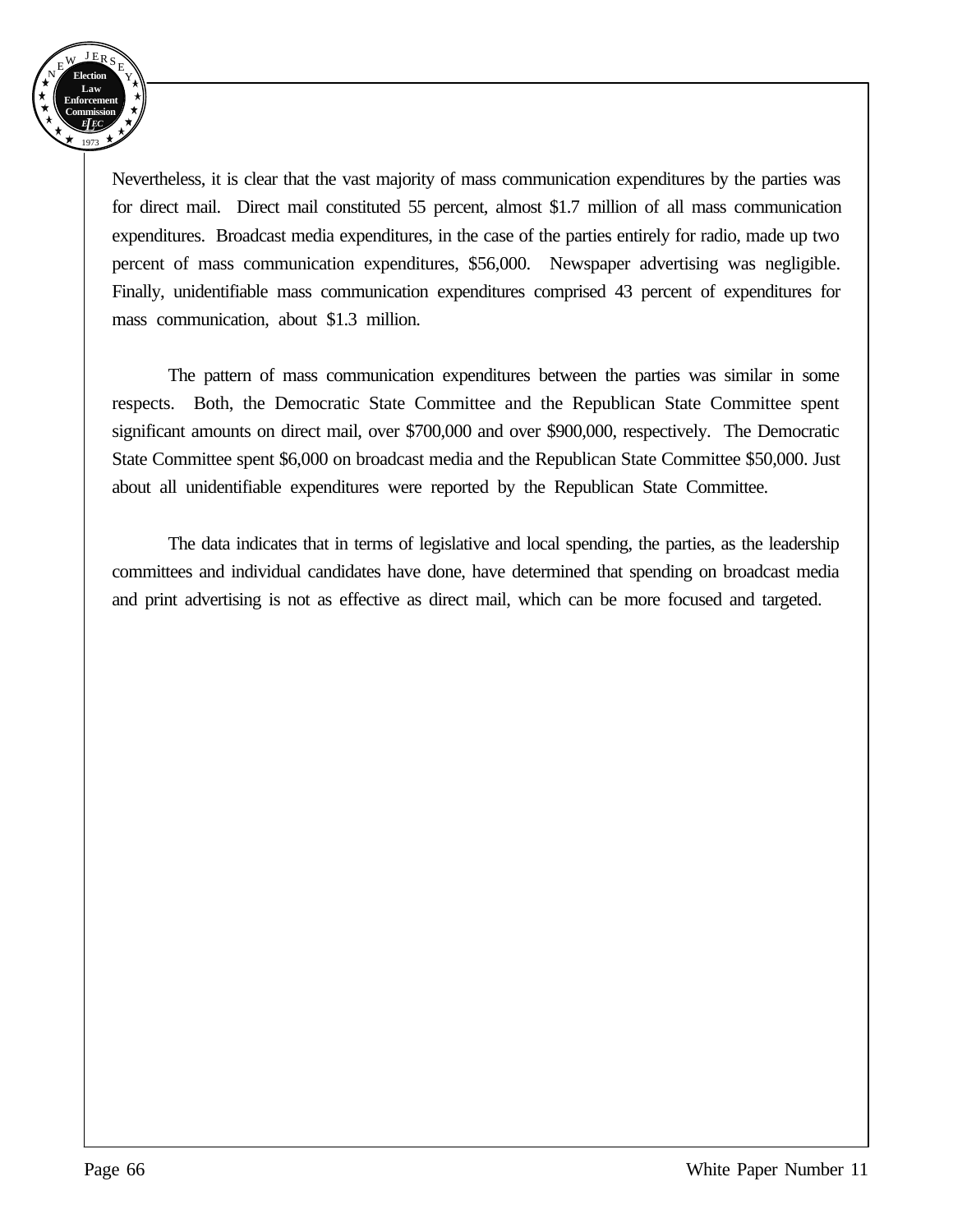Nevertheless, it is clear that the vast majority of mass communication expenditures by the parties was for direct mail. Direct mail constituted 55 percent, almost $1.7 million of all mass communication expenditures. Broadcast media expenditures, in the case of the parties entirely for radio, made up two percent of mass communication expenditures, $56,000. Newspaper advertising was negligible. Finally, unidentifiable mass communication expenditures comprised 43 percent of expenditures for mass communication, about $1.3 million.

The pattern of mass communication expenditures between the parties was similar in some respects. Both, the Democratic State Committee and the Republican State Committee spent significant amounts on direct mail, over $700,000 and over $900,000, respectively. The Democratic State Committee spent $6,000 on broadcast media and the Republican State Committee $50,000. Just about all unidentifiable expenditures were reported by the Republican State Committee.

The data indicates that in terms of legislative and local spending, the parties, as the leadership committees and individual candidates have done, have determined that spending on broadcast media and print advertising is not as effective as direct mail, which can be more focused and targeted.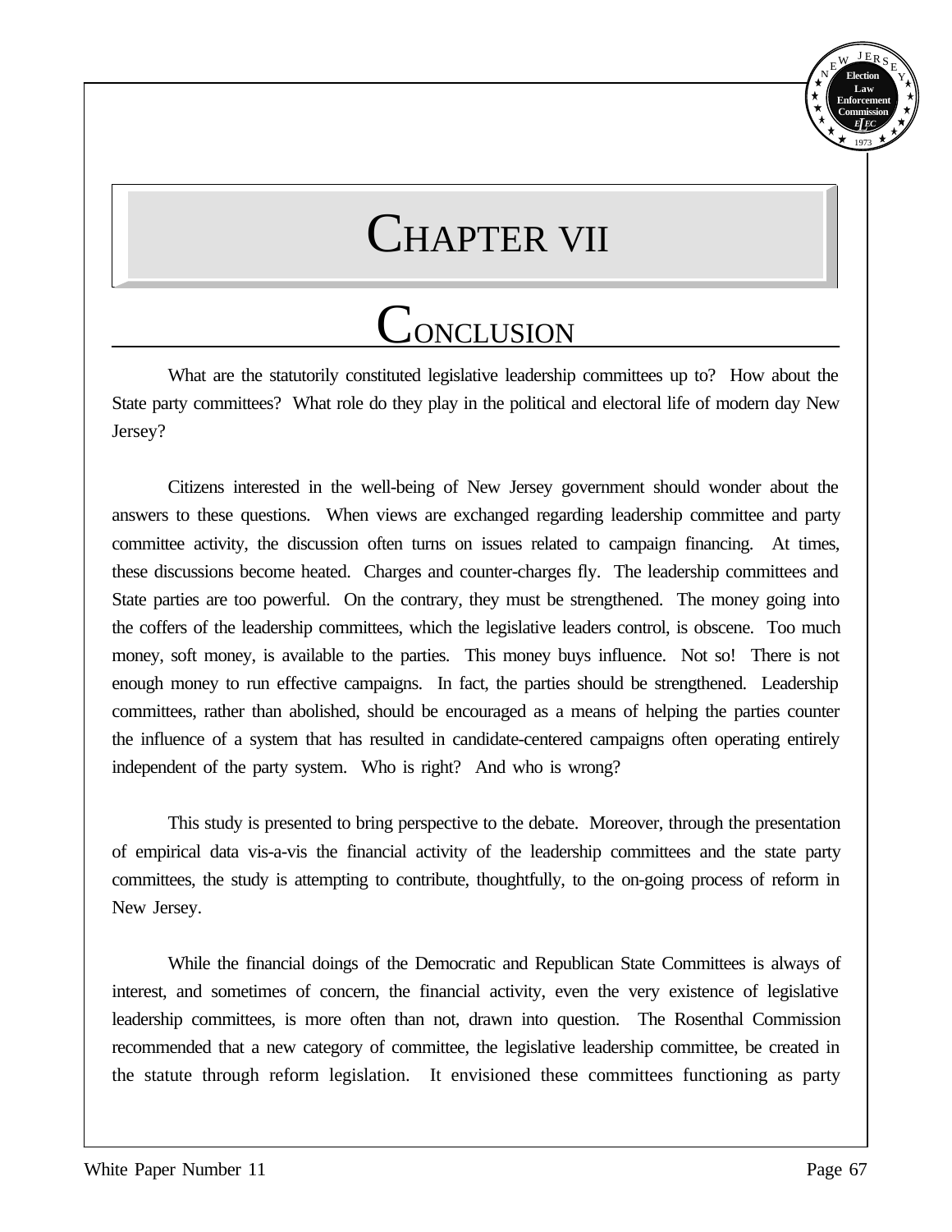# CHAPTER VII

## CONCLUSION

What are the statutorily constituted legislative leadership committees up to? How about the State party committees? What role do they play in the political and electoral life of modern day New Jersey?

Citizens interested in the well-being of New Jersey government should wonder about the answers to these questions. When views are exchanged regarding leadership committee and party committee activity, the discussion often turns on issues related to campaign financing. At times, these discussions become heated. Charges and counter-charges fly. The leadership committees and State parties are too powerful. On the contrary, they must be strengthened. The money going into the coffers of the leadership committees, which the legislative leaders control, is obscene. Too much money, soft money, is available to the parties. This money buys influence. Not so! There is not enough money to run effective campaigns. In fact, the parties should be strengthened. Leadership committees, rather than abolished, should be encouraged as a means of helping the parties counter the influence of a system that has resulted in candidate-centered campaigns often operating entirely independent of the party system. Who is right? And who is wrong?

This study is presented to bring perspective to the debate. Moreover, through the presentation of empirical data vis-a-vis the financial activity of the leadership committees and the state party committees, the study is attempting to contribute, thoughtfully, to the on-going process of reform in New Jersey.

While the financial doings of the Democratic and Republican State Committees is always of interest, and sometimes of concern, the financial activity, even the very existence of legislative leadership committees, is more often than not, drawn into question. The Rosenthal Commission recommended that a new category of committee, the legislative leadership committee, be created in the statute through reform legislation. It envisioned these committees functioning as party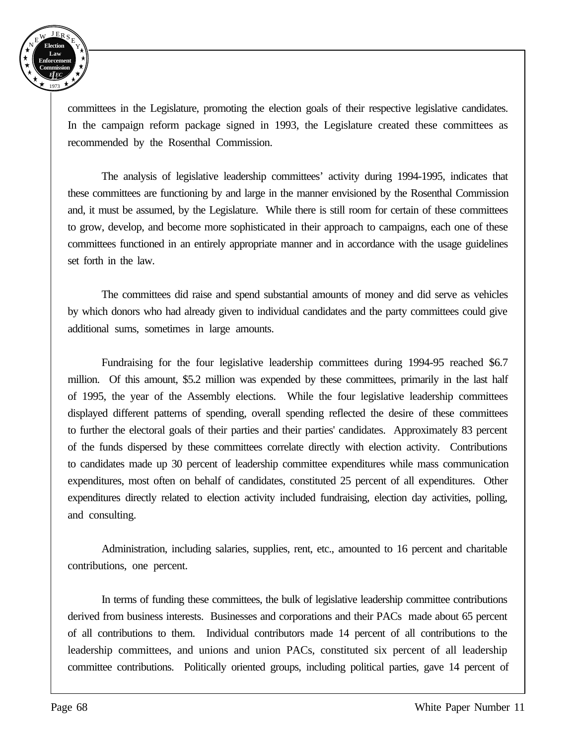committees in the Legislature, promoting the election goals of their respective legislative candidates. In the campaign reform package signed in 1993, the Legislature created these committees as recommended by the Rosenthal Commission.

The analysis of legislative leadership committees' activity during 1994-1995, indicates that these committees are functioning by and large in the manner envisioned by the Rosenthal Commission and, it must be assumed, by the Legislature. While there is still room for certain of these committees to grow, develop, and become more sophisticated in their approach to campaigns, each one of these committees functioned in an entirely appropriate manner and in accordance with the usage guidelines set forth in the law.

The committees did raise and spend substantial amounts of money and did serve as vehicles by which donors who had already given to individual candidates and the party committees could give additional sums, sometimes in large amounts.

Fundraising for the four legislative leadership committees during 1994-95 reached $6.7 million. Of this amount, $5.2 million was expended by these committees, primarily in the last half of 1995, the year of the Assembly elections. While the four legislative leadership committees displayed different patterns of spending, overall spending reflected the desire of these committees to further the electoral goals of their parties and their parties' candidates. Approximately 83 percent of the funds dispersed by these committees correlate directly with election activity. Contributions to candidates made up 30 percent of leadership committee expenditures while mass communication expenditures, most often on behalf of candidates, constituted 25 percent of all expenditures. Other expenditures directly related to election activity included fundraising, election day activities, polling, and consulting.

Administration, including salaries, supplies, rent, etc., amounted to 16 percent and charitable contributions, one percent.

In terms of funding these committees, the bulk of legislative leadership committee contributions derived from business interests. Businesses and corporations and their PACs made about 65 percent of all contributions to them. Individual contributors made 14 percent of all contributions to the leadership committees, and unions and union PACs, constituted six percent of all leadership committee contributions. Politically oriented groups, including political parties, gave 14 percent of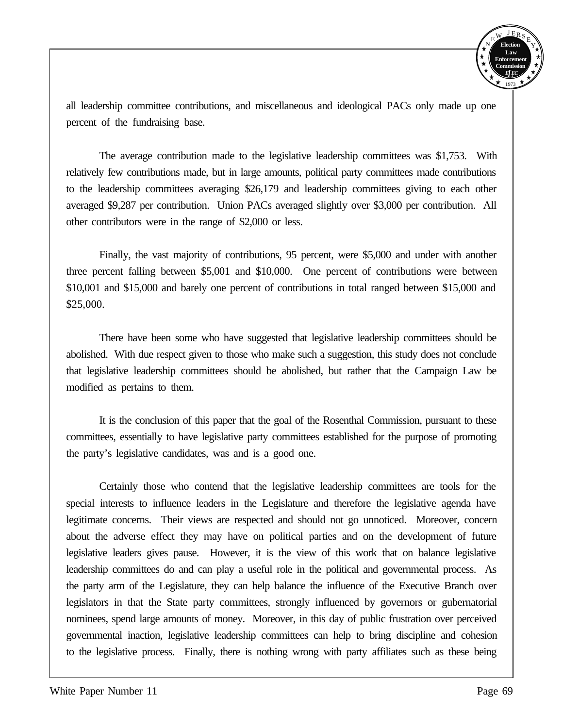all leadership committee contributions, and miscellaneous and ideological PACs only made up one percent of the fundraising base.

The average contribution made to the legislative leadership committees was $1,753. With relatively few contributions made, but in large amounts, political party committees made contributions to the leadership committees averaging $26,179 and leadership committees giving to each other averaged $9,287 per contribution. Union PACs averaged slightly over $3,000 per contribution. All other contributors were in the range of $2,000 or less.

Finally, the vast majority of contributions, 95 percent, were $5,000 and under with another three percent falling between $5,001 and $10,000. One percent of contributions were between $10,001 and $15,000 and barely one percent of contributions in total ranged between $15,000 and $25,000.

There have been some who have suggested that legislative leadership committees should be abolished. With due respect given to those who make such a suggestion, this study does not conclude that legislative leadership committees should be abolished, but rather that the Campaign Law be modified as pertains to them.

It is the conclusion of this paper that the goal of the Rosenthal Commission, pursuant to these committees, essentially to have legislative party committees established for the purpose of promoting the party's legislative candidates, was and is a good one.

Certainly those who contend that the legislative leadership committees are tools for the special interests to influence leaders in the Legislature and therefore the legislative agenda have legitimate concerns. Their views are respected and should not go unnoticed. Moreover, concern about the adverse effect they may have on political parties and on the development of future legislative leaders gives pause. However, it is the view of this work that on balance legislative leadership committees do and can play a useful role in the political and governmental process. As the party arm of the Legislature, they can help balance the influence of the Executive Branch over legislators in that the State party committees, strongly influenced by governors or gubernatorial nominees, spend large amounts of money. Moreover, in this day of public frustration over perceived governmental inaction, legislative leadership committees can help to bring discipline and cohesion to the legislative process. Finally, there is nothing wrong with party affiliates such as these being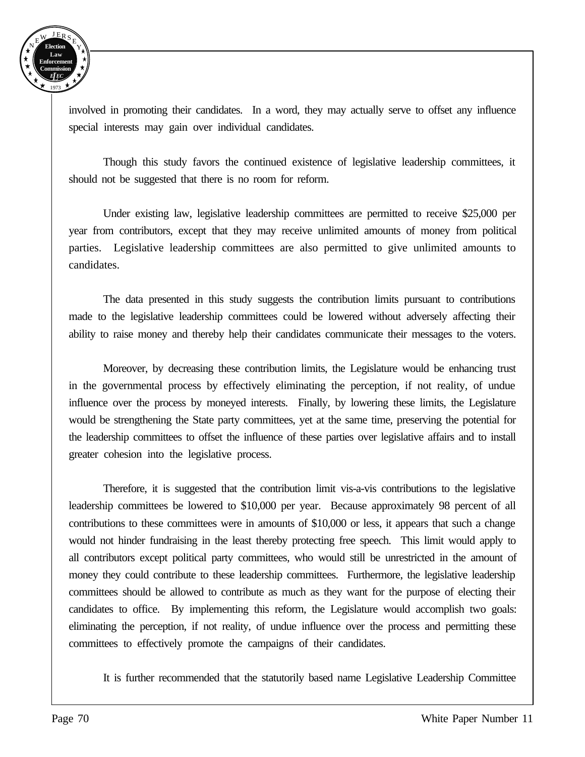involved in promoting their candidates. In a word, they may actually serve to offset any influence special interests may gain over individual candidates.

Though this study favors the continued existence of legislative leadership committees, it should not be suggested that there is no room for reform.

Under existing law, legislative leadership committees are permitted to receive $25,000 per year from contributors, except that they may receive unlimited amounts of money from political parties. Legislative leadership committees are also permitted to give unlimited amounts to candidates.

The data presented in this study suggests the contribution limits pursuant to contributions made to the legislative leadership committees could be lowered without adversely affecting their ability to raise money and thereby help their candidates communicate their messages to the voters.

Moreover, by decreasing these contribution limits, the Legislature would be enhancing trust in the governmental process by effectively eliminating the perception, if not reality, of undue influence over the process by moneyed interests. Finally, by lowering these limits, the Legislature would be strengthening the State party committees, yet at the same time, preserving the potential for the leadership committees to offset the influence of these parties over legislative affairs and to install greater cohesion into the legislative process.

Therefore, it is suggested that the contribution limit vis-a-vis contributions to the legislative leadership committees be lowered to $10,000 per year. Because approximately 98 percent of all contributions to these committees were in amounts of $10,000 or less, it appears that such a change would not hinder fundraising in the least thereby protecting free speech. This limit would apply to all contributors except political party committees, who would still be unrestricted in the amount of money they could contribute to these leadership committees. Furthermore, the legislative leadership committees should be allowed to contribute as much as they want for the purpose of electing their candidates to office. By implementing this reform, the Legislature would accomplish two goals: eliminating the perception, if not reality, of undue influence over the process and permitting these committees to effectively promote the campaigns of their candidates.

It is further recommended that the statutorily based name Legislative Leadership Committee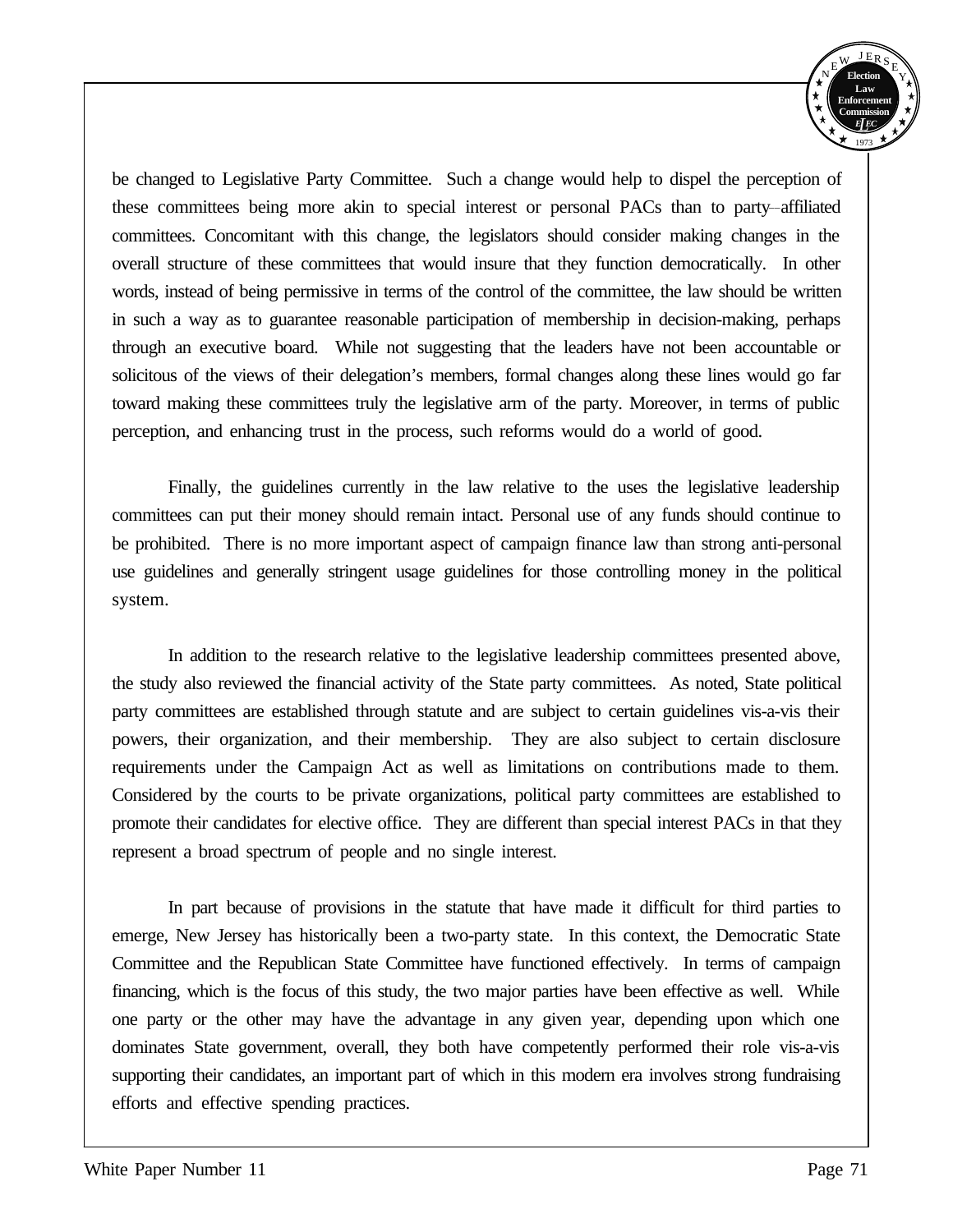be changed to Legislative Party Committee. Such a change would help to dispel the perception of these committees being more akin to special interest or personal PACs than to party–affiliated committees. Concomitant with this change, the legislators should consider making changes in the overall structure of these committees that would insure that they function democratically. In other words, instead of being permissive in terms of the control of the committee, the law should be written in such a way as to guarantee reasonable participation of membership in decision-making, perhaps through an executive board. While not suggesting that the leaders have not been accountable or solicitous of the views of their delegation's members, formal changes along these lines would go far toward making these committees truly the legislative arm of the party. Moreover, in terms of public perception, and enhancing trust in the process, such reforms would do a world of good.

Finally, the guidelines currently in the law relative to the uses the legislative leadership committees can put their money should remain intact. Personal use of any funds should continue to be prohibited. There is no more important aspect of campaign finance law than strong anti-personal use guidelines and generally stringent usage guidelines for those controlling money in the political system.

In addition to the research relative to the legislative leadership committees presented above, the study also reviewed the financial activity of the State party committees. As noted, State political party committees are established through statute and are subject to certain guidelines vis-a-vis their powers, their organization, and their membership. They are also subject to certain disclosure requirements under the Campaign Act as well as limitations on contributions made to them. Considered by the courts to be private organizations, political party committees are established to promote their candidates for elective office. They are different than special interest PACs in that they represent a broad spectrum of people and no single interest.

In part because of provisions in the statute that have made it difficult for third parties to emerge, New Jersey has historically been a two-party state. In this context, the Democratic State Committee and the Republican State Committee have functioned effectively. In terms of campaign financing, which is the focus of this study, the two major parties have been effective as well. While one party or the other may have the advantage in any given year, depending upon which one dominates State government, overall, they both have competently performed their role vis-a-vis supporting their candidates, an important part of which in this modern era involves strong fundraising efforts and effective spending practices.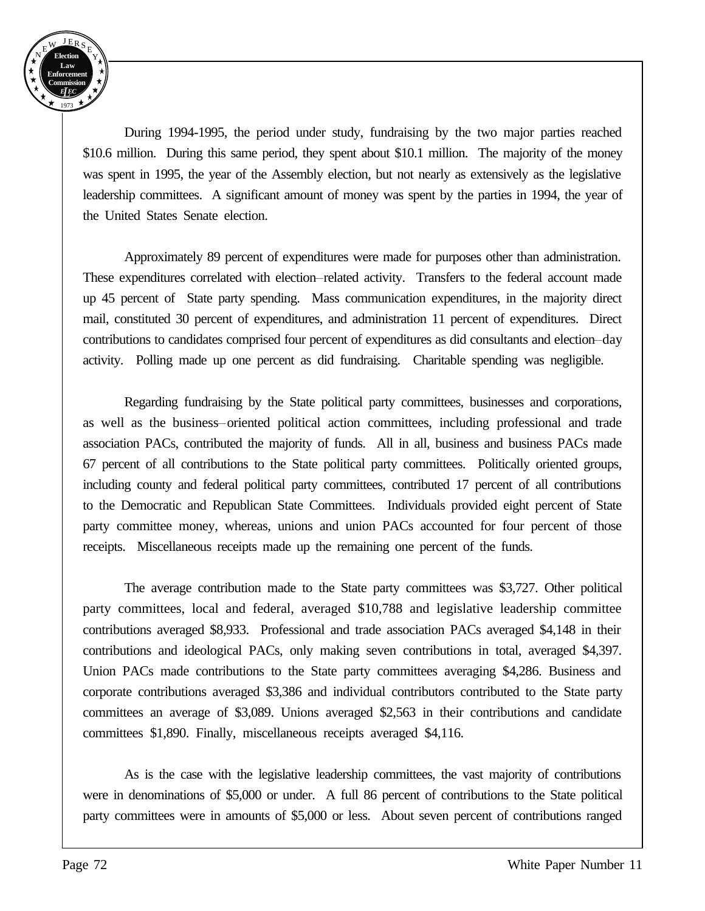During 1994-1995, the period under study, fundraising by the two major parties reached $10.6 million. During this same period, they spent about $10.1 million. The majority of the money was spent in 1995, the year of the Assembly election, but not nearly as extensively as the legislative leadership committees. A significant amount of money was spent by the parties in 1994, the year of the United States Senate election.

Approximately 89 percent of expenditures were made for purposes other than administration. These expenditures correlated with election–related activity. Transfers to the federal account made up 45 percent of State party spending. Mass communication expenditures, in the majority direct mail, constituted 30 percent of expenditures, and administration 11 percent of expenditures. Direct contributions to candidates comprised four percent of expenditures as did consultants and election–day activity. Polling made up one percent as did fundraising. Charitable spending was negligible.

Regarding fundraising by the State political party committees, businesses and corporations, as well as the business–oriented political action committees, including professional and trade association PACs, contributed the majority of funds. All in all, business and business PACs made 67 percent of all contributions to the State political party committees. Politically oriented groups, including county and federal political party committees, contributed 17 percent of all contributions to the Democratic and Republican State Committees. Individuals provided eight percent of State party committee money, whereas, unions and union PACs accounted for four percent of those receipts. Miscellaneous receipts made up the remaining one percent of the funds.

The average contribution made to the State party committees was $3,727. Other political party committees, local and federal, averaged $10,788 and legislative leadership committee contributions averaged $8,933. Professional and trade association PACs averaged $4,148 in their contributions and ideological PACs, only making seven contributions in total, averaged $4,397. Union PACs made contributions to the State party committees averaging $4,286. Business and corporate contributions averaged $3,386 and individual contributors contributed to the State party committees an average of $3,089. Unions averaged $2,563 in their contributions and candidate committees $1,890. Finally, miscellaneous receipts averaged $4,116.

As is the case with the legislative leadership committees, the vast majority of contributions were in denominations of $5,000 or under. A full 86 percent of contributions to the State political party committees were in amounts of $5,000 or less. About seven percent of contributions ranged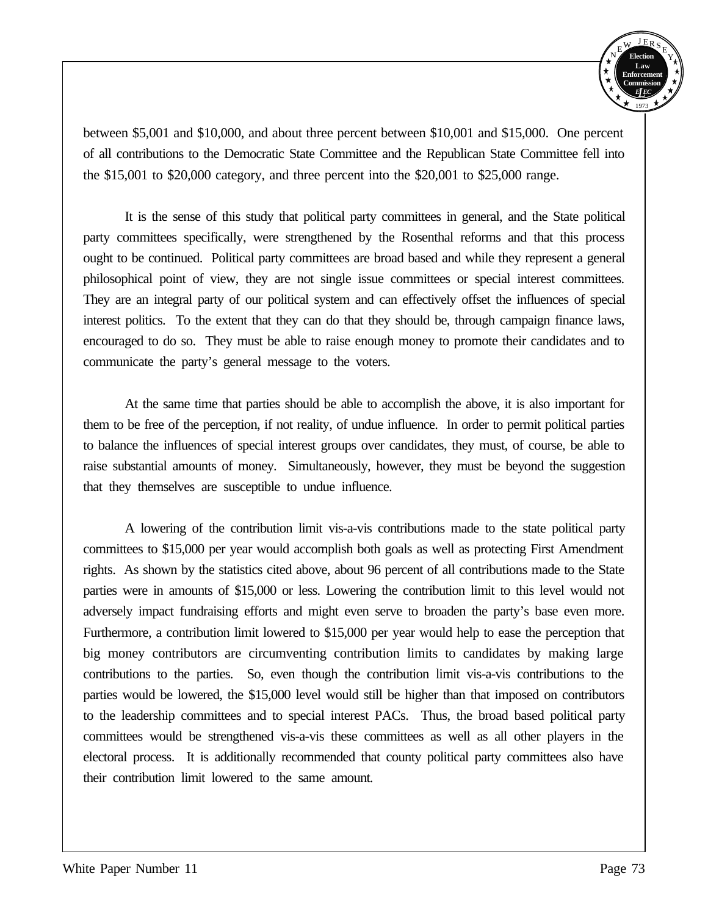between $5,001 and $10,000, and about three percent between $10,001 and $15,000. One percent of all contributions to the Democratic State Committee and the Republican State Committee fell into the $15,001 to $20,000 category, and three percent into the $20,001 to $25,000 range.

It is the sense of this study that political party committees in general, and the State political party committees specifically, were strengthened by the Rosenthal reforms and that this process ought to be continued. Political party committees are broad based and while they represent a general philosophical point of view, they are not single issue committees or special interest committees. They are an integral party of our political system and can effectively offset the influences of special interest politics. To the extent that they can do that they should be, through campaign finance laws, encouraged to do so. They must be able to raise enough money to promote their candidates and to communicate the party's general message to the voters.

At the same time that parties should be able to accomplish the above, it is also important for them to be free of the perception, if not reality, of undue influence. In order to permit political parties to balance the influences of special interest groups over candidates, they must, of course, be able to raise substantial amounts of money. Simultaneously, however, they must be beyond the suggestion that they themselves are susceptible to undue influence.

A lowering of the contribution limit vis-a-vis contributions made to the state political party committees to $15,000 per year would accomplish both goals as well as protecting First Amendment rights. As shown by the statistics cited above, about 96 percent of all contributions made to the State parties were in amounts of $15,000 or less. Lowering the contribution limit to this level would not adversely impact fundraising efforts and might even serve to broaden the party's base even more. Furthermore, a contribution limit lowered to $15,000 per year would help to ease the perception that big money contributors are circumventing contribution limits to candidates by making large contributions to the parties. So, even though the contribution limit vis-a-vis contributions to the parties would be lowered, the $15,000 level would still be higher than that imposed on contributors to the leadership committees and to special interest PACs. Thus, the broad based political party committees would be strengthened vis-a-vis these committees as well as all other players in the electoral process. It is additionally recommended that county political party committees also have their contribution limit lowered to the same amount.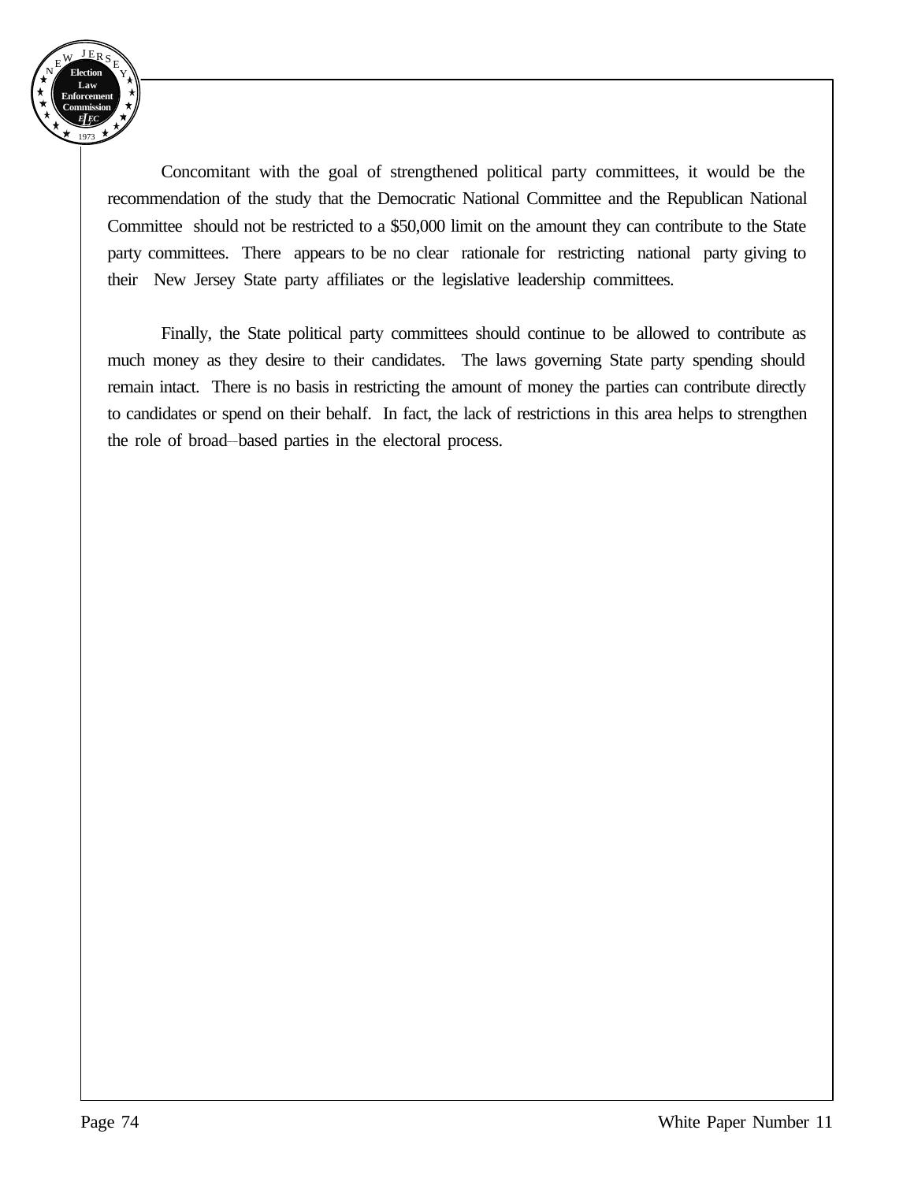Concomitant with the goal of strengthened political party committees, it would be the recommendation of the study that the Democratic National Committee and the Republican National Committee should not be restricted to a $50,000 limit on the amount they can contribute to the State party committees. There appears to be no clear rationale for restricting national party giving to their New Jersey State party affiliates or the legislative leadership committees.

Finally, the State political party committees should continue to be allowed to contribute as much money as they desire to their candidates. The laws governing State party spending should remain intact. There is no basis in restricting the amount of money the parties can contribute directly to candidates or spend on their behalf. In fact, the lack of restrictions in this area helps to strengthen the role of broad–based parties in the electoral process.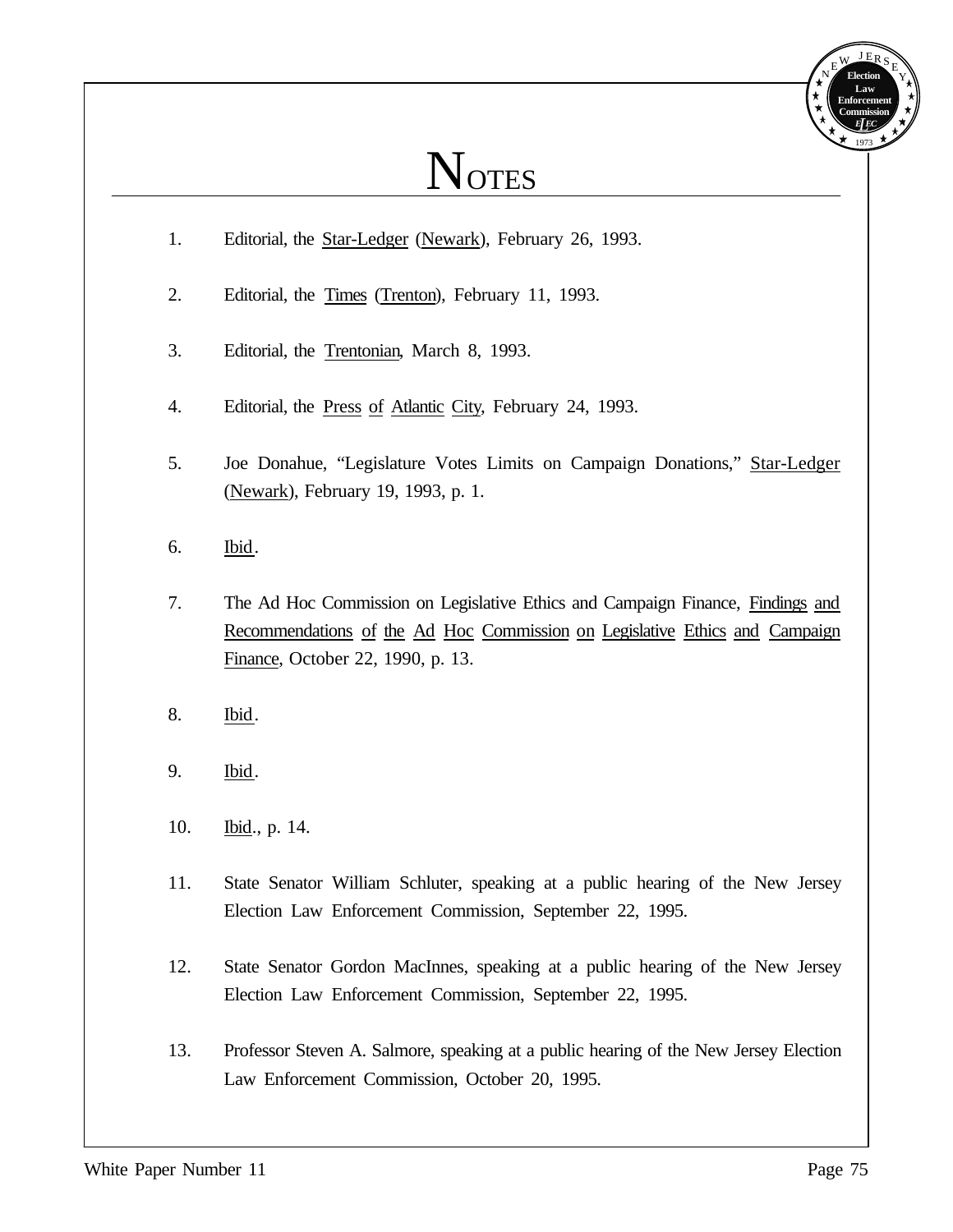# NOTES

1. Editorial, the Star-Ledger (Newark), February 26, 1993.

2. Editorial, the Times (Trenton), February 11, 1993.

3. Editorial, the Trentonian, March 8, 1993.

4. Editorial, the Press of Atlantic City, February 24, 1993.

5. Joe Donahue, "Legislature Votes Limits on Campaign Donations," Star-Ledger (Newark), February 19, 1993, p. 1.

6. Ibid.

7. The Ad Hoc Commission on Legislative Ethics and Campaign Finance, Findings and Recommendations of the Ad Hoc Commission on Legislative Ethics and Campaign Finance, October 22, 1990, p. 13.

8. Ibid.

9. Ibid.

10. Ibid., p. 14.

11. State Senator William Schluter, speaking at a public hearing of the New Jersey Election Law Enforcement Commission, September 22, 1995.

12. State Senator Gordon MacInnes, speaking at a public hearing of the New Jersey Election Law Enforcement Commission, September 22, 1995.

13. Professor Steven A. Salmore, speaking at a public hearing of the New Jersey Election Law Enforcement Commission, October 20, 1995.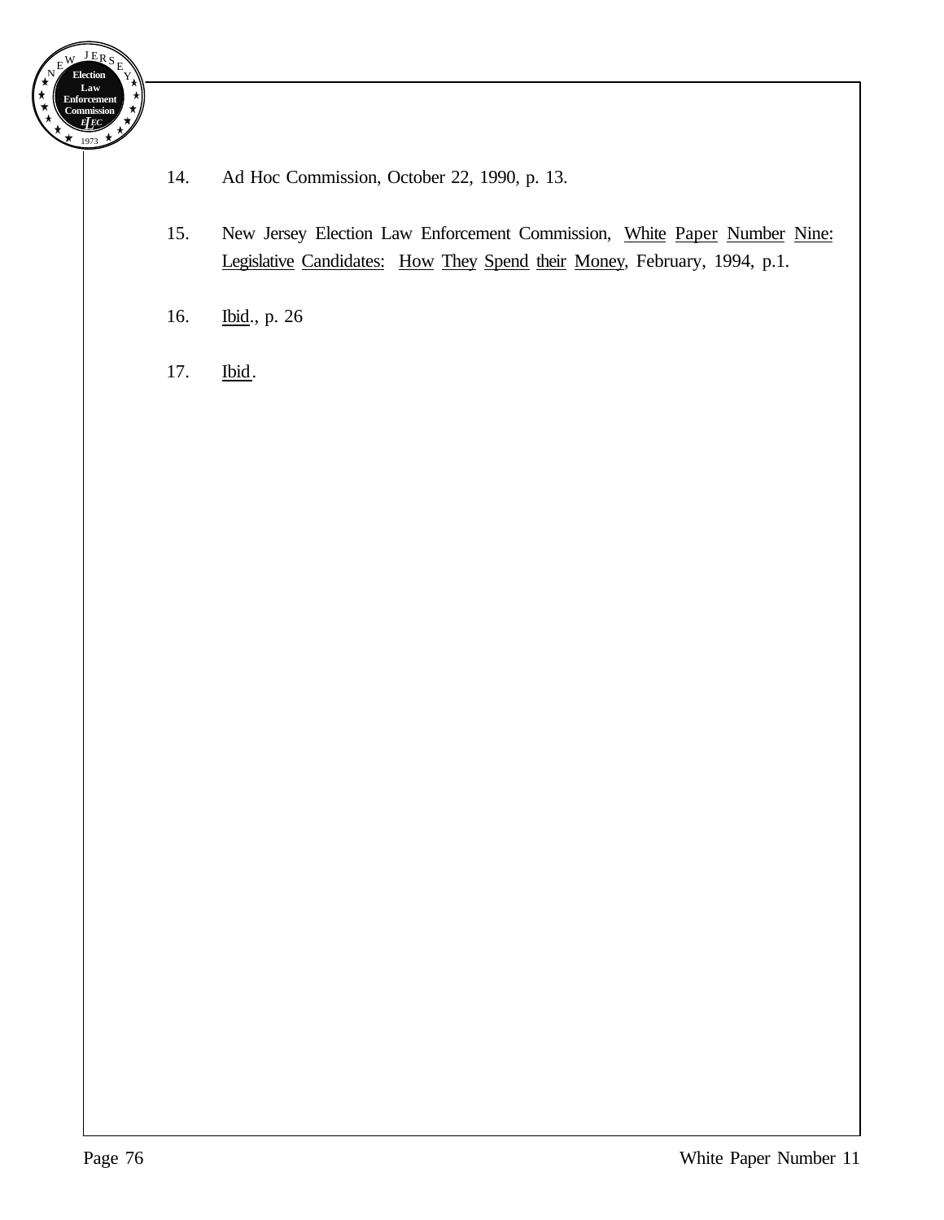14. Ad Hoc Commission, October 22, 1990, p. 13.

15. New Jersey Election Law Enforcement Commission, White Paper Number Nine: Legislative Candidates: How They Spend their Money, February, 1994, p.1.

16. Ibid., p. 26

17. Ibid.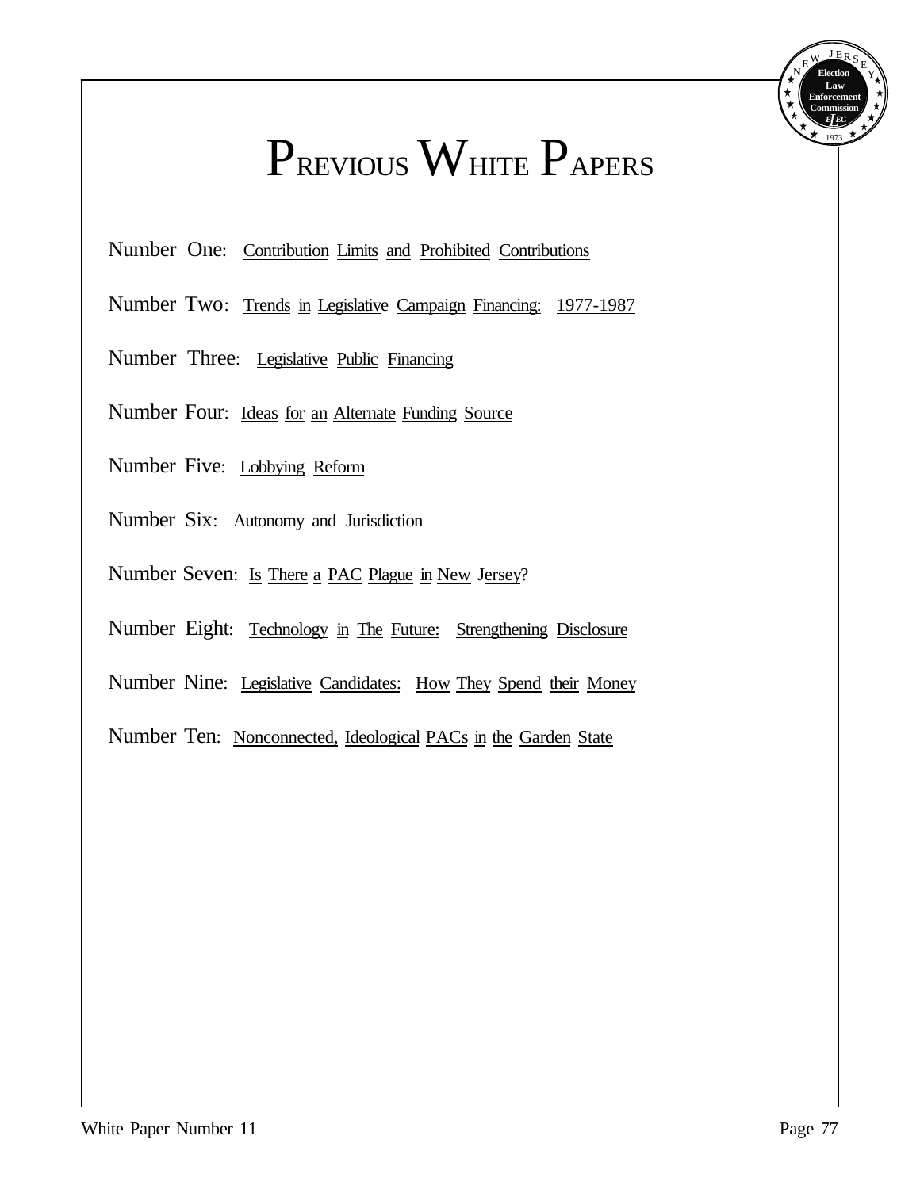# PREVIOUS WHITE PAPERS

Number One: Contribution Limits and Prohibited Contributions

Number Two: Trends in Legislative Campaign Financing: 1977-1987

Number Three: Legislative Public Financing

Number Four: Ideas for an Alternate Funding Source

Number Five: Lobbying Reform

Number Six: Autonomy and Jurisdiction

Number Seven: Is There a PAC Plague in New Jersey?

Number Eight: Technology in The Future: Strengthening Disclosure

Number Nine: Legislative Candidates: How They Spend their Money

Number Ten: Nonconnected, Ideological PACs in the Garden State